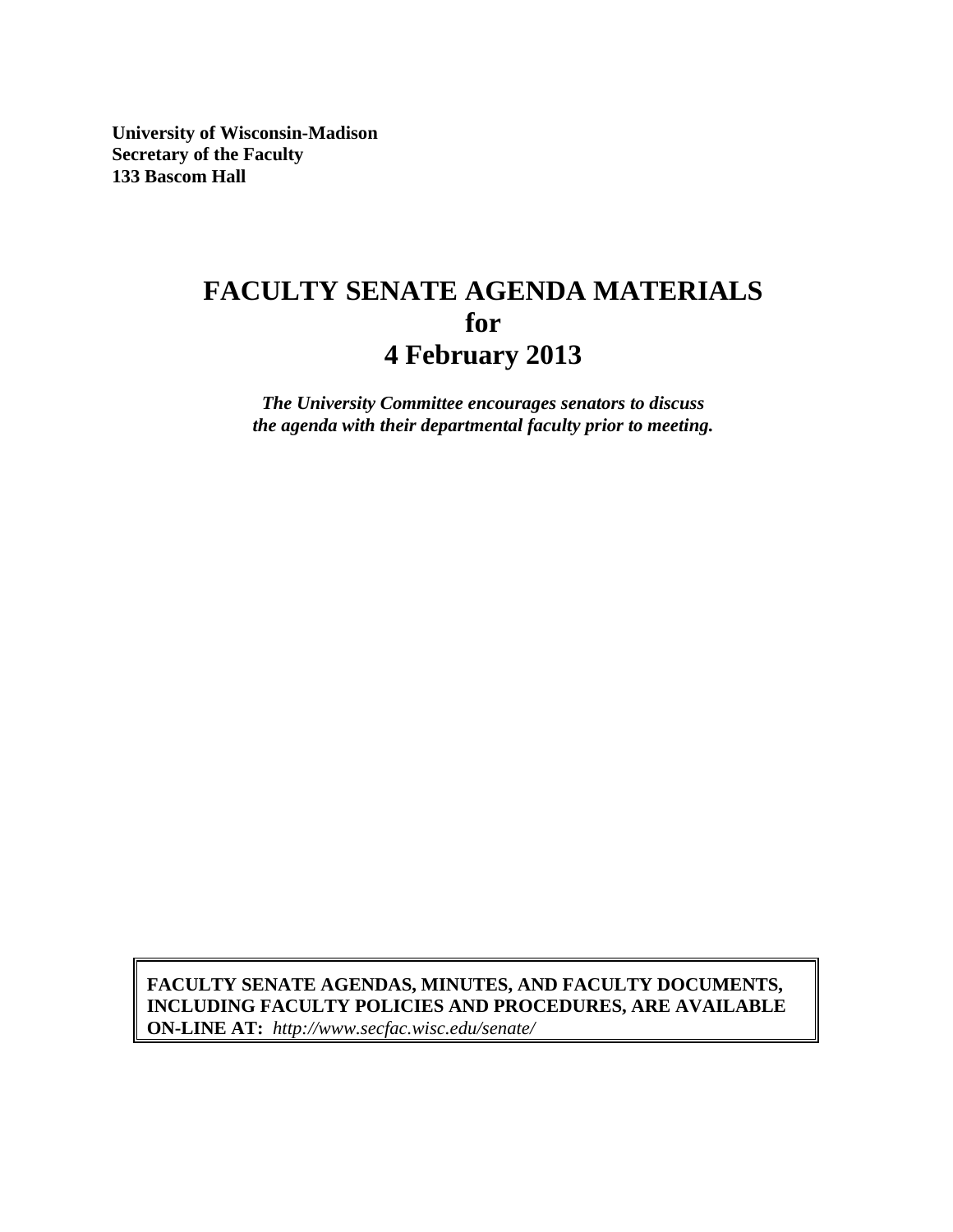**University of Wisconsin-Madison**
**Secretary of the Faculty**
**133 Bascom Hall**

# FACULTY SENATE AGENDA MATERIALS for 4 February 2013

***The University Committee encourages senators to discuss the agenda with their departmental faculty prior to meeting.***

**FACULTY SENATE AGENDAS, MINUTES, AND FACULTY DOCUMENTS, INCLUDING FACULTY POLICIES AND PROCEDURES, ARE AVAILABLE ON-LINE AT:** *http://www.secfac.wisc.edu/senate/*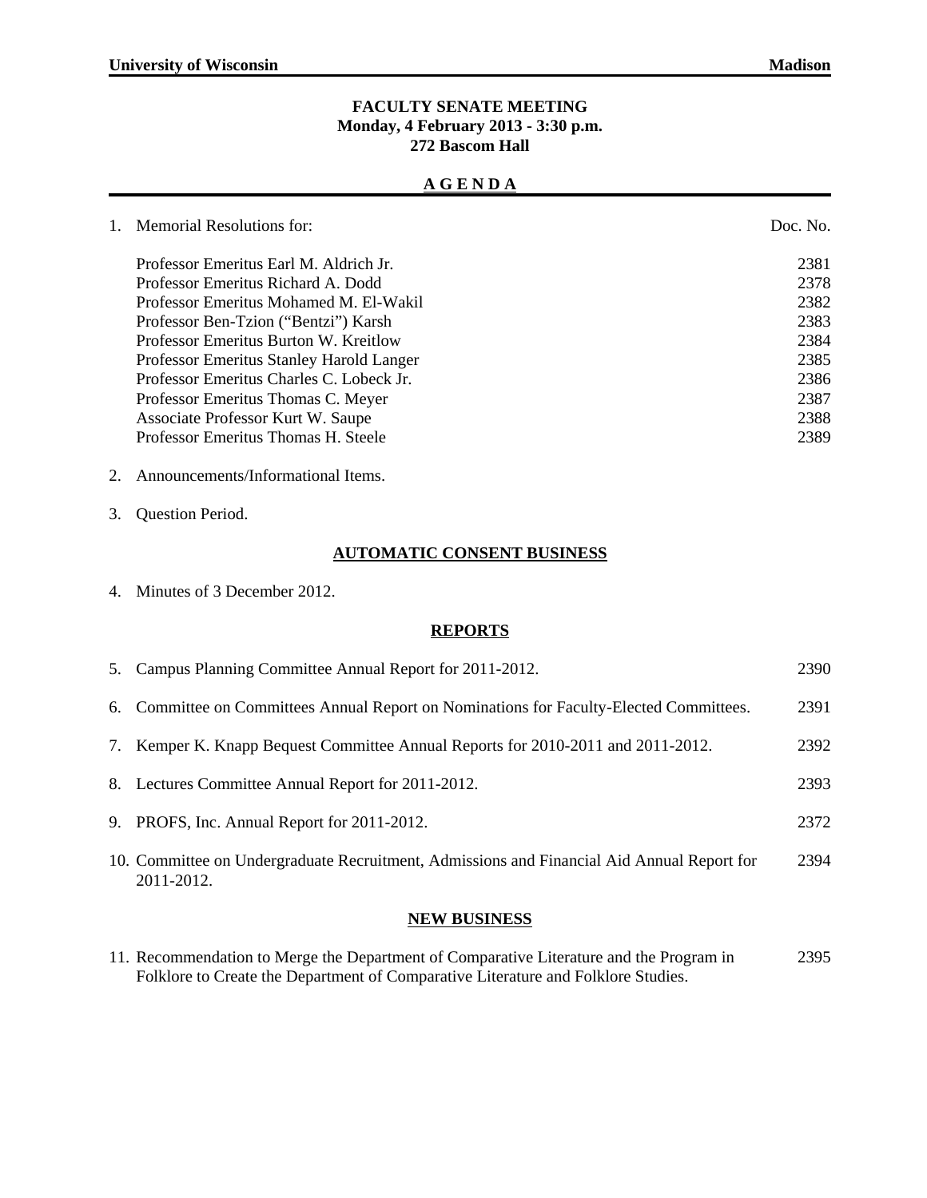**University of Wisconsin** **Madison**

# FACULTY SENATE MEETING
## Monday, 4 February 2013 - 3:30 p.m.
## 272 Bascom Hall

## A G E N D A

| | Doc. No. |
|---|---|
| 1. Memorial Resolutions for: | |
| Professor Emeritus Earl M. Aldrich Jr. | 2381 |
| Professor Emeritus Richard A. Dodd | 2378 |
| Professor Emeritus Mohamed M. El-Wakil | 2382 |
| Professor Ben-Tzion ("Bentzi") Karsh | 2383 |
| Professor Emeritus Burton W. Kreitlow | 2384 |
| Professor Emeritus Stanley Harold Langer | 2385 |
| Professor Emeritus Charles C. Lobeck Jr. | 2386 |
| Professor Emeritus Thomas C. Meyer | 2387 |
| Associate Professor Kurt W. Saupe | 2388 |
| Professor Emeritus Thomas H. Steele | 2389 |

2. Announcements/Informational Items.

3. Question Period.

### AUTOMATIC CONSENT BUSINESS

4. Minutes of 3 December 2012.

### REPORTS

| | |
|---|---|
| 5. Campus Planning Committee Annual Report for 2011-2012. | 2390 |
| 6. Committee on Committees Annual Report on Nominations for Faculty-Elected Committees. | 2391 |
| 7. Kemper K. Knapp Bequest Committee Annual Reports for 2010-2011 and 2011-2012. | 2392 |
| 8. Lectures Committee Annual Report for 2011-2012. | 2393 |
| 9. PROFS, Inc. Annual Report for 2011-2012. | 2372 |
| 10. Committee on Undergraduate Recruitment, Admissions and Financial Aid Annual Report for 2011-2012. | 2394 |

### NEW BUSINESS

| | |
|---|---|
| 11. Recommendation to Merge the Department of Comparative Literature and the Program in Folklore to Create the Department of Comparative Literature and Folklore Studies. | 2395 |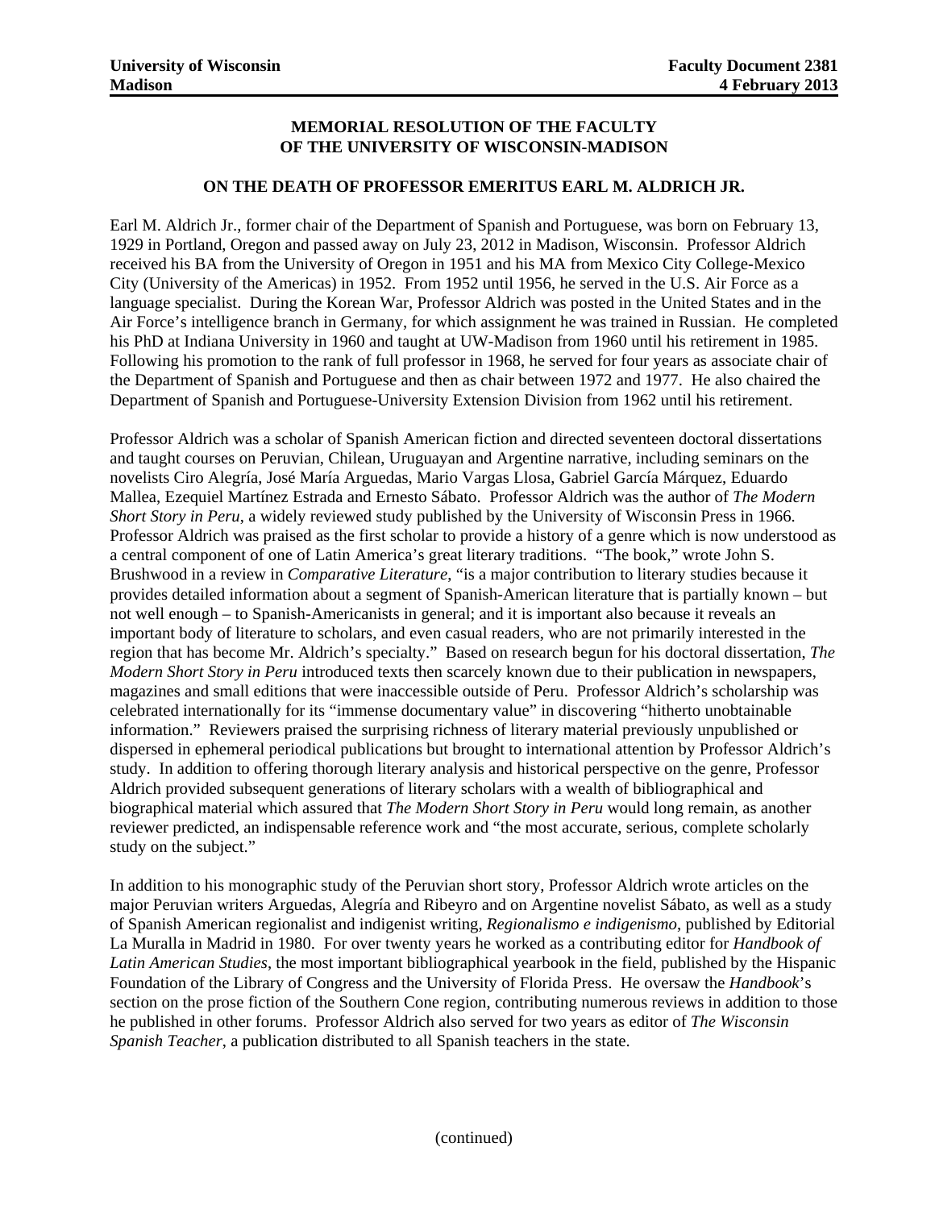**MEMORIAL RESOLUTION OF THE FACULTY OF THE UNIVERSITY OF WISCONSIN-MADISON**

**ON THE DEATH OF PROFESSOR EMERITUS EARL M. ALDRICH JR.**

Earl M. Aldrich Jr., former chair of the Department of Spanish and Portuguese, was born on February 13, 1929 in Portland, Oregon and passed away on July 23, 2012 in Madison, Wisconsin. Professor Aldrich received his BA from the University of Oregon in 1951 and his MA from Mexico City College-Mexico City (University of the Americas) in 1952. From 1952 until 1956, he served in the U.S. Air Force as a language specialist. During the Korean War, Professor Aldrich was posted in the United States and in the Air Force's intelligence branch in Germany, for which assignment he was trained in Russian. He completed his PhD at Indiana University in 1960 and taught at UW-Madison from 1960 until his retirement in 1985. Following his promotion to the rank of full professor in 1968, he served for four years as associate chair of the Department of Spanish and Portuguese and then as chair between 1972 and 1977. He also chaired the Department of Spanish and Portuguese-University Extension Division from 1962 until his retirement.

Professor Aldrich was a scholar of Spanish American fiction and directed seventeen doctoral dissertations and taught courses on Peruvian, Chilean, Uruguayan and Argentine narrative, including seminars on the novelists Ciro Alegría, José María Arguedas, Mario Vargas Llosa, Gabriel García Márquez, Eduardo Mallea, Ezequiel Martínez Estrada and Ernesto Sábato. Professor Aldrich was the author of *The Modern Short Story in Peru*, a widely reviewed study published by the University of Wisconsin Press in 1966. Professor Aldrich was praised as the first scholar to provide a history of a genre which is now understood as a central component of one of Latin America's great literary traditions. "The book," wrote John S. Brushwood in a review in *Comparative Literature*, "is a major contribution to literary studies because it provides detailed information about a segment of Spanish-American literature that is partially known – but not well enough – to Spanish-Americanists in general; and it is important also because it reveals an important body of literature to scholars, and even casual readers, who are not primarily interested in the region that has become Mr. Aldrich's specialty." Based on research begun for his doctoral dissertation, *The Modern Short Story in Peru* introduced texts then scarcely known due to their publication in newspapers, magazines and small editions that were inaccessible outside of Peru. Professor Aldrich's scholarship was celebrated internationally for its "immense documentary value" in discovering "hitherto unobtainable information." Reviewers praised the surprising richness of literary material previously unpublished or dispersed in ephemeral periodical publications but brought to international attention by Professor Aldrich's study. In addition to offering thorough literary analysis and historical perspective on the genre, Professor Aldrich provided subsequent generations of literary scholars with a wealth of bibliographical and biographical material which assured that *The Modern Short Story in Peru* would long remain, as another reviewer predicted, an indispensable reference work and "the most accurate, serious, complete scholarly study on the subject."

In addition to his monographic study of the Peruvian short story, Professor Aldrich wrote articles on the major Peruvian writers Arguedas, Alegría and Ribeyro and on Argentine novelist Sábato, as well as a study of Spanish American regionalist and indigenist writing, *Regionalismo e indigenismo*, published by Editorial La Muralla in Madrid in 1980. For over twenty years he worked as a contributing editor for *Handbook of Latin American Studies*, the most important bibliographical yearbook in the field, published by the Hispanic Foundation of the Library of Congress and the University of Florida Press. He oversaw the *Handbook*'s section on the prose fiction of the Southern Cone region, contributing numerous reviews in addition to those he published in other forums. Professor Aldrich also served for two years as editor of *The Wisconsin Spanish Teacher*, a publication distributed to all Spanish teachers in the state.

(continued)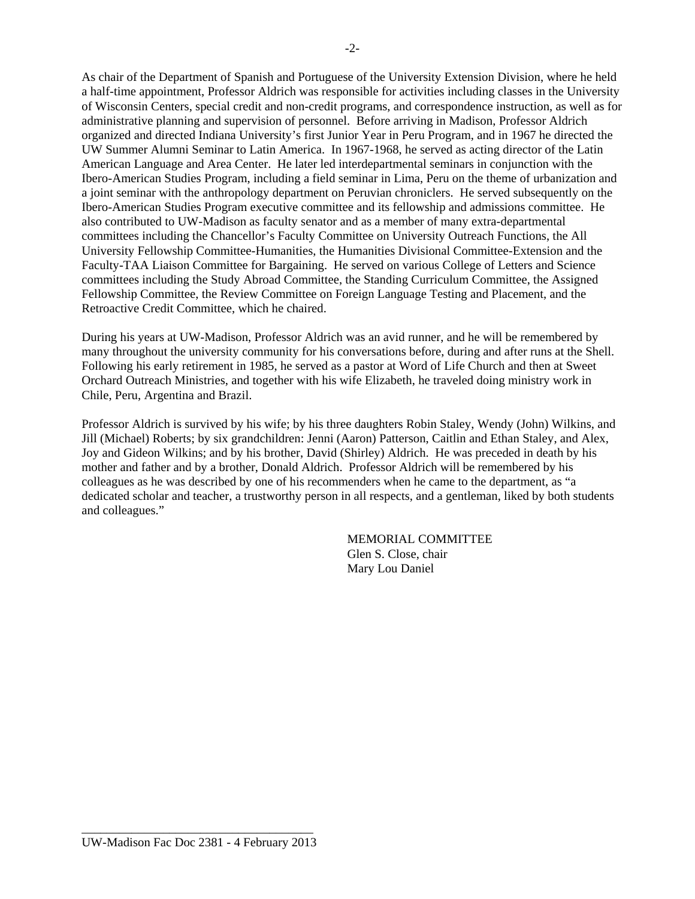As chair of the Department of Spanish and Portuguese of the University Extension Division, where he held a half-time appointment, Professor Aldrich was responsible for activities including classes in the University of Wisconsin Centers, special credit and non-credit programs, and correspondence instruction, as well as for administrative planning and supervision of personnel. Before arriving in Madison, Professor Aldrich organized and directed Indiana University's first Junior Year in Peru Program, and in 1967 he directed the UW Summer Alumni Seminar to Latin America. In 1967-1968, he served as acting director of the Latin American Language and Area Center. He later led interdepartmental seminars in conjunction with the Ibero-American Studies Program, including a field seminar in Lima, Peru on the theme of urbanization and a joint seminar with the anthropology department on Peruvian chroniclers. He served subsequently on the Ibero-American Studies Program executive committee and its fellowship and admissions committee. He also contributed to UW-Madison as faculty senator and as a member of many extra-departmental committees including the Chancellor's Faculty Committee on University Outreach Functions, the All University Fellowship Committee-Humanities, the Humanities Divisional Committee-Extension and the Faculty-TAA Liaison Committee for Bargaining. He served on various College of Letters and Science committees including the Study Abroad Committee, the Standing Curriculum Committee, the Assigned Fellowship Committee, the Review Committee on Foreign Language Testing and Placement, and the Retroactive Credit Committee, which he chaired.

During his years at UW-Madison, Professor Aldrich was an avid runner, and he will be remembered by many throughout the university community for his conversations before, during and after runs at the Shell. Following his early retirement in 1985, he served as a pastor at Word of Life Church and then at Sweet Orchard Outreach Ministries, and together with his wife Elizabeth, he traveled doing ministry work in Chile, Peru, Argentina and Brazil.

Professor Aldrich is survived by his wife; by his three daughters Robin Staley, Wendy (John) Wilkins, and Jill (Michael) Roberts; by six grandchildren: Jenni (Aaron) Patterson, Caitlin and Ethan Staley, and Alex, Joy and Gideon Wilkins; and by his brother, David (Shirley) Aldrich. He was preceded in death by his mother and father and by a brother, Donald Aldrich. Professor Aldrich will be remembered by his colleagues as he was described by one of his recommenders when he came to the department, as "a dedicated scholar and teacher, a trustworthy person in all respects, and a gentleman, liked by both students and colleagues."

MEMORIAL COMMITTEE
Glen S. Close, chair
Mary Lou Daniel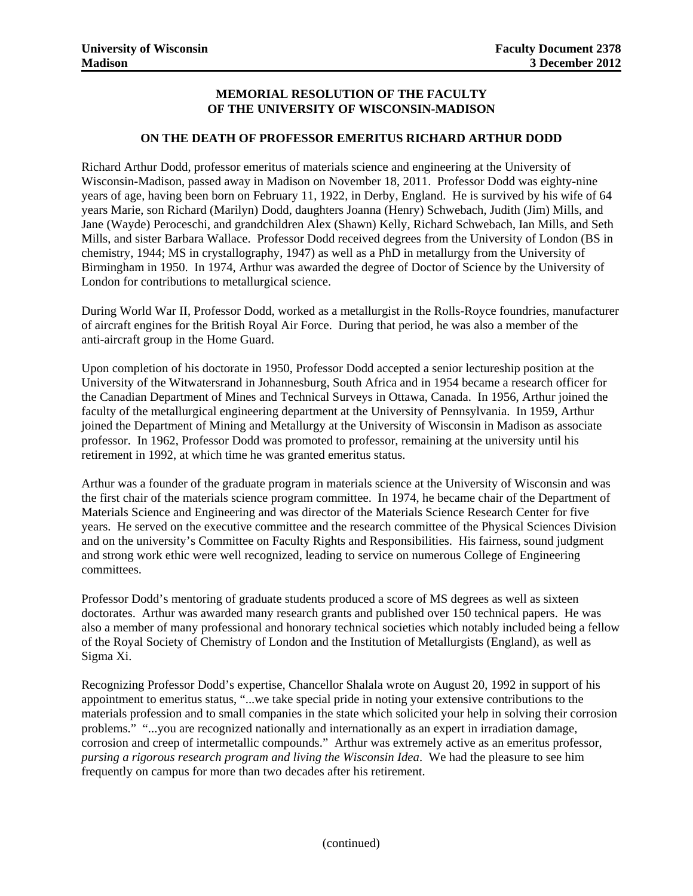**MEMORIAL RESOLUTION OF THE FACULTY**
**OF THE UNIVERSITY OF WISCONSIN-MADISON**

**ON THE DEATH OF PROFESSOR EMERITUS RICHARD ARTHUR DODD**

Richard Arthur Dodd, professor emeritus of materials science and engineering at the University of Wisconsin-Madison, passed away in Madison on November 18, 2011. Professor Dodd was eighty-nine years of age, having been born on February 11, 1922, in Derby, England. He is survived by his wife of 64 years Marie, son Richard (Marilyn) Dodd, daughters Joanna (Henry) Schwebach, Judith (Jim) Mills, and Jane (Wayde) Peroceschi, and grandchildren Alex (Shawn) Kelly, Richard Schwebach, Ian Mills, and Seth Mills, and sister Barbara Wallace. Professor Dodd received degrees from the University of London (BS in chemistry, 1944; MS in crystallography, 1947) as well as a PhD in metallurgy from the University of Birmingham in 1950. In 1974, Arthur was awarded the degree of Doctor of Science by the University of London for contributions to metallurgical science.

During World War II, Professor Dodd, worked as a metallurgist in the Rolls-Royce foundries, manufacturer of aircraft engines for the British Royal Air Force. During that period, he was also a member of the anti-aircraft group in the Home Guard.

Upon completion of his doctorate in 1950, Professor Dodd accepted a senior lectureship position at the University of the Witwatersrand in Johannesburg, South Africa and in 1954 became a research officer for the Canadian Department of Mines and Technical Surveys in Ottawa, Canada. In 1956, Arthur joined the faculty of the metallurgical engineering department at the University of Pennsylvania. In 1959, Arthur joined the Department of Mining and Metallurgy at the University of Wisconsin in Madison as associate professor. In 1962, Professor Dodd was promoted to professor, remaining at the university until his retirement in 1992, at which time he was granted emeritus status.

Arthur was a founder of the graduate program in materials science at the University of Wisconsin and was the first chair of the materials science program committee. In 1974, he became chair of the Department of Materials Science and Engineering and was director of the Materials Science Research Center for five years. He served on the executive committee and the research committee of the Physical Sciences Division and on the university's Committee on Faculty Rights and Responsibilities. His fairness, sound judgment and strong work ethic were well recognized, leading to service on numerous College of Engineering committees.

Professor Dodd's mentoring of graduate students produced a score of MS degrees as well as sixteen doctorates. Arthur was awarded many research grants and published over 150 technical papers. He was also a member of many professional and honorary technical societies which notably included being a fellow of the Royal Society of Chemistry of London and the Institution of Metallurgists (England), as well as Sigma Xi.

Recognizing Professor Dodd's expertise, Chancellor Shalala wrote on August 20, 1992 in support of his appointment to emeritus status, "...we take special pride in noting your extensive contributions to the materials profession and to small companies in the state which solicited your help in solving their corrosion problems." "...you are recognized nationally and internationally as an expert in irradiation damage, corrosion and creep of intermetallic compounds." Arthur was extremely active as an emeritus professor, *pursing a rigorous research program and living the Wisconsin Idea*. We had the pleasure to see him frequently on campus for more than two decades after his retirement.

(continued)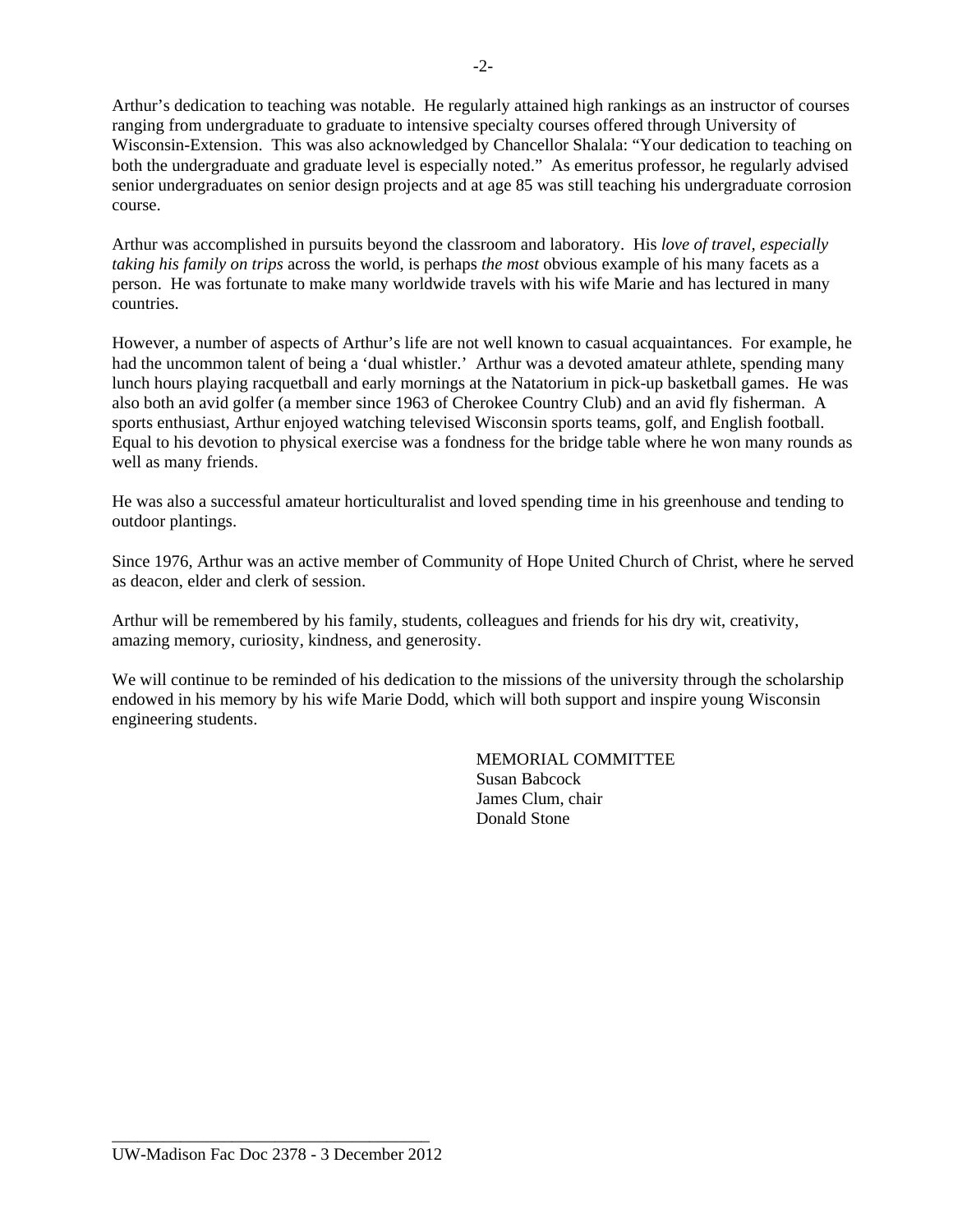Arthur's dedication to teaching was notable. He regularly attained high rankings as an instructor of courses ranging from undergraduate to graduate to intensive specialty courses offered through University of Wisconsin-Extension. This was also acknowledged by Chancellor Shalala: "Your dedication to teaching on both the undergraduate and graduate level is especially noted." As emeritus professor, he regularly advised senior undergraduates on senior design projects and at age 85 was still teaching his undergraduate corrosion course.

Arthur was accomplished in pursuits beyond the classroom and laboratory. His *love of travel, especially taking his family on trips* across the world, is perhaps *the most* obvious example of his many facets as a person. He was fortunate to make many worldwide travels with his wife Marie and has lectured in many countries.

However, a number of aspects of Arthur's life are not well known to casual acquaintances. For example, he had the uncommon talent of being a 'dual whistler.' Arthur was a devoted amateur athlete, spending many lunch hours playing racquetball and early mornings at the Natatorium in pick-up basketball games. He was also both an avid golfer (a member since 1963 of Cherokee Country Club) and an avid fly fisherman. A sports enthusiast, Arthur enjoyed watching televised Wisconsin sports teams, golf, and English football. Equal to his devotion to physical exercise was a fondness for the bridge table where he won many rounds as well as many friends.

He was also a successful amateur horticulturalist and loved spending time in his greenhouse and tending to outdoor plantings.

Since 1976, Arthur was an active member of Community of Hope United Church of Christ, where he served as deacon, elder and clerk of session.

Arthur will be remembered by his family, students, colleagues and friends for his dry wit, creativity, amazing memory, curiosity, kindness, and generosity.

We will continue to be reminded of his dedication to the missions of the university through the scholarship endowed in his memory by his wife Marie Dodd, which will both support and inspire young Wisconsin engineering students.

MEMORIAL COMMITTEE
Susan Babcock
James Clum, chair
Donald Stone

UW-Madison Fac Doc 2378 - 3 December 2012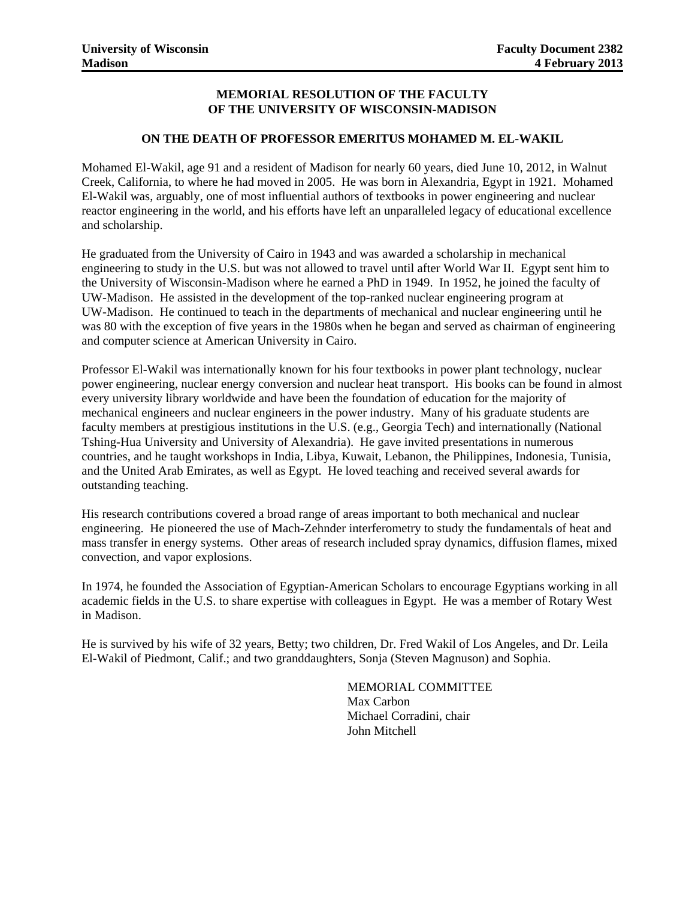University of Wisconsin
Madison

Faculty Document 2382
4 February 2013

## MEMORIAL RESOLUTION OF THE FACULTY OF THE UNIVERSITY OF WISCONSIN-MADISON

### ON THE DEATH OF PROFESSOR EMERITUS MOHAMED M. EL-WAKIL

Mohamed El-Wakil, age 91 and a resident of Madison for nearly 60 years, died June 10, 2012, in Walnut Creek, California, to where he had moved in 2005. He was born in Alexandria, Egypt in 1921. Mohamed El-Wakil was, arguably, one of most influential authors of textbooks in power engineering and nuclear reactor engineering in the world, and his efforts have left an unparalleled legacy of educational excellence and scholarship.

He graduated from the University of Cairo in 1943 and was awarded a scholarship in mechanical engineering to study in the U.S. but was not allowed to travel until after World War II. Egypt sent him to the University of Wisconsin-Madison where he earned a PhD in 1949. In 1952, he joined the faculty of UW-Madison. He assisted in the development of the top-ranked nuclear engineering program at UW-Madison. He continued to teach in the departments of mechanical and nuclear engineering until he was 80 with the exception of five years in the 1980s when he began and served as chairman of engineering and computer science at American University in Cairo.

Professor El-Wakil was internationally known for his four textbooks in power plant technology, nuclear power engineering, nuclear energy conversion and nuclear heat transport. His books can be found in almost every university library worldwide and have been the foundation of education for the majority of mechanical engineers and nuclear engineers in the power industry. Many of his graduate students are faculty members at prestigious institutions in the U.S. (e.g., Georgia Tech) and internationally (National Tshing-Hua University and University of Alexandria). He gave invited presentations in numerous countries, and he taught workshops in India, Libya, Kuwait, Lebanon, the Philippines, Indonesia, Tunisia, and the United Arab Emirates, as well as Egypt. He loved teaching and received several awards for outstanding teaching.

His research contributions covered a broad range of areas important to both mechanical and nuclear engineering. He pioneered the use of Mach-Zehnder interferometry to study the fundamentals of heat and mass transfer in energy systems. Other areas of research included spray dynamics, diffusion flames, mixed convection, and vapor explosions.

In 1974, he founded the Association of Egyptian-American Scholars to encourage Egyptians working in all academic fields in the U.S. to share expertise with colleagues in Egypt. He was a member of Rotary West in Madison.

He is survived by his wife of 32 years, Betty; two children, Dr. Fred Wakil of Los Angeles, and Dr. Leila El-Wakil of Piedmont, Calif.; and two granddaughters, Sonja (Steven Magnuson) and Sophia.

MEMORIAL COMMITTEE
Max Carbon
Michael Corradini, chair
John Mitchell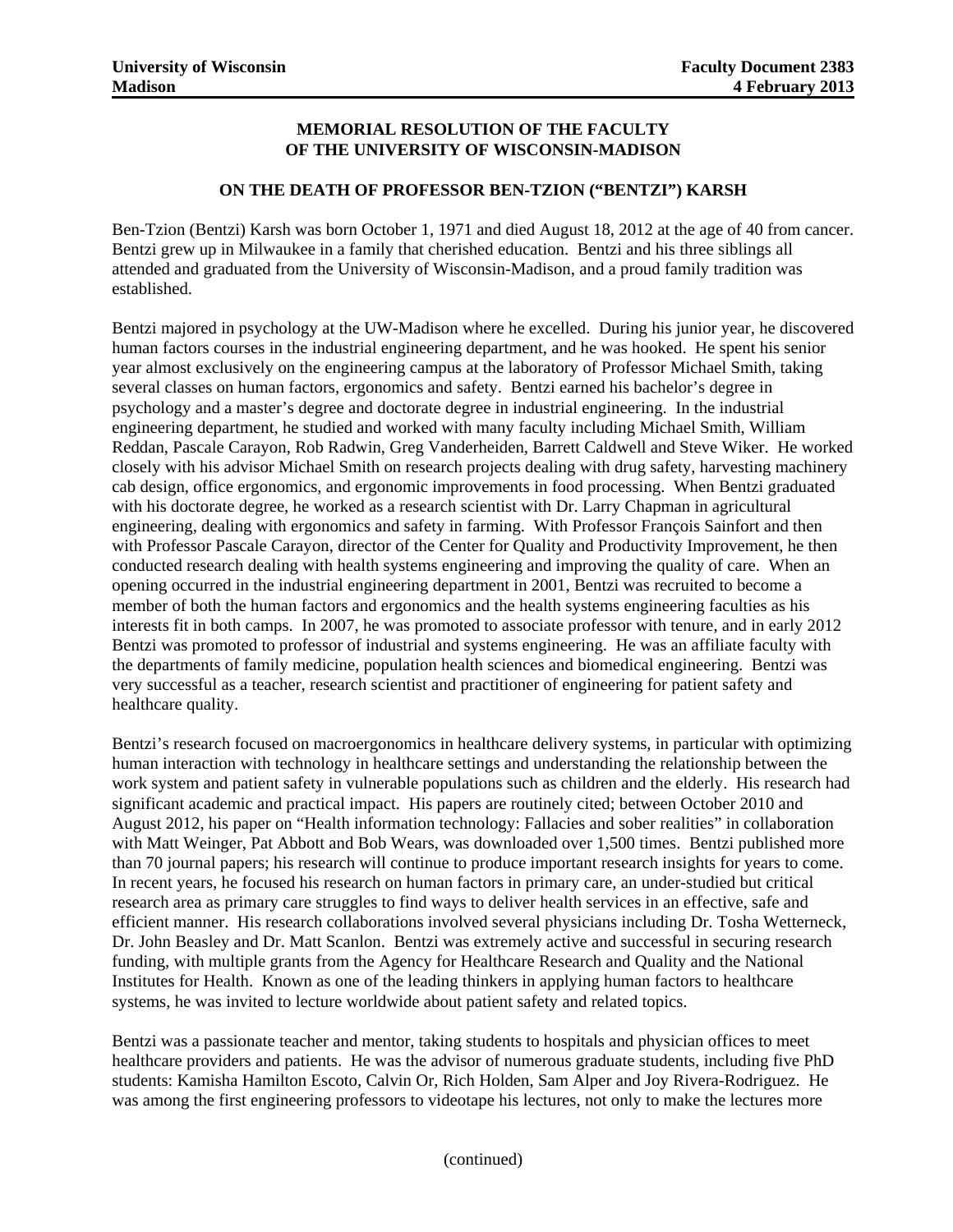**University of Wisconsin Madison** | **Faculty Document 2383 4 February 2013**

## MEMORIAL RESOLUTION OF THE FACULTY OF THE UNIVERSITY OF WISCONSIN-MADISON

### ON THE DEATH OF PROFESSOR BEN-TZION ("BENTZI") KARSH

Ben-Tzion (Bentzi) Karsh was born October 1, 1971 and died August 18, 2012 at the age of 40 from cancer. Bentzi grew up in Milwaukee in a family that cherished education. Bentzi and his three siblings all attended and graduated from the University of Wisconsin-Madison, and a proud family tradition was established.

Bentzi majored in psychology at the UW-Madison where he excelled. During his junior year, he discovered human factors courses in the industrial engineering department, and he was hooked. He spent his senior year almost exclusively on the engineering campus at the laboratory of Professor Michael Smith, taking several classes on human factors, ergonomics and safety. Bentzi earned his bachelor's degree in psychology and a master's degree and doctorate degree in industrial engineering. In the industrial engineering department, he studied and worked with many faculty including Michael Smith, William Reddan, Pascale Carayon, Rob Radwin, Greg Vanderheiden, Barrett Caldwell and Steve Wiker. He worked closely with his advisor Michael Smith on research projects dealing with drug safety, harvesting machinery cab design, office ergonomics, and ergonomic improvements in food processing. When Bentzi graduated with his doctorate degree, he worked as a research scientist with Dr. Larry Chapman in agricultural engineering, dealing with ergonomics and safety in farming. With Professor François Sainfort and then with Professor Pascale Carayon, director of the Center for Quality and Productivity Improvement, he then conducted research dealing with health systems engineering and improving the quality of care. When an opening occurred in the industrial engineering department in 2001, Bentzi was recruited to become a member of both the human factors and ergonomics and the health systems engineering faculties as his interests fit in both camps. In 2007, he was promoted to associate professor with tenure, and in early 2012 Bentzi was promoted to professor of industrial and systems engineering. He was an affiliate faculty with the departments of family medicine, population health sciences and biomedical engineering. Bentzi was very successful as a teacher, research scientist and practitioner of engineering for patient safety and healthcare quality.

Bentzi's research focused on macroergonomics in healthcare delivery systems, in particular with optimizing human interaction with technology in healthcare settings and understanding the relationship between the work system and patient safety in vulnerable populations such as children and the elderly. His research had significant academic and practical impact. His papers are routinely cited; between October 2010 and August 2012, his paper on "Health information technology: Fallacies and sober realities" in collaboration with Matt Weinger, Pat Abbott and Bob Wears, was downloaded over 1,500 times. Bentzi published more than 70 journal papers; his research will continue to produce important research insights for years to come. In recent years, he focused his research on human factors in primary care, an under-studied but critical research area as primary care struggles to find ways to deliver health services in an effective, safe and efficient manner. His research collaborations involved several physicians including Dr. Tosha Wetterneck, Dr. John Beasley and Dr. Matt Scanlon. Bentzi was extremely active and successful in securing research funding, with multiple grants from the Agency for Healthcare Research and Quality and the National Institutes for Health. Known as one of the leading thinkers in applying human factors to healthcare systems, he was invited to lecture worldwide about patient safety and related topics.

Bentzi was a passionate teacher and mentor, taking students to hospitals and physician offices to meet healthcare providers and patients. He was the advisor of numerous graduate students, including five PhD students: Kamisha Hamilton Escoto, Calvin Or, Rich Holden, Sam Alper and Joy Rivera-Rodriguez. He was among the first engineering professors to videotape his lectures, not only to make the lectures more

(continued)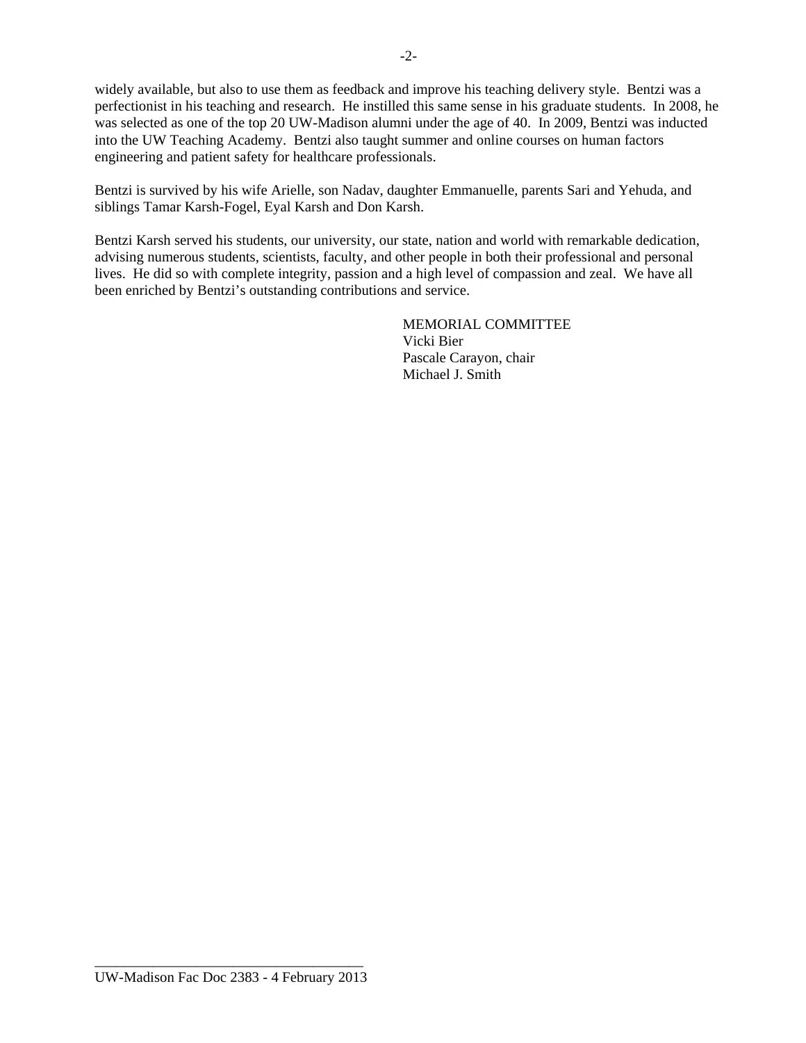widely available, but also to use them as feedback and improve his teaching delivery style. Bentzi was a perfectionist in his teaching and research. He instilled this same sense in his graduate students. In 2008, he was selected as one of the top 20 UW-Madison alumni under the age of 40. In 2009, Bentzi was inducted into the UW Teaching Academy. Bentzi also taught summer and online courses on human factors engineering and patient safety for healthcare professionals.

Bentzi is survived by his wife Arielle, son Nadav, daughter Emmanuelle, parents Sari and Yehuda, and siblings Tamar Karsh-Fogel, Eyal Karsh and Don Karsh.

Bentzi Karsh served his students, our university, our state, nation and world with remarkable dedication, advising numerous students, scientists, faculty, and other people in both their professional and personal lives. He did so with complete integrity, passion and a high level of compassion and zeal. We have all been enriched by Bentzi's outstanding contributions and service.

MEMORIAL COMMITTEE
Vicki Bier
Pascale Carayon, chair
Michael J. Smith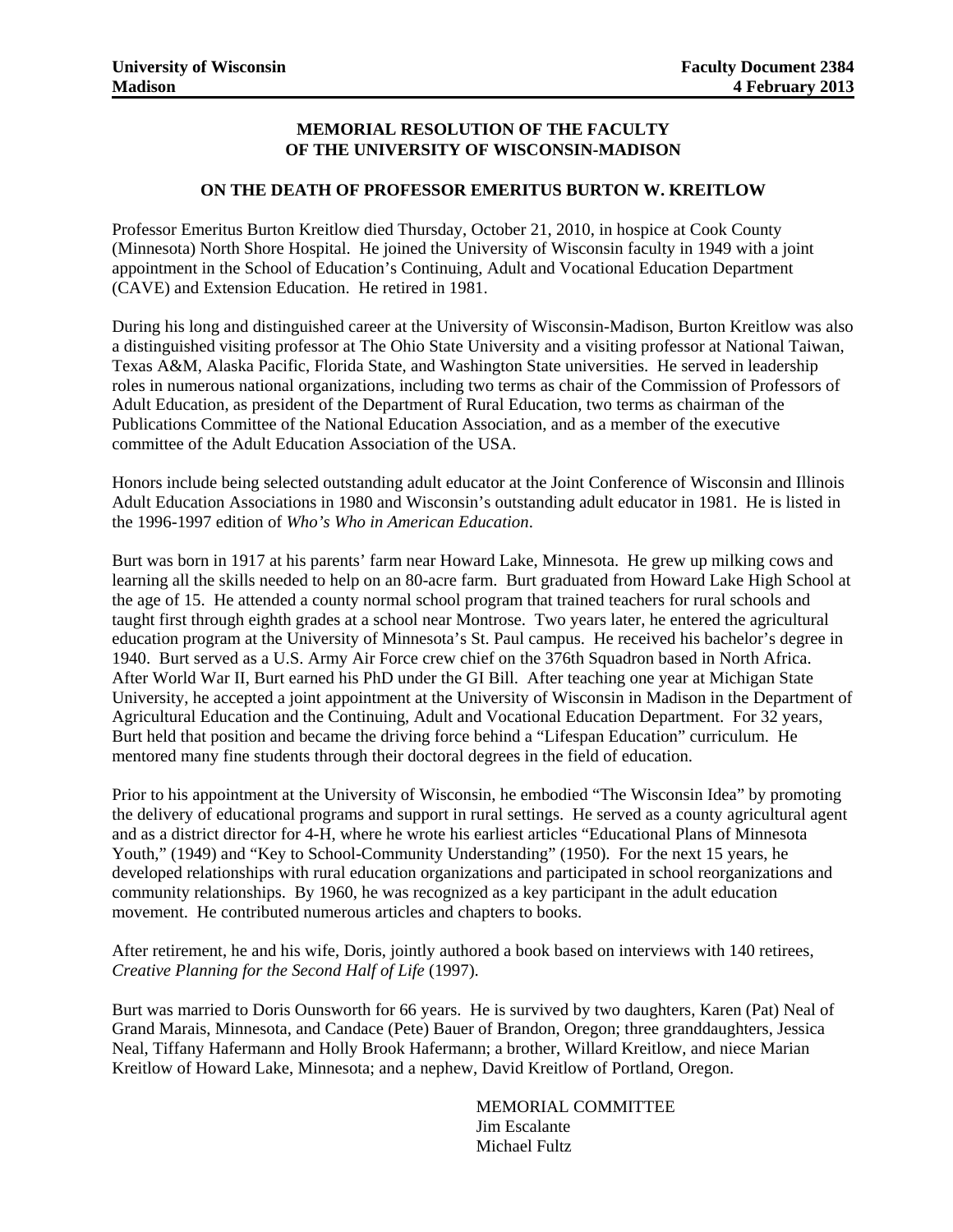**University of Wisconsin Madison** | **Faculty Document 2384 4 February 2013**

## MEMORIAL RESOLUTION OF THE FACULTY OF THE UNIVERSITY OF WISCONSIN-MADISON

### ON THE DEATH OF PROFESSOR EMERITUS BURTON W. KREITLOW

Professor Emeritus Burton Kreitlow died Thursday, October 21, 2010, in hospice at Cook County (Minnesota) North Shore Hospital. He joined the University of Wisconsin faculty in 1949 with a joint appointment in the School of Education's Continuing, Adult and Vocational Education Department (CAVE) and Extension Education. He retired in 1981.

During his long and distinguished career at the University of Wisconsin-Madison, Burton Kreitlow was also a distinguished visiting professor at The Ohio State University and a visiting professor at National Taiwan, Texas A&M, Alaska Pacific, Florida State, and Washington State universities. He served in leadership roles in numerous national organizations, including two terms as chair of the Commission of Professors of Adult Education, as president of the Department of Rural Education, two terms as chairman of the Publications Committee of the National Education Association, and as a member of the executive committee of the Adult Education Association of the USA.

Honors include being selected outstanding adult educator at the Joint Conference of Wisconsin and Illinois Adult Education Associations in 1980 and Wisconsin's outstanding adult educator in 1981. He is listed in the 1996-1997 edition of *Who's Who in American Education*.

Burt was born in 1917 at his parents' farm near Howard Lake, Minnesota. He grew up milking cows and learning all the skills needed to help on an 80-acre farm. Burt graduated from Howard Lake High School at the age of 15. He attended a county normal school program that trained teachers for rural schools and taught first through eighth grades at a school near Montrose. Two years later, he entered the agricultural education program at the University of Minnesota's St. Paul campus. He received his bachelor's degree in 1940. Burt served as a U.S. Army Air Force crew chief on the 376th Squadron based in North Africa. After World War II, Burt earned his PhD under the GI Bill. After teaching one year at Michigan State University, he accepted a joint appointment at the University of Wisconsin in Madison in the Department of Agricultural Education and the Continuing, Adult and Vocational Education Department. For 32 years, Burt held that position and became the driving force behind a "Lifespan Education" curriculum. He mentored many fine students through their doctoral degrees in the field of education.

Prior to his appointment at the University of Wisconsin, he embodied "The Wisconsin Idea" by promoting the delivery of educational programs and support in rural settings. He served as a county agricultural agent and as a district director for 4-H, where he wrote his earliest articles "Educational Plans of Minnesota Youth," (1949) and "Key to School-Community Understanding" (1950). For the next 15 years, he developed relationships with rural education organizations and participated in school reorganizations and community relationships. By 1960, he was recognized as a key participant in the adult education movement. He contributed numerous articles and chapters to books.

After retirement, he and his wife, Doris, jointly authored a book based on interviews with 140 retirees, *Creative Planning for the Second Half of Life* (1997).

Burt was married to Doris Ounsworth for 66 years. He is survived by two daughters, Karen (Pat) Neal of Grand Marais, Minnesota, and Candace (Pete) Bauer of Brandon, Oregon; three granddaughters, Jessica Neal, Tiffany Hafermann and Holly Brook Hafermann; a brother, Willard Kreitlow, and niece Marian Kreitlow of Howard Lake, Minnesota; and a nephew, David Kreitlow of Portland, Oregon.

MEMORIAL COMMITTEE
Jim Escalante
Michael Fultz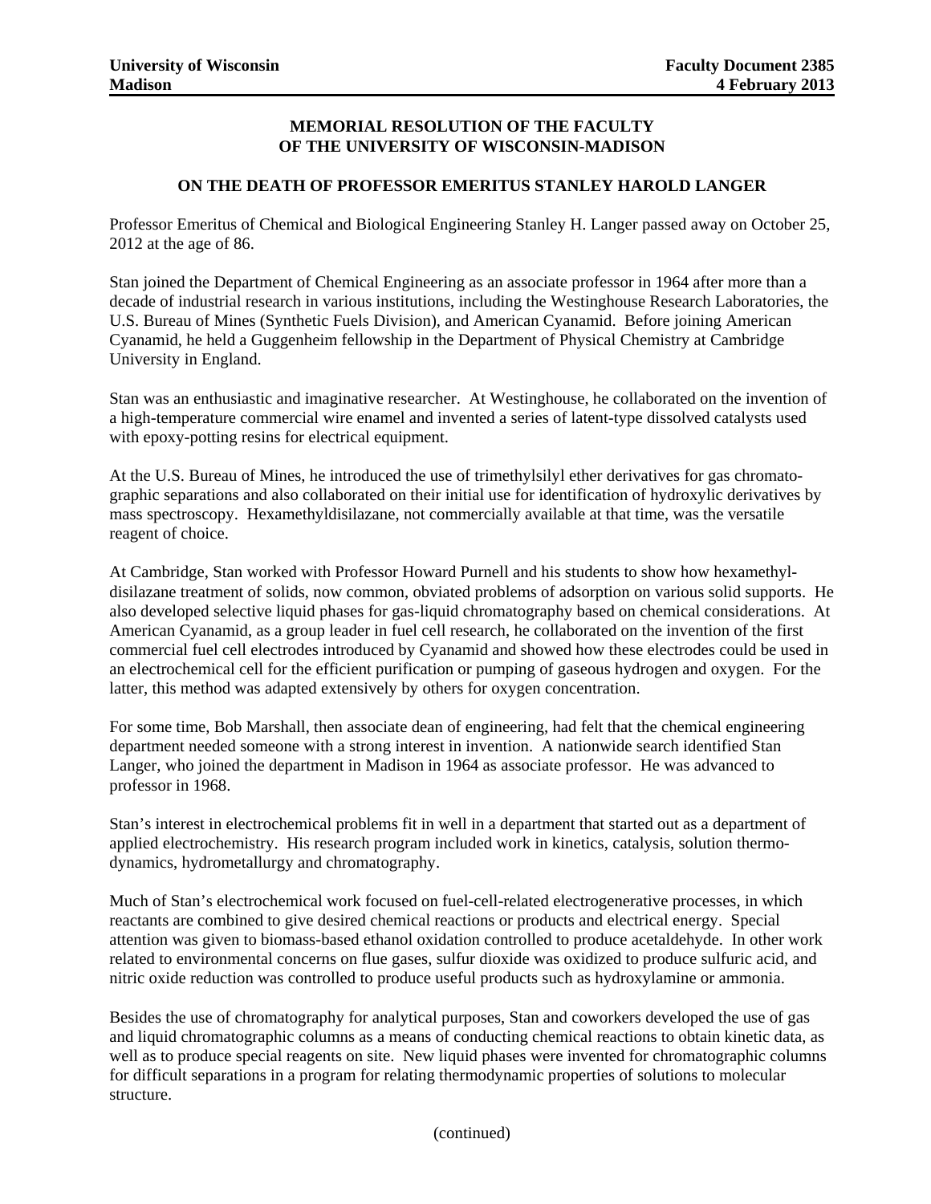**University of Wisconsin Madison**

**Faculty Document 2385**
**4 February 2013**

## MEMORIAL RESOLUTION OF THE FACULTY OF THE UNIVERSITY OF WISCONSIN-MADISON

### ON THE DEATH OF PROFESSOR EMERITUS STANLEY HAROLD LANGER

Professor Emeritus of Chemical and Biological Engineering Stanley H. Langer passed away on October 25, 2012 at the age of 86.

Stan joined the Department of Chemical Engineering as an associate professor in 1964 after more than a decade of industrial research in various institutions, including the Westinghouse Research Laboratories, the U.S. Bureau of Mines (Synthetic Fuels Division), and American Cyanamid. Before joining American Cyanamid, he held a Guggenheim fellowship in the Department of Physical Chemistry at Cambridge University in England.

Stan was an enthusiastic and imaginative researcher. At Westinghouse, he collaborated on the invention of a high-temperature commercial wire enamel and invented a series of latent-type dissolved catalysts used with epoxy-potting resins for electrical equipment.

At the U.S. Bureau of Mines, he introduced the use of trimethylsilyl ether derivatives for gas chromatographic separations and also collaborated on their initial use for identification of hydroxylic derivatives by mass spectroscopy. Hexamethyldisilazane, not commercially available at that time, was the versatile reagent of choice.

At Cambridge, Stan worked with Professor Howard Purnell and his students to show how hexamethyldisilazane treatment of solids, now common, obviated problems of adsorption on various solid supports. He also developed selective liquid phases for gas-liquid chromatography based on chemical considerations. At American Cyanamid, as a group leader in fuel cell research, he collaborated on the invention of the first commercial fuel cell electrodes introduced by Cyanamid and showed how these electrodes could be used in an electrochemical cell for the efficient purification or pumping of gaseous hydrogen and oxygen. For the latter, this method was adapted extensively by others for oxygen concentration.

For some time, Bob Marshall, then associate dean of engineering, had felt that the chemical engineering department needed someone with a strong interest in invention. A nationwide search identified Stan Langer, who joined the department in Madison in 1964 as associate professor. He was advanced to professor in 1968.

Stan's interest in electrochemical problems fit in well in a department that started out as a department of applied electrochemistry. His research program included work in kinetics, catalysis, solution thermodynamics, hydrometallurgy and chromatography.

Much of Stan's electrochemical work focused on fuel-cell-related electrogenerative processes, in which reactants are combined to give desired chemical reactions or products and electrical energy. Special attention was given to biomass-based ethanol oxidation controlled to produce acetaldehyde. In other work related to environmental concerns on flue gases, sulfur dioxide was oxidized to produce sulfuric acid, and nitric oxide reduction was controlled to produce useful products such as hydroxylamine or ammonia.

Besides the use of chromatography for analytical purposes, Stan and coworkers developed the use of gas and liquid chromatographic columns as a means of conducting chemical reactions to obtain kinetic data, as well as to produce special reagents on site. New liquid phases were invented for chromatographic columns for difficult separations in a program for relating thermodynamic properties of solutions to molecular structure.

(continued)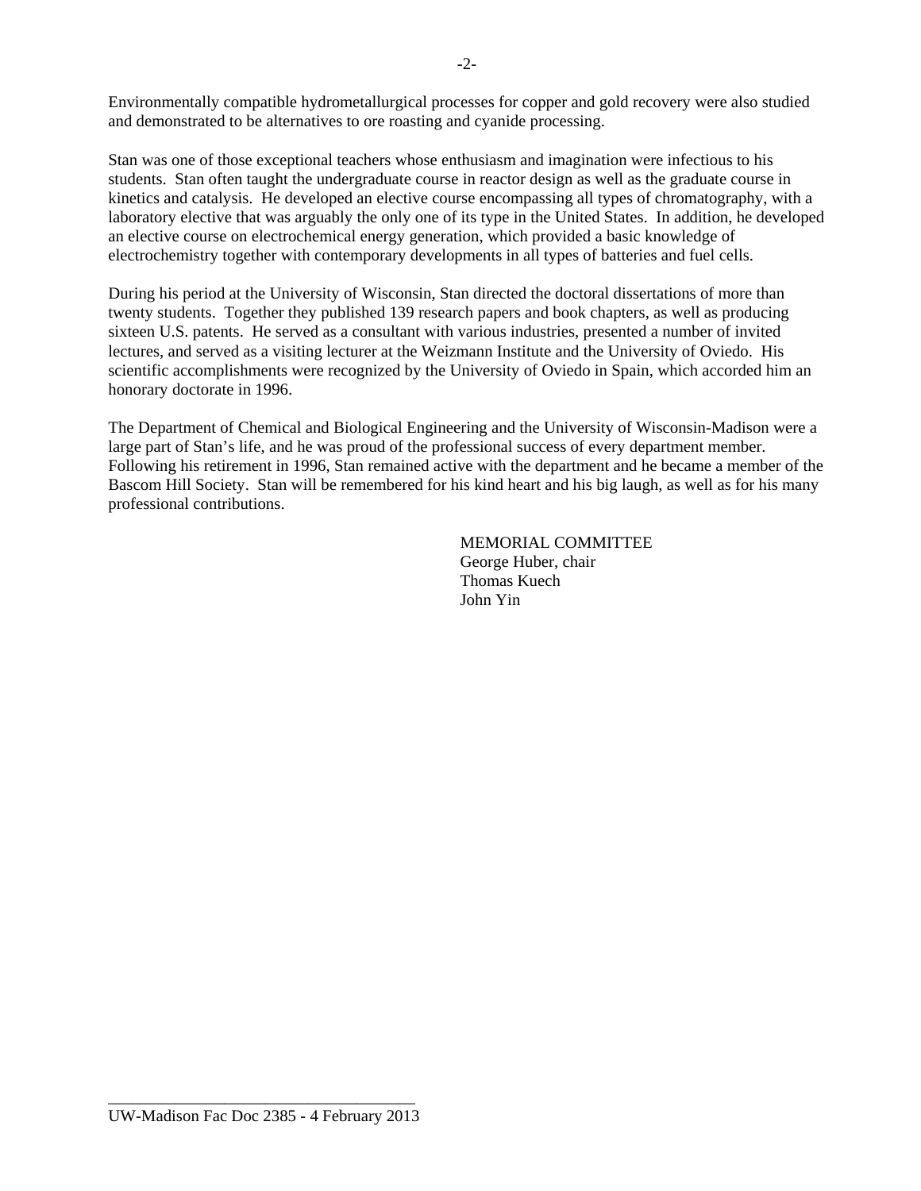Environmentally compatible hydrometallurgical processes for copper and gold recovery were also studied and demonstrated to be alternatives to ore roasting and cyanide processing.

Stan was one of those exceptional teachers whose enthusiasm and imagination were infectious to his students. Stan often taught the undergraduate course in reactor design as well as the graduate course in kinetics and catalysis. He developed an elective course encompassing all types of chromatography, with a laboratory elective that was arguably the only one of its type in the United States. In addition, he developed an elective course on electrochemical energy generation, which provided a basic knowledge of electrochemistry together with contemporary developments in all types of batteries and fuel cells.

During his period at the University of Wisconsin, Stan directed the doctoral dissertations of more than twenty students. Together they published 139 research papers and book chapters, as well as producing sixteen U.S. patents. He served as a consultant with various industries, presented a number of invited lectures, and served as a visiting lecturer at the Weizmann Institute and the University of Oviedo. His scientific accomplishments were recognized by the University of Oviedo in Spain, which accorded him an honorary doctorate in 1996.

The Department of Chemical and Biological Engineering and the University of Wisconsin-Madison were a large part of Stan's life, and he was proud of the professional success of every department member. Following his retirement in 1996, Stan remained active with the department and he became a member of the Bascom Hill Society. Stan will be remembered for his kind heart and his big laugh, as well as for his many professional contributions.

MEMORIAL COMMITTEE
George Huber, chair
Thomas Kuech
John Yin

UW-Madison Fac Doc 2385 - 4 February 2013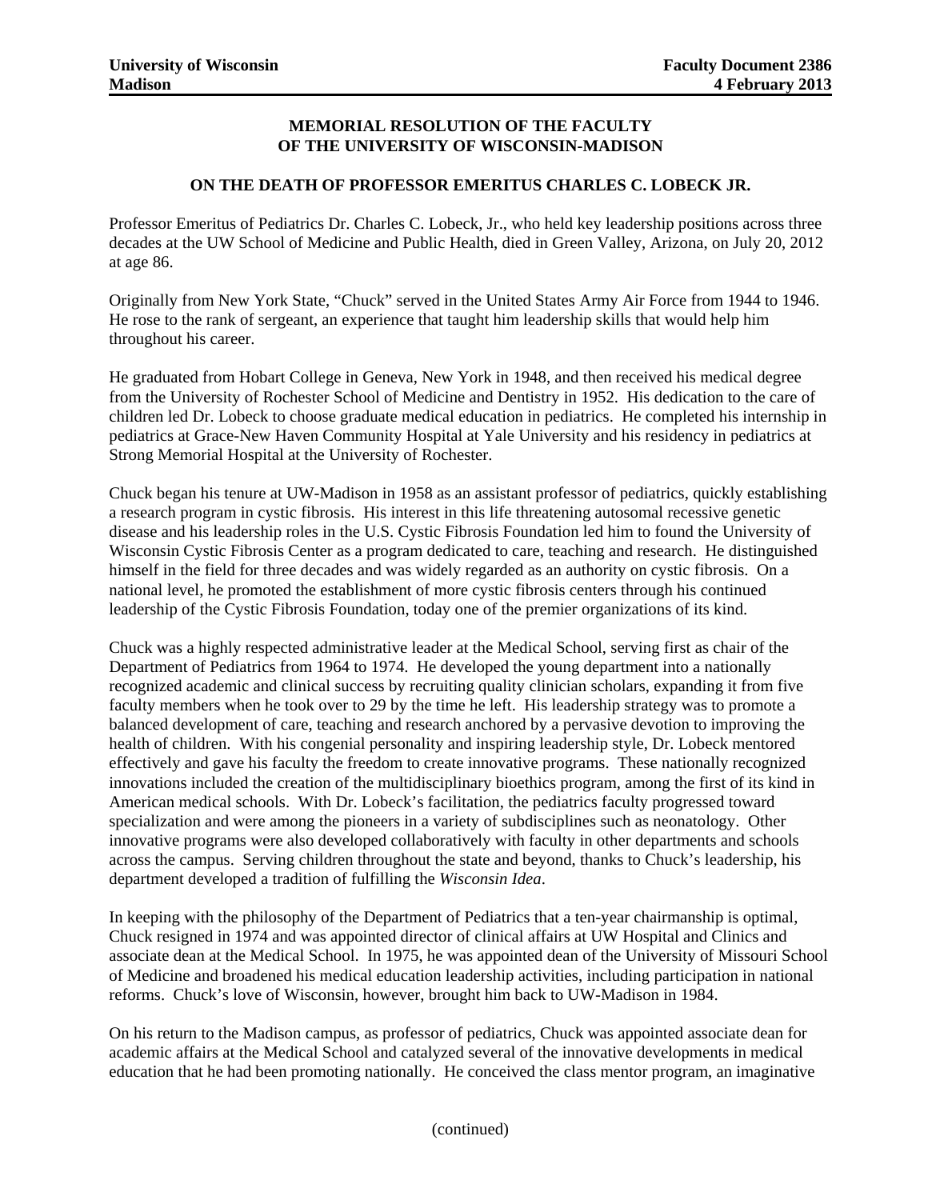**MEMORIAL RESOLUTION OF THE FACULTY OF THE UNIVERSITY OF WISCONSIN-MADISON**

**ON THE DEATH OF PROFESSOR EMERITUS CHARLES C. LOBECK JR.**

Professor Emeritus of Pediatrics Dr. Charles C. Lobeck, Jr., who held key leadership positions across three decades at the UW School of Medicine and Public Health, died in Green Valley, Arizona, on July 20, 2012 at age 86.

Originally from New York State, "Chuck" served in the United States Army Air Force from 1944 to 1946. He rose to the rank of sergeant, an experience that taught him leadership skills that would help him throughout his career.

He graduated from Hobart College in Geneva, New York in 1948, and then received his medical degree from the University of Rochester School of Medicine and Dentistry in 1952. His dedication to the care of children led Dr. Lobeck to choose graduate medical education in pediatrics. He completed his internship in pediatrics at Grace-New Haven Community Hospital at Yale University and his residency in pediatrics at Strong Memorial Hospital at the University of Rochester.

Chuck began his tenure at UW-Madison in 1958 as an assistant professor of pediatrics, quickly establishing a research program in cystic fibrosis. His interest in this life threatening autosomal recessive genetic disease and his leadership roles in the U.S. Cystic Fibrosis Foundation led him to found the University of Wisconsin Cystic Fibrosis Center as a program dedicated to care, teaching and research. He distinguished himself in the field for three decades and was widely regarded as an authority on cystic fibrosis. On a national level, he promoted the establishment of more cystic fibrosis centers through his continued leadership of the Cystic Fibrosis Foundation, today one of the premier organizations of its kind.

Chuck was a highly respected administrative leader at the Medical School, serving first as chair of the Department of Pediatrics from 1964 to 1974. He developed the young department into a nationally recognized academic and clinical success by recruiting quality clinician scholars, expanding it from five faculty members when he took over to 29 by the time he left. His leadership strategy was to promote a balanced development of care, teaching and research anchored by a pervasive devotion to improving the health of children. With his congenial personality and inspiring leadership style, Dr. Lobeck mentored effectively and gave his faculty the freedom to create innovative programs. These nationally recognized innovations included the creation of the multidisciplinary bioethics program, among the first of its kind in American medical schools. With Dr. Lobeck's facilitation, the pediatrics faculty progressed toward specialization and were among the pioneers in a variety of subdisciplines such as neonatology. Other innovative programs were also developed collaboratively with faculty in other departments and schools across the campus. Serving children throughout the state and beyond, thanks to Chuck's leadership, his department developed a tradition of fulfilling the *Wisconsin Idea*.

In keeping with the philosophy of the Department of Pediatrics that a ten-year chairmanship is optimal, Chuck resigned in 1974 and was appointed director of clinical affairs at UW Hospital and Clinics and associate dean at the Medical School. In 1975, he was appointed dean of the University of Missouri School of Medicine and broadened his medical education leadership activities, including participation in national reforms. Chuck's love of Wisconsin, however, brought him back to UW-Madison in 1984.

On his return to the Madison campus, as professor of pediatrics, Chuck was appointed associate dean for academic affairs at the Medical School and catalyzed several of the innovative developments in medical education that he had been promoting nationally. He conceived the class mentor program, an imaginative

(continued)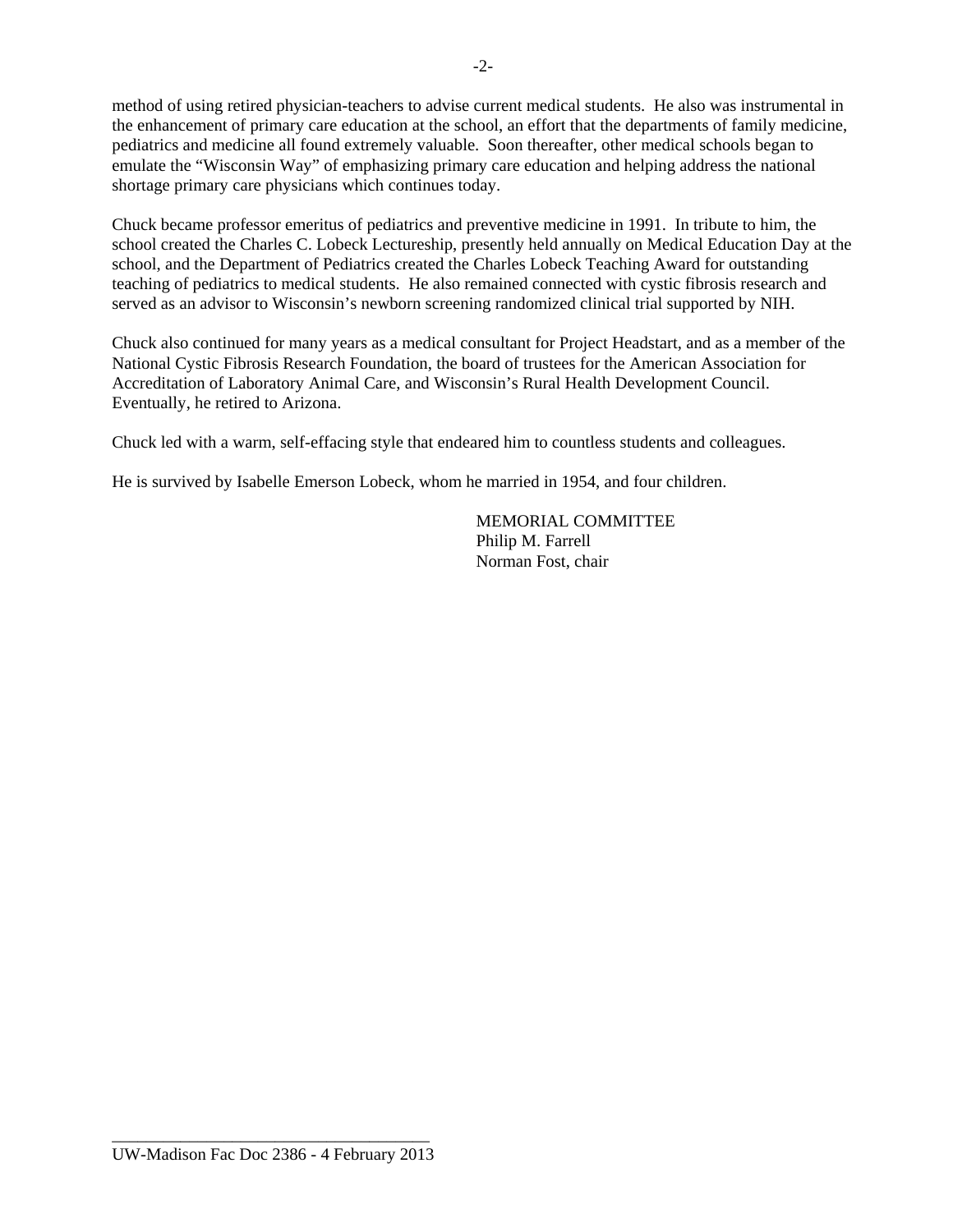method of using retired physician-teachers to advise current medical students. He also was instrumental in the enhancement of primary care education at the school, an effort that the departments of family medicine, pediatrics and medicine all found extremely valuable. Soon thereafter, other medical schools began to emulate the "Wisconsin Way" of emphasizing primary care education and helping address the national shortage primary care physicians which continues today.

Chuck became professor emeritus of pediatrics and preventive medicine in 1991. In tribute to him, the school created the Charles C. Lobeck Lectureship, presently held annually on Medical Education Day at the school, and the Department of Pediatrics created the Charles Lobeck Teaching Award for outstanding teaching of pediatrics to medical students. He also remained connected with cystic fibrosis research and served as an advisor to Wisconsin's newborn screening randomized clinical trial supported by NIH.

Chuck also continued for many years as a medical consultant for Project Headstart, and as a member of the National Cystic Fibrosis Research Foundation, the board of trustees for the American Association for Accreditation of Laboratory Animal Care, and Wisconsin's Rural Health Development Council. Eventually, he retired to Arizona.

Chuck led with a warm, self-effacing style that endeared him to countless students and colleagues.

He is survived by Isabelle Emerson Lobeck, whom he married in 1954, and four children.

MEMORIAL COMMITTEE
Philip M. Farrell
Norman Fost, chair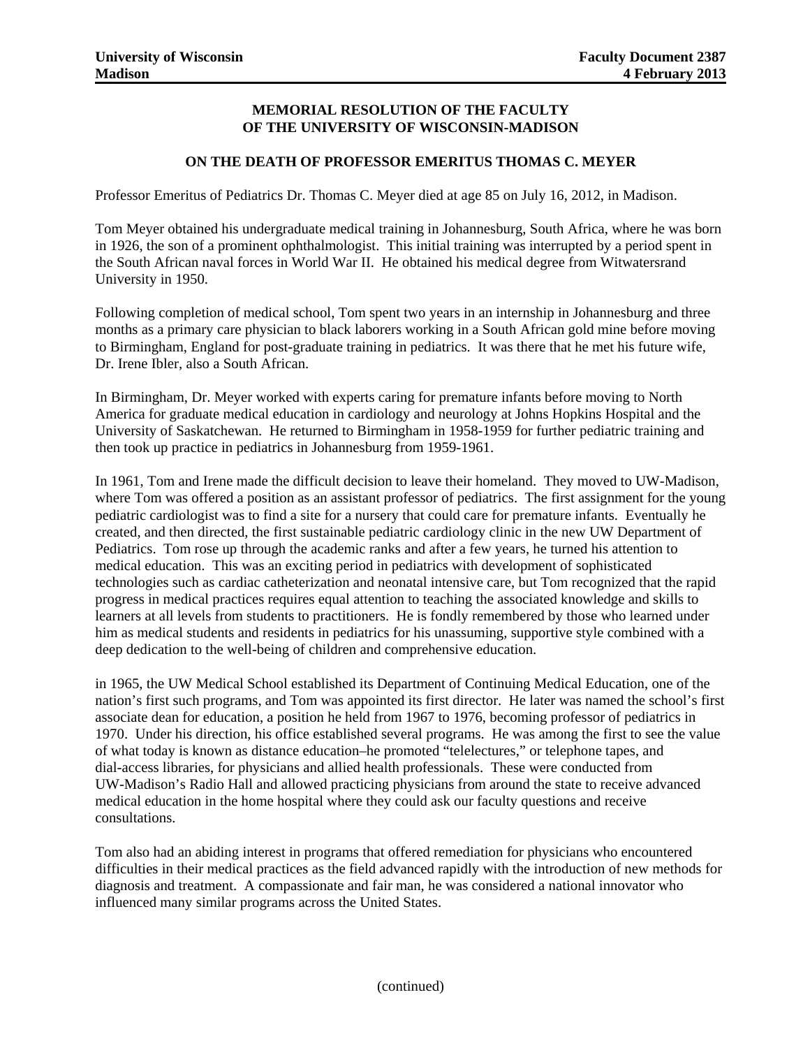**MEMORIAL RESOLUTION OF THE FACULTY OF THE UNIVERSITY OF WISCONSIN-MADISON**

**ON THE DEATH OF PROFESSOR EMERITUS THOMAS C. MEYER**

Professor Emeritus of Pediatrics Dr. Thomas C. Meyer died at age 85 on July 16, 2012, in Madison.

Tom Meyer obtained his undergraduate medical training in Johannesburg, South Africa, where he was born in 1926, the son of a prominent ophthalmologist. This initial training was interrupted by a period spent in the South African naval forces in World War II. He obtained his medical degree from Witwatersrand University in 1950.

Following completion of medical school, Tom spent two years in an internship in Johannesburg and three months as a primary care physician to black laborers working in a South African gold mine before moving to Birmingham, England for post-graduate training in pediatrics. It was there that he met his future wife, Dr. Irene Ibler, also a South African.

In Birmingham, Dr. Meyer worked with experts caring for premature infants before moving to North America for graduate medical education in cardiology and neurology at Johns Hopkins Hospital and the University of Saskatchewan. He returned to Birmingham in 1958-1959 for further pediatric training and then took up practice in pediatrics in Johannesburg from 1959-1961.

In 1961, Tom and Irene made the difficult decision to leave their homeland. They moved to UW-Madison, where Tom was offered a position as an assistant professor of pediatrics. The first assignment for the young pediatric cardiologist was to find a site for a nursery that could care for premature infants. Eventually he created, and then directed, the first sustainable pediatric cardiology clinic in the new UW Department of Pediatrics. Tom rose up through the academic ranks and after a few years, he turned his attention to medical education. This was an exciting period in pediatrics with development of sophisticated technologies such as cardiac catheterization and neonatal intensive care, but Tom recognized that the rapid progress in medical practices requires equal attention to teaching the associated knowledge and skills to learners at all levels from students to practitioners. He is fondly remembered by those who learned under him as medical students and residents in pediatrics for his unassuming, supportive style combined with a deep dedication to the well-being of children and comprehensive education.

in 1965, the UW Medical School established its Department of Continuing Medical Education, one of the nation's first such programs, and Tom was appointed its first director. He later was named the school's first associate dean for education, a position he held from 1967 to 1976, becoming professor of pediatrics in 1970. Under his direction, his office established several programs. He was among the first to see the value of what today is known as distance education–he promoted "telelectures," or telephone tapes, and dial-access libraries, for physicians and allied health professionals. These were conducted from UW-Madison's Radio Hall and allowed practicing physicians from around the state to receive advanced medical education in the home hospital where they could ask our faculty questions and receive consultations.

Tom also had an abiding interest in programs that offered remediation for physicians who encountered difficulties in their medical practices as the field advanced rapidly with the introduction of new methods for diagnosis and treatment. A compassionate and fair man, he was considered a national innovator who influenced many similar programs across the United States.

(continued)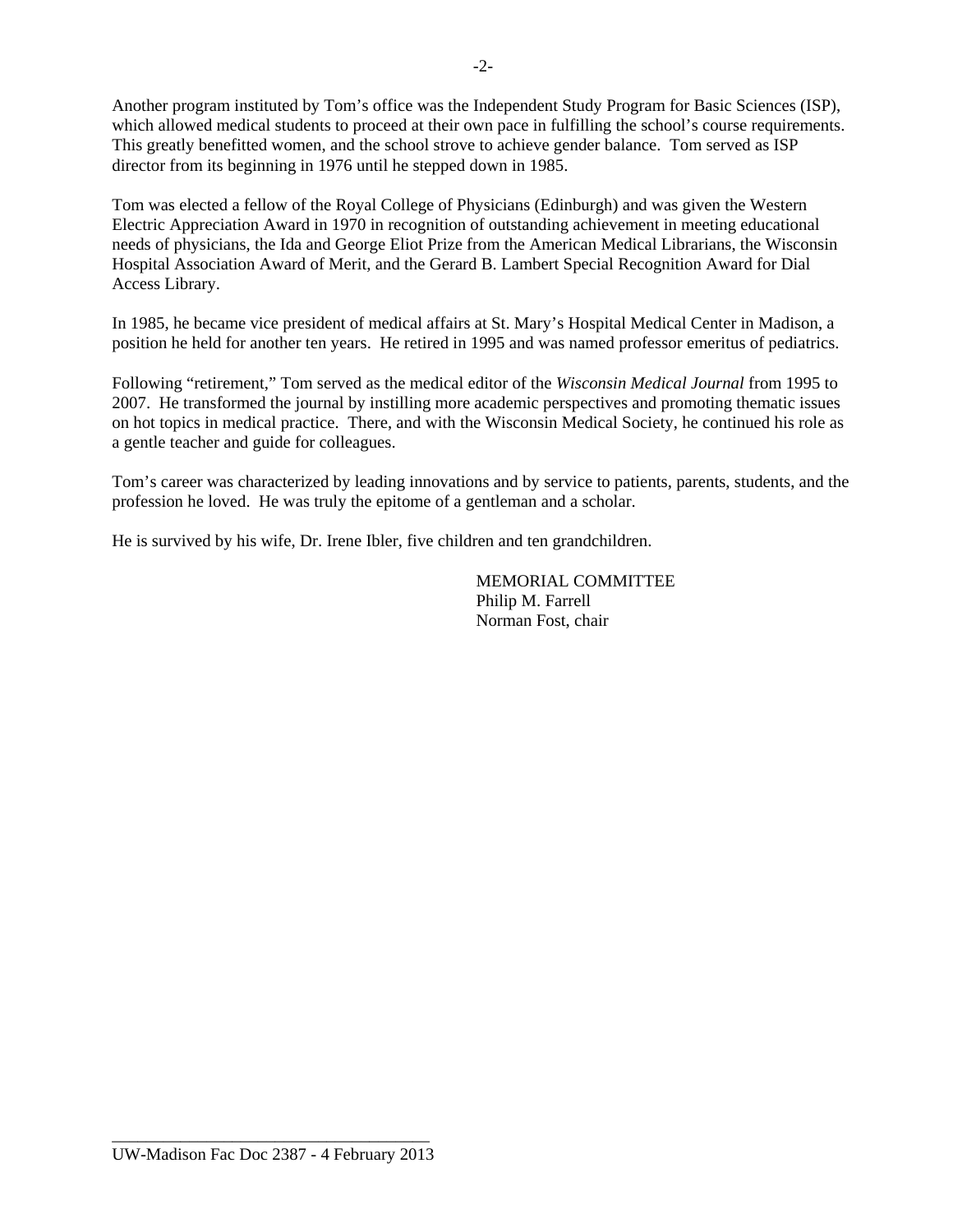Another program instituted by Tom's office was the Independent Study Program for Basic Sciences (ISP), which allowed medical students to proceed at their own pace in fulfilling the school's course requirements. This greatly benefitted women, and the school strove to achieve gender balance. Tom served as ISP director from its beginning in 1976 until he stepped down in 1985.

Tom was elected a fellow of the Royal College of Physicians (Edinburgh) and was given the Western Electric Appreciation Award in 1970 in recognition of outstanding achievement in meeting educational needs of physicians, the Ida and George Eliot Prize from the American Medical Librarians, the Wisconsin Hospital Association Award of Merit, and the Gerard B. Lambert Special Recognition Award for Dial Access Library.

In 1985, he became vice president of medical affairs at St. Mary's Hospital Medical Center in Madison, a position he held for another ten years. He retired in 1995 and was named professor emeritus of pediatrics.

Following "retirement," Tom served as the medical editor of the *Wisconsin Medical Journal* from 1995 to 2007. He transformed the journal by instilling more academic perspectives and promoting thematic issues on hot topics in medical practice. There, and with the Wisconsin Medical Society, he continued his role as a gentle teacher and guide for colleagues.

Tom's career was characterized by leading innovations and by service to patients, parents, students, and the profession he loved. He was truly the epitome of a gentleman and a scholar.

He is survived by his wife, Dr. Irene Ibler, five children and ten grandchildren.

MEMORIAL COMMITTEE
Philip M. Farrell
Norman Fost, chair

UW-Madison Fac Doc 2387 - 4 February 2013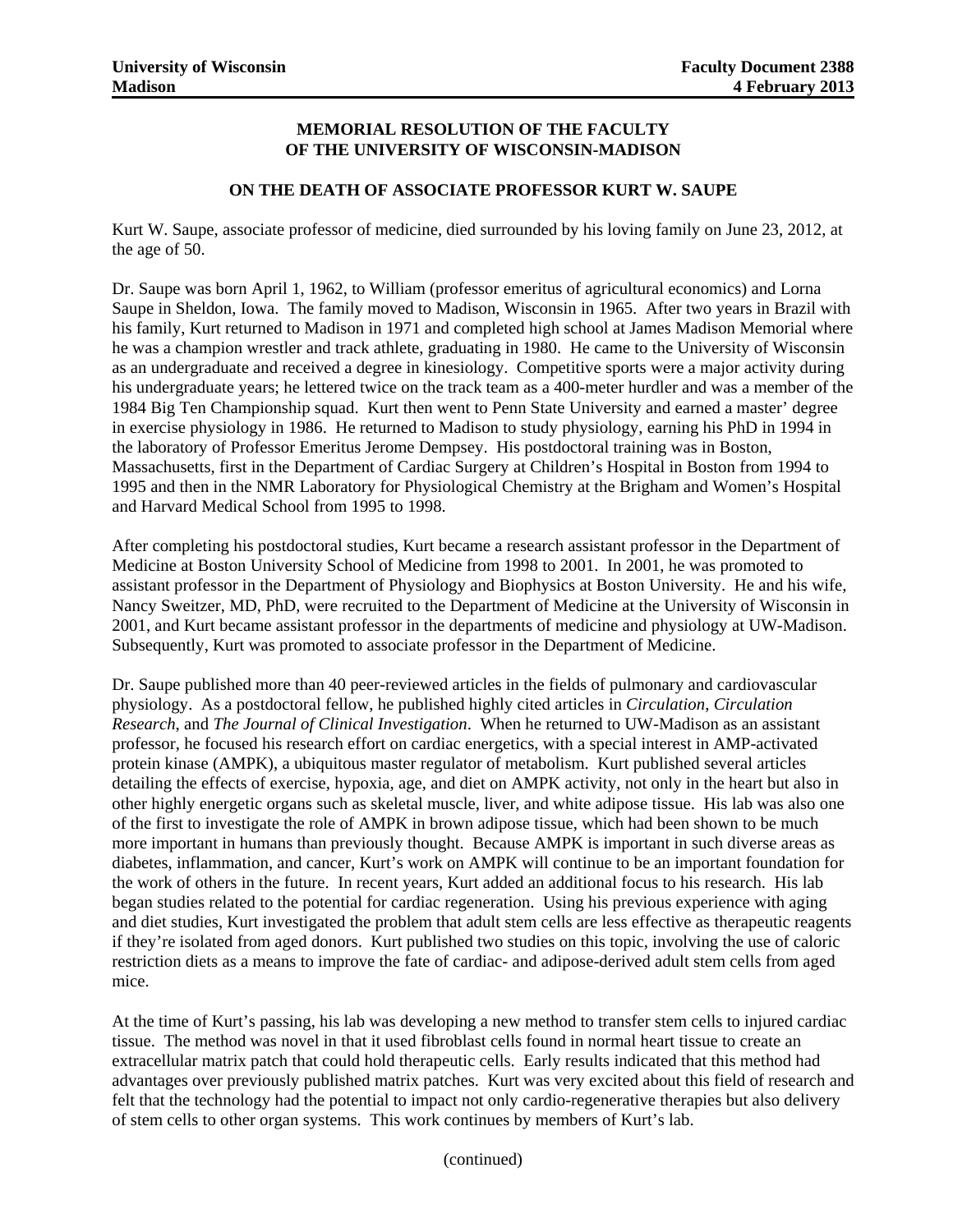**University of Wisconsin Madison** | **Faculty Document 2388 4 February 2013**

## MEMORIAL RESOLUTION OF THE FACULTY OF THE UNIVERSITY OF WISCONSIN-MADISON

### ON THE DEATH OF ASSOCIATE PROFESSOR KURT W. SAUPE

Kurt W. Saupe, associate professor of medicine, died surrounded by his loving family on June 23, 2012, at the age of 50.

Dr. Saupe was born April 1, 1962, to William (professor emeritus of agricultural economics) and Lorna Saupe in Sheldon, Iowa. The family moved to Madison, Wisconsin in 1965. After two years in Brazil with his family, Kurt returned to Madison in 1971 and completed high school at James Madison Memorial where he was a champion wrestler and track athlete, graduating in 1980. He came to the University of Wisconsin as an undergraduate and received a degree in kinesiology. Competitive sports were a major activity during his undergraduate years; he lettered twice on the track team as a 400-meter hurdler and was a member of the 1984 Big Ten Championship squad. Kurt then went to Penn State University and earned a master' degree in exercise physiology in 1986. He returned to Madison to study physiology, earning his PhD in 1994 in the laboratory of Professor Emeritus Jerome Dempsey. His postdoctoral training was in Boston, Massachusetts, first in the Department of Cardiac Surgery at Children's Hospital in Boston from 1994 to 1995 and then in the NMR Laboratory for Physiological Chemistry at the Brigham and Women's Hospital and Harvard Medical School from 1995 to 1998.

After completing his postdoctoral studies, Kurt became a research assistant professor in the Department of Medicine at Boston University School of Medicine from 1998 to 2001. In 2001, he was promoted to assistant professor in the Department of Physiology and Biophysics at Boston University. He and his wife, Nancy Sweitzer, MD, PhD, were recruited to the Department of Medicine at the University of Wisconsin in 2001, and Kurt became assistant professor in the departments of medicine and physiology at UW-Madison. Subsequently, Kurt was promoted to associate professor in the Department of Medicine.

Dr. Saupe published more than 40 peer-reviewed articles in the fields of pulmonary and cardiovascular physiology. As a postdoctoral fellow, he published highly cited articles in *Circulation*, *Circulation Research*, and *The Journal of Clinical Investigation*. When he returned to UW-Madison as an assistant professor, he focused his research effort on cardiac energetics, with a special interest in AMP-activated protein kinase (AMPK), a ubiquitous master regulator of metabolism. Kurt published several articles detailing the effects of exercise, hypoxia, age, and diet on AMPK activity, not only in the heart but also in other highly energetic organs such as skeletal muscle, liver, and white adipose tissue. His lab was also one of the first to investigate the role of AMPK in brown adipose tissue, which had been shown to be much more important in humans than previously thought. Because AMPK is important in such diverse areas as diabetes, inflammation, and cancer, Kurt's work on AMPK will continue to be an important foundation for the work of others in the future. In recent years, Kurt added an additional focus to his research. His lab began studies related to the potential for cardiac regeneration. Using his previous experience with aging and diet studies, Kurt investigated the problem that adult stem cells are less effective as therapeutic reagents if they're isolated from aged donors. Kurt published two studies on this topic, involving the use of caloric restriction diets as a means to improve the fate of cardiac- and adipose-derived adult stem cells from aged mice.

At the time of Kurt's passing, his lab was developing a new method to transfer stem cells to injured cardiac tissue. The method was novel in that it used fibroblast cells found in normal heart tissue to create an extracellular matrix patch that could hold therapeutic cells. Early results indicated that this method had advantages over previously published matrix patches. Kurt was very excited about this field of research and felt that the technology had the potential to impact not only cardio-regenerative therapies but also delivery of stem cells to other organ systems. This work continues by members of Kurt's lab.

(continued)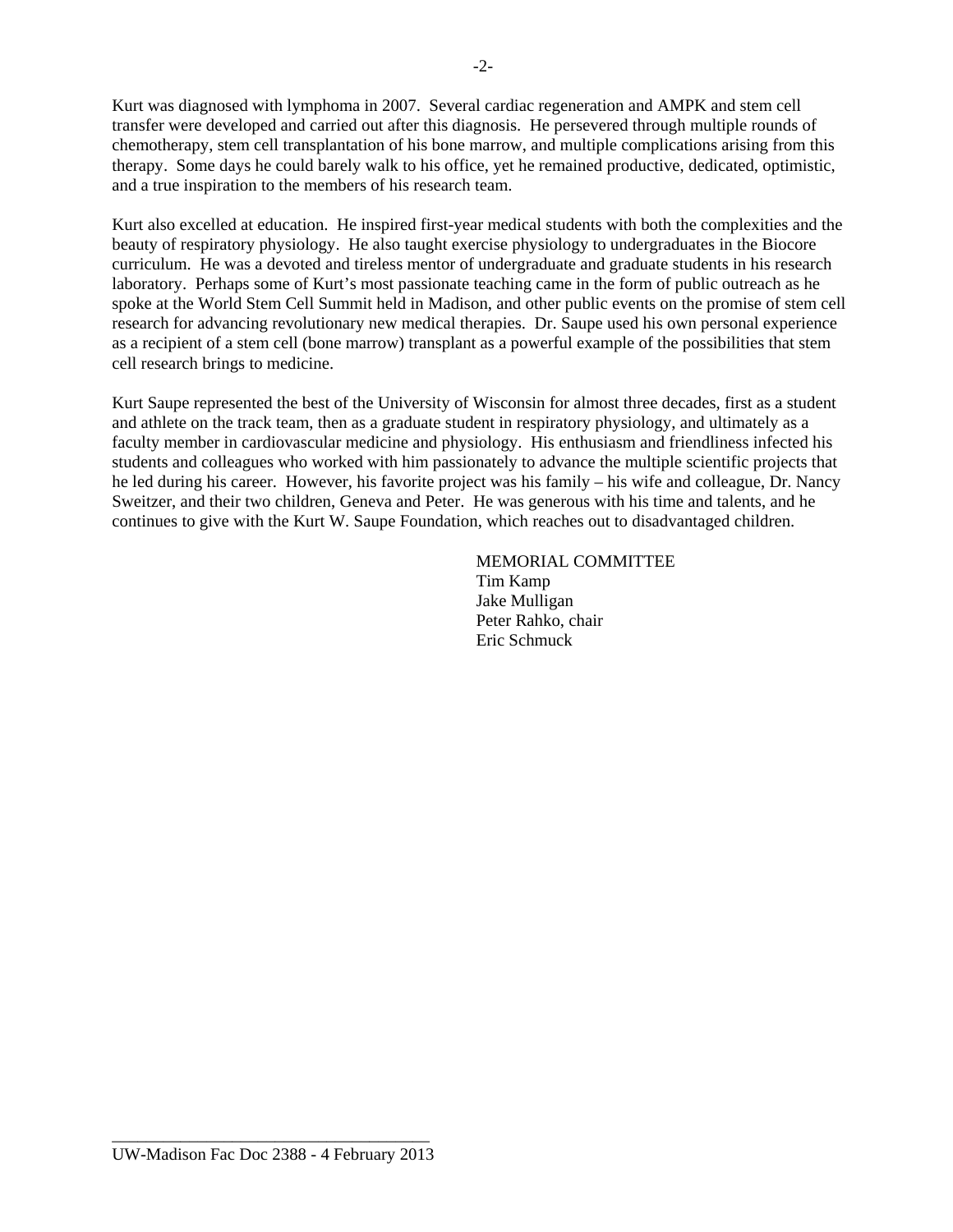Kurt was diagnosed with lymphoma in 2007. Several cardiac regeneration and AMPK and stem cell transfer were developed and carried out after this diagnosis. He persevered through multiple rounds of chemotherapy, stem cell transplantation of his bone marrow, and multiple complications arising from this therapy. Some days he could barely walk to his office, yet he remained productive, dedicated, optimistic, and a true inspiration to the members of his research team.

Kurt also excelled at education. He inspired first-year medical students with both the complexities and the beauty of respiratory physiology. He also taught exercise physiology to undergraduates in the Biocore curriculum. He was a devoted and tireless mentor of undergraduate and graduate students in his research laboratory. Perhaps some of Kurt's most passionate teaching came in the form of public outreach as he spoke at the World Stem Cell Summit held in Madison, and other public events on the promise of stem cell research for advancing revolutionary new medical therapies. Dr. Saupe used his own personal experience as a recipient of a stem cell (bone marrow) transplant as a powerful example of the possibilities that stem cell research brings to medicine.

Kurt Saupe represented the best of the University of Wisconsin for almost three decades, first as a student and athlete on the track team, then as a graduate student in respiratory physiology, and ultimately as a faculty member in cardiovascular medicine and physiology. His enthusiasm and friendliness infected his students and colleagues who worked with him passionately to advance the multiple scientific projects that he led during his career. However, his favorite project was his family – his wife and colleague, Dr. Nancy Sweitzer, and their two children, Geneva and Peter. He was generous with his time and talents, and he continues to give with the Kurt W. Saupe Foundation, which reaches out to disadvantaged children.

MEMORIAL COMMITTEE
Tim Kamp
Jake Mulligan
Peter Rahko, chair
Eric Schmuck

UW-Madison Fac Doc 2388 - 4 February 2013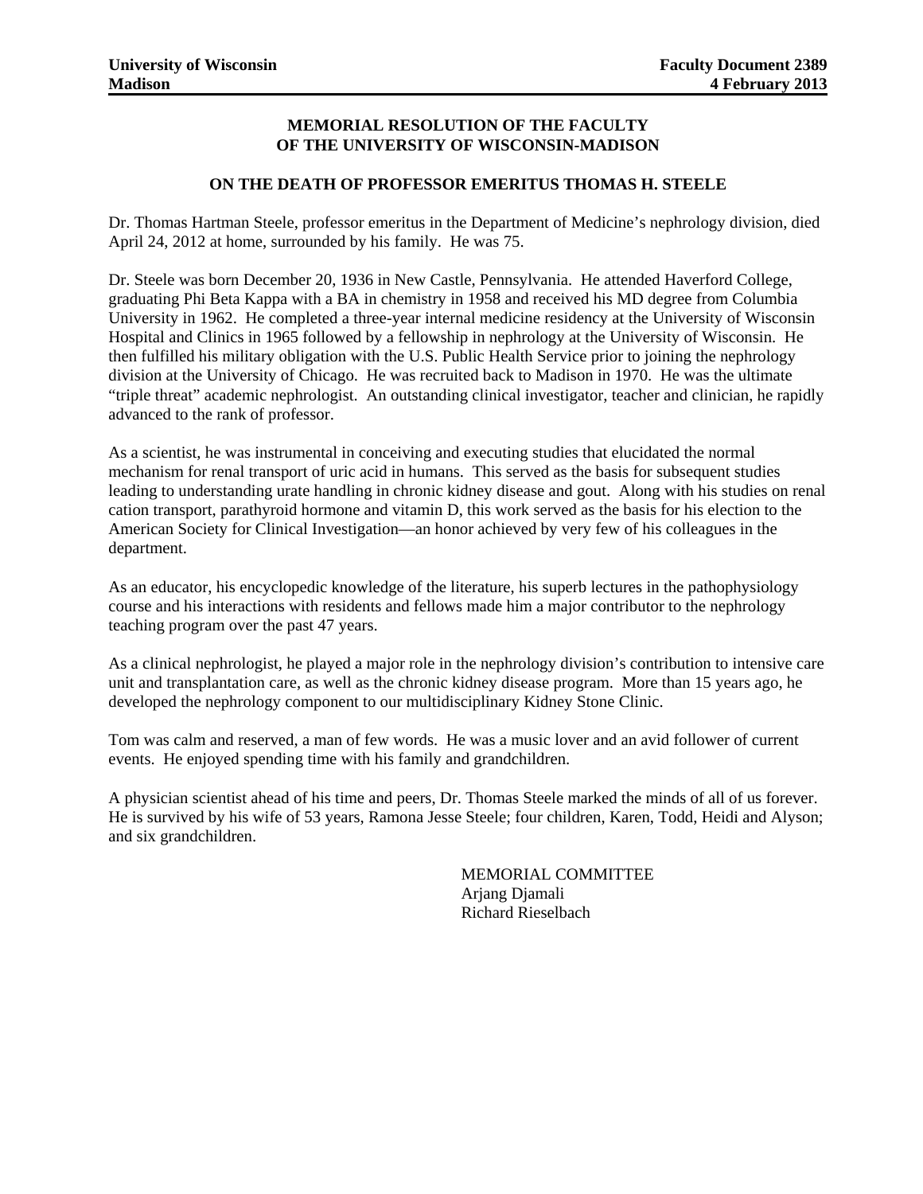**University of Wisconsin**
**Madison**

**Faculty Document 2389**
**4 February 2013**

## MEMORIAL RESOLUTION OF THE FACULTY OF THE UNIVERSITY OF WISCONSIN-MADISON

### ON THE DEATH OF PROFESSOR EMERITUS THOMAS H. STEELE

Dr. Thomas Hartman Steele, professor emeritus in the Department of Medicine's nephrology division, died April 24, 2012 at home, surrounded by his family. He was 75.

Dr. Steele was born December 20, 1936 in New Castle, Pennsylvania. He attended Haverford College, graduating Phi Beta Kappa with a BA in chemistry in 1958 and received his MD degree from Columbia University in 1962. He completed a three-year internal medicine residency at the University of Wisconsin Hospital and Clinics in 1965 followed by a fellowship in nephrology at the University of Wisconsin. He then fulfilled his military obligation with the U.S. Public Health Service prior to joining the nephrology division at the University of Chicago. He was recruited back to Madison in 1970. He was the ultimate "triple threat" academic nephrologist. An outstanding clinical investigator, teacher and clinician, he rapidly advanced to the rank of professor.

As a scientist, he was instrumental in conceiving and executing studies that elucidated the normal mechanism for renal transport of uric acid in humans. This served as the basis for subsequent studies leading to understanding urate handling in chronic kidney disease and gout. Along with his studies on renal cation transport, parathyroid hormone and vitamin D, this work served as the basis for his election to the American Society for Clinical Investigation—an honor achieved by very few of his colleagues in the department.

As an educator, his encyclopedic knowledge of the literature, his superb lectures in the pathophysiology course and his interactions with residents and fellows made him a major contributor to the nephrology teaching program over the past 47 years.

As a clinical nephrologist, he played a major role in the nephrology division's contribution to intensive care unit and transplantation care, as well as the chronic kidney disease program. More than 15 years ago, he developed the nephrology component to our multidisciplinary Kidney Stone Clinic.

Tom was calm and reserved, a man of few words. He was a music lover and an avid follower of current events. He enjoyed spending time with his family and grandchildren.

A physician scientist ahead of his time and peers, Dr. Thomas Steele marked the minds of all of us forever. He is survived by his wife of 53 years, Ramona Jesse Steele; four children, Karen, Todd, Heidi and Alyson; and six grandchildren.

MEMORIAL COMMITTEE
Arjang Djamali
Richard Rieselbach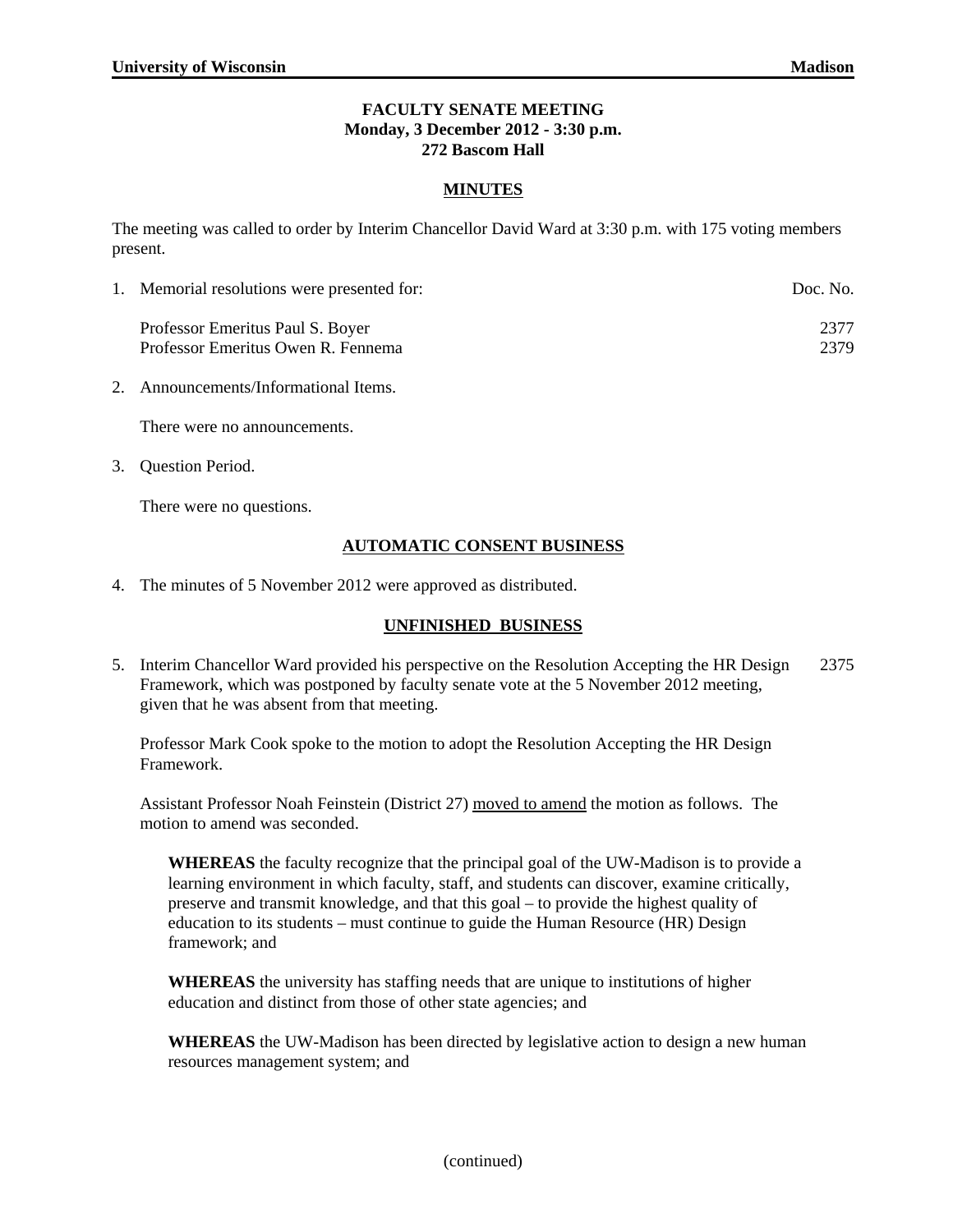## FACULTY SENATE MEETING
## Monday, 3 December 2012 - 3:30 p.m.
## 272 Bascom Hall

### MINUTES

The meeting was called to order by Interim Chancellor David Ward at 3:30 p.m. with 175 voting members present.

1. Memorial resolutions were presented for: — Doc. No.

   Professor Emeritus Paul S. Boyer — 2377
   Professor Emeritus Owen R. Fennema — 2379

2. Announcements/Informational Items.

   There were no announcements.

3. Question Period.

   There were no questions.

### AUTOMATIC CONSENT BUSINESS

4. The minutes of 5 November 2012 were approved as distributed.

### UNFINISHED BUSINESS

5. Interim Chancellor Ward provided his perspective on the Resolution Accepting the HR Design Framework, which was postponed by faculty senate vote at the 5 November 2012 meeting, given that he was absent from that meeting. — 2375

   Professor Mark Cook spoke to the motion to adopt the Resolution Accepting the HR Design Framework.

   Assistant Professor Noah Feinstein (District 27) moved to amend the motion as follows. The motion to amend was seconded.

   **WHEREAS** the faculty recognize that the principal goal of the UW-Madison is to provide a learning environment in which faculty, staff, and students can discover, examine critically, preserve and transmit knowledge, and that this goal – to provide the highest quality of education to its students – must continue to guide the Human Resource (HR) Design framework; and

   **WHEREAS** the university has staffing needs that are unique to institutions of higher education and distinct from those of other state agencies; and

   **WHEREAS** the UW-Madison has been directed by legislative action to design a new human resources management system; and

(continued)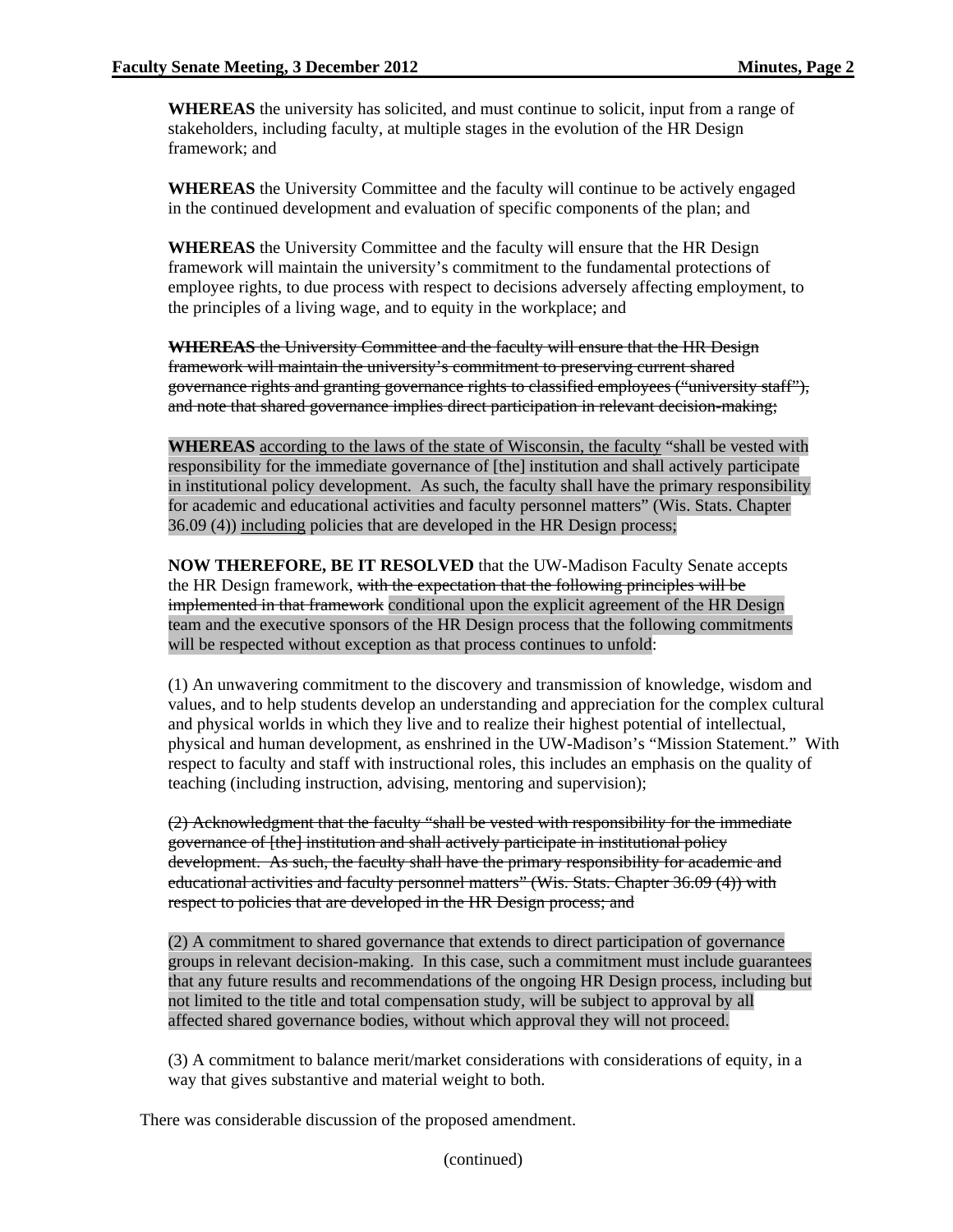**WHEREAS** the university has solicited, and must continue to solicit, input from a range of stakeholders, including faculty, at multiple stages in the evolution of the HR Design framework; and

**WHEREAS** the University Committee and the faculty will continue to be actively engaged in the continued development and evaluation of specific components of the plan; and

**WHEREAS** the University Committee and the faculty will ensure that the HR Design framework will maintain the university's commitment to the fundamental protections of employee rights, to due process with respect to decisions adversely affecting employment, to the principles of a living wage, and to equity in the workplace; and

~~**WHEREAS** the University Committee and the faculty will ensure that the HR Design framework will maintain the university's commitment to preserving current shared governance rights and granting governance rights to classified employees ("university staff"), and note that shared governance implies direct participation in relevant decision-making;~~

**WHEREAS** <u>according to the laws of the state of Wisconsin, the faculty</u> "shall be vested with responsibility for the immediate governance of [the] institution and shall actively participate in institutional policy development. As such, the faculty shall have the primary responsibility for academic and educational activities and faculty personnel matters" (Wis. Stats. Chapter 36.09 (4)) <u>including</u> policies that are developed in the HR Design process;

**NOW THEREFORE, BE IT RESOLVED** that the UW-Madison Faculty Senate accepts the HR Design framework, ~~with the expectation that the following principles will be implemented in that framework~~ conditional upon the explicit agreement of the HR Design team and the executive sponsors of the HR Design process that the following commitments will be respected without exception as that process continues to unfold:

(1) An unwavering commitment to the discovery and transmission of knowledge, wisdom and values, and to help students develop an understanding and appreciation for the complex cultural and physical worlds in which they live and to realize their highest potential of intellectual, physical and human development, as enshrined in the UW-Madison's "Mission Statement." With respect to faculty and staff with instructional roles, this includes an emphasis on the quality of teaching (including instruction, advising, mentoring and supervision);

~~(2) Acknowledgment that the faculty "shall be vested with responsibility for the immediate governance of [the] institution and shall actively participate in institutional policy development. As such, the faculty shall have the primary responsibility for academic and educational activities and faculty personnel matters" (Wis. Stats. Chapter 36.09 (4)) with respect to policies that are developed in the HR Design process; and~~

(2) A commitment to shared governance that extends to direct participation of governance groups in relevant decision-making. In this case, such a commitment must include guarantees that any future results and recommendations of the ongoing HR Design process, including but not limited to the title and total compensation study, will be subject to approval by all affected shared governance bodies, without which approval they will not proceed.

(3) A commitment to balance merit/market considerations with considerations of equity, in a way that gives substantive and material weight to both.

There was considerable discussion of the proposed amendment.

(continued)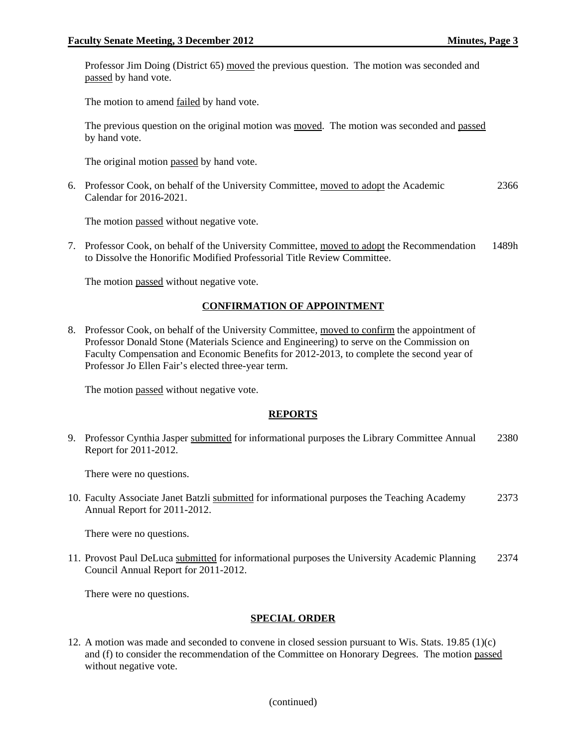Professor Jim Doing (District 65) moved the previous question. The motion was seconded and passed by hand vote.

The motion to amend failed by hand vote.

The previous question on the original motion was moved. The motion was seconded and passed by hand vote.

The original motion passed by hand vote.

6. Professor Cook, on behalf of the University Committee, moved to adopt the Academic Calendar for 2016-2021. 2366

   The motion passed without negative vote.

7. Professor Cook, on behalf of the University Committee, moved to adopt the Recommendation to Dissolve the Honorific Modified Professorial Title Review Committee. 1489h

   The motion passed without negative vote.

## CONFIRMATION OF APPOINTMENT

8. Professor Cook, on behalf of the University Committee, moved to confirm the appointment of Professor Donald Stone (Materials Science and Engineering) to serve on the Commission on Faculty Compensation and Economic Benefits for 2012-2013, to complete the second year of Professor Jo Ellen Fair's elected three-year term.

   The motion passed without negative vote.

## REPORTS

9. Professor Cynthia Jasper submitted for informational purposes the Library Committee Annual Report for 2011-2012. 2380

   There were no questions.

10. Faculty Associate Janet Batzli submitted for informational purposes the Teaching Academy Annual Report for 2011-2012. 2373

    There were no questions.

11. Provost Paul DeLuca submitted for informational purposes the University Academic Planning Council Annual Report for 2011-2012. 2374

    There were no questions.

## SPECIAL ORDER

12. A motion was made and seconded to convene in closed session pursuant to Wis. Stats. 19.85 (1)(c) and (f) to consider the recommendation of the Committee on Honorary Degrees. The motion passed without negative vote.

(continued)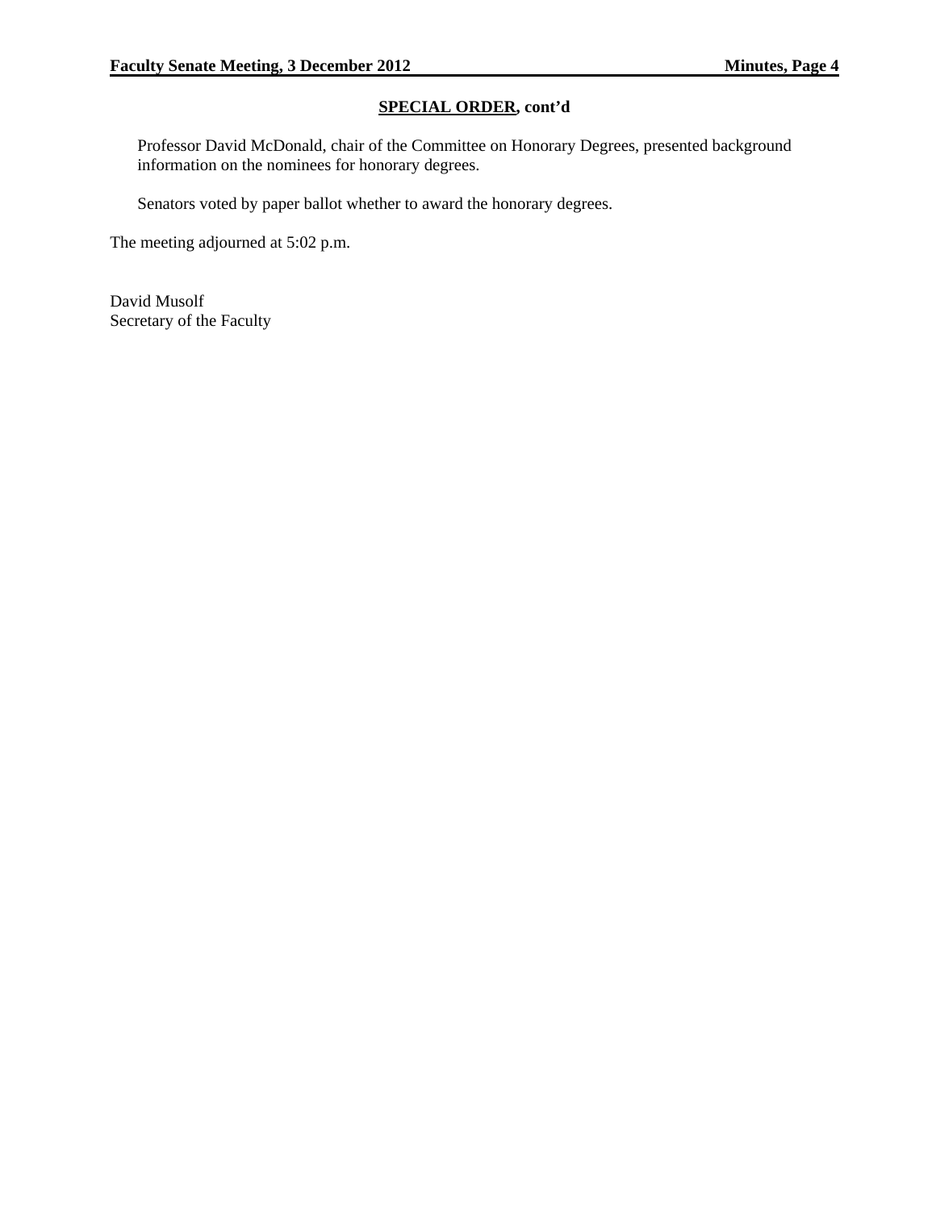## **SPECIAL ORDER**, cont'd

Professor David McDonald, chair of the Committee on Honorary Degrees, presented background information on the nominees for honorary degrees.

Senators voted by paper ballot whether to award the honorary degrees.

The meeting adjourned at 5:02 p.m.

David Musolf
Secretary of the Faculty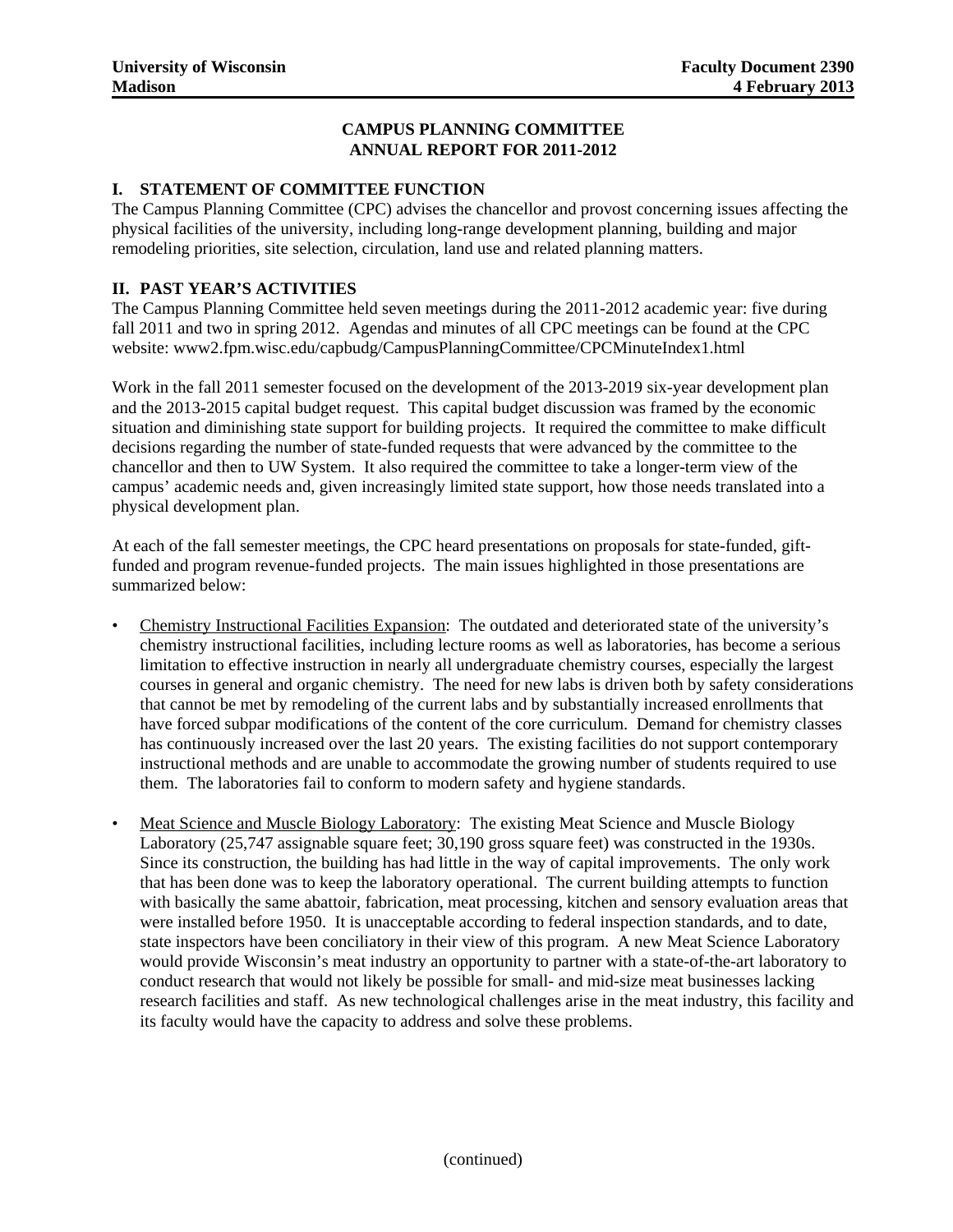University of Wisconsin Madison | Faculty Document 2390 4 February 2013

## CAMPUS PLANNING COMMITTEE
## ANNUAL REPORT FOR 2011-2012

### I. STATEMENT OF COMMITTEE FUNCTION

The Campus Planning Committee (CPC) advises the chancellor and provost concerning issues affecting the physical facilities of the university, including long-range development planning, building and major remodeling priorities, site selection, circulation, land use and related planning matters.

### II. PAST YEAR'S ACTIVITIES

The Campus Planning Committee held seven meetings during the 2011-2012 academic year: five during fall 2011 and two in spring 2012. Agendas and minutes of all CPC meetings can be found at the CPC website: www2.fpm.wisc.edu/capbudg/CampusPlanningCommittee/CPCMinuteIndex1.html

Work in the fall 2011 semester focused on the development of the 2013-2019 six-year development plan and the 2013-2015 capital budget request. This capital budget discussion was framed by the economic situation and diminishing state support for building projects. It required the committee to make difficult decisions regarding the number of state-funded requests that were advanced by the committee to the chancellor and then to UW System. It also required the committee to take a longer-term view of the campus' academic needs and, given increasingly limited state support, how those needs translated into a physical development plan.

At each of the fall semester meetings, the CPC heard presentations on proposals for state-funded, gift-funded and program revenue-funded projects. The main issues highlighted in those presentations are summarized below:

- Chemistry Instructional Facilities Expansion: The outdated and deteriorated state of the university's chemistry instructional facilities, including lecture rooms as well as laboratories, has become a serious limitation to effective instruction in nearly all undergraduate chemistry courses, especially the largest courses in general and organic chemistry. The need for new labs is driven both by safety considerations that cannot be met by remodeling of the current labs and by substantially increased enrollments that have forced subpar modifications of the content of the core curriculum. Demand for chemistry classes has continuously increased over the last 20 years. The existing facilities do not support contemporary instructional methods and are unable to accommodate the growing number of students required to use them. The laboratories fail to conform to modern safety and hygiene standards.

- Meat Science and Muscle Biology Laboratory: The existing Meat Science and Muscle Biology Laboratory (25,747 assignable square feet; 30,190 gross square feet) was constructed in the 1930s. Since its construction, the building has had little in the way of capital improvements. The only work that has been done was to keep the laboratory operational. The current building attempts to function with basically the same abattoir, fabrication, meat processing, kitchen and sensory evaluation areas that were installed before 1950. It is unacceptable according to federal inspection standards, and to date, state inspectors have been conciliatory in their view of this program. A new Meat Science Laboratory would provide Wisconsin's meat industry an opportunity to partner with a state-of-the-art laboratory to conduct research that would not likely be possible for small- and mid-size meat businesses lacking research facilities and staff. As new technological challenges arise in the meat industry, this facility and its faculty would have the capacity to address and solve these problems.

(continued)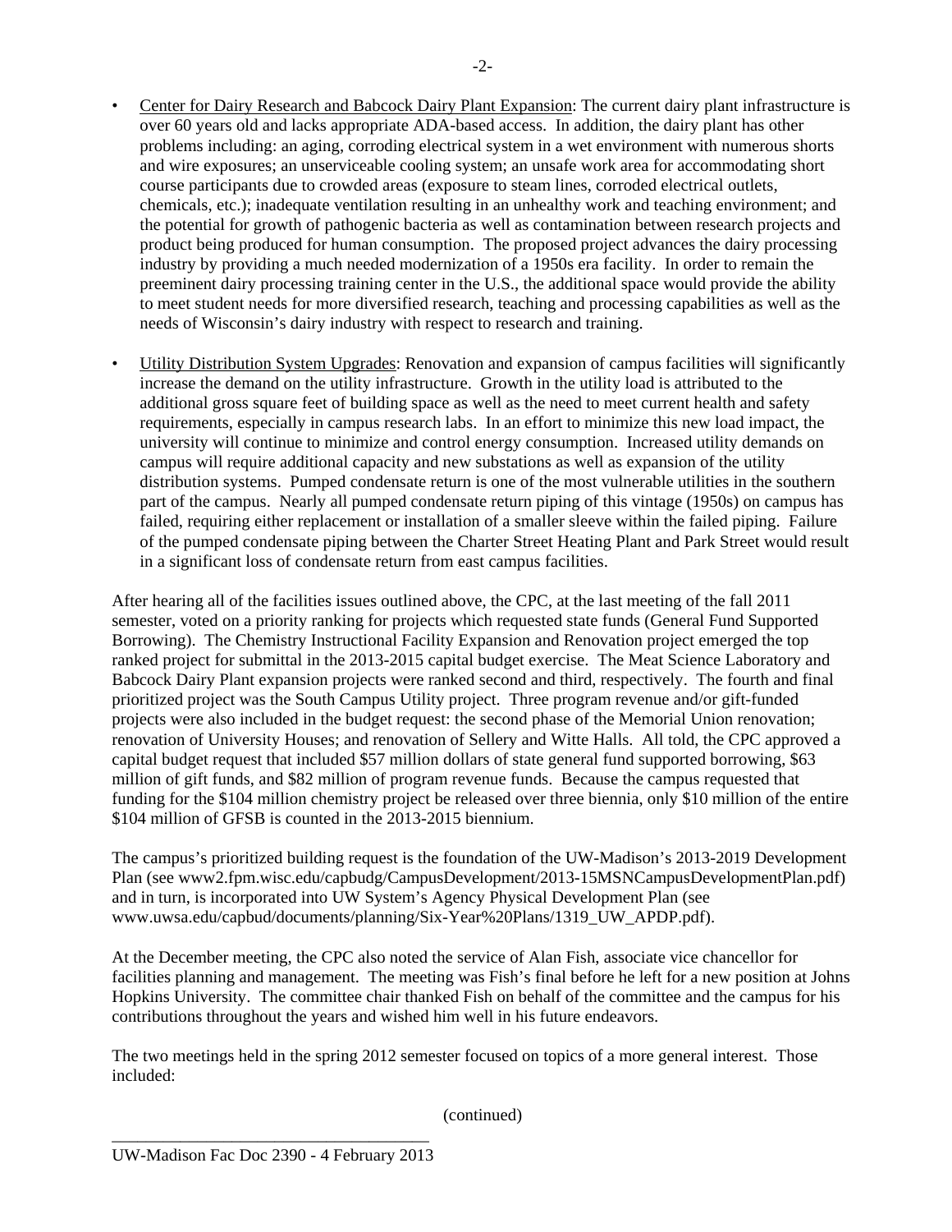- Center for Dairy Research and Babcock Dairy Plant Expansion: The current dairy plant infrastructure is over 60 years old and lacks appropriate ADA-based access. In addition, the dairy plant has other problems including: an aging, corroding electrical system in a wet environment with numerous shorts and wire exposures; an unserviceable cooling system; an unsafe work area for accommodating short course participants due to crowded areas (exposure to steam lines, corroded electrical outlets, chemicals, etc.); inadequate ventilation resulting in an unhealthy work and teaching environment; and the potential for growth of pathogenic bacteria as well as contamination between research projects and product being produced for human consumption. The proposed project advances the dairy processing industry by providing a much needed modernization of a 1950s era facility. In order to remain the preeminent dairy processing training center in the U.S., the additional space would provide the ability to meet student needs for more diversified research, teaching and processing capabilities as well as the needs of Wisconsin's dairy industry with respect to research and training.

- Utility Distribution System Upgrades: Renovation and expansion of campus facilities will significantly increase the demand on the utility infrastructure. Growth in the utility load is attributed to the additional gross square feet of building space as well as the need to meet current health and safety requirements, especially in campus research labs. In an effort to minimize this new load impact, the university will continue to minimize and control energy consumption. Increased utility demands on campus will require additional capacity and new substations as well as expansion of the utility distribution systems. Pumped condensate return is one of the most vulnerable utilities in the southern part of the campus. Nearly all pumped condensate return piping of this vintage (1950s) on campus has failed, requiring either replacement or installation of a smaller sleeve within the failed piping. Failure of the pumped condensate piping between the Charter Street Heating Plant and Park Street would result in a significant loss of condensate return from east campus facilities.

After hearing all of the facilities issues outlined above, the CPC, at the last meeting of the fall 2011 semester, voted on a priority ranking for projects which requested state funds (General Fund Supported Borrowing). The Chemistry Instructional Facility Expansion and Renovation project emerged the top ranked project for submittal in the 2013-2015 capital budget exercise. The Meat Science Laboratory and Babcock Dairy Plant expansion projects were ranked second and third, respectively. The fourth and final prioritized project was the South Campus Utility project. Three program revenue and/or gift-funded projects were also included in the budget request: the second phase of the Memorial Union renovation; renovation of University Houses; and renovation of Sellery and Witte Halls. All told, the CPC approved a capital budget request that included $57 million dollars of state general fund supported borrowing, $63 million of gift funds, and $82 million of program revenue funds. Because the campus requested that funding for the $104 million chemistry project be released over three biennia, only $10 million of the entire $104 million of GFSB is counted in the 2013-2015 biennium.

The campus's prioritized building request is the foundation of the UW-Madison's 2013-2019 Development Plan (see www2.fpm.wisc.edu/capbudg/CampusDevelopment/2013-15MSNCampusDevelopmentPlan.pdf) and in turn, is incorporated into UW System's Agency Physical Development Plan (see www.uwsa.edu/capbud/documents/planning/Six-Year%20Plans/1319_UW_APDP.pdf).

At the December meeting, the CPC also noted the service of Alan Fish, associate vice chancellor for facilities planning and management. The meeting was Fish's final before he left for a new position at Johns Hopkins University. The committee chair thanked Fish on behalf of the committee and the campus for his contributions throughout the years and wished him well in his future endeavors.

The two meetings held in the spring 2012 semester focused on topics of a more general interest. Those included:

(continued)

UW-Madison Fac Doc 2390 - 4 February 2013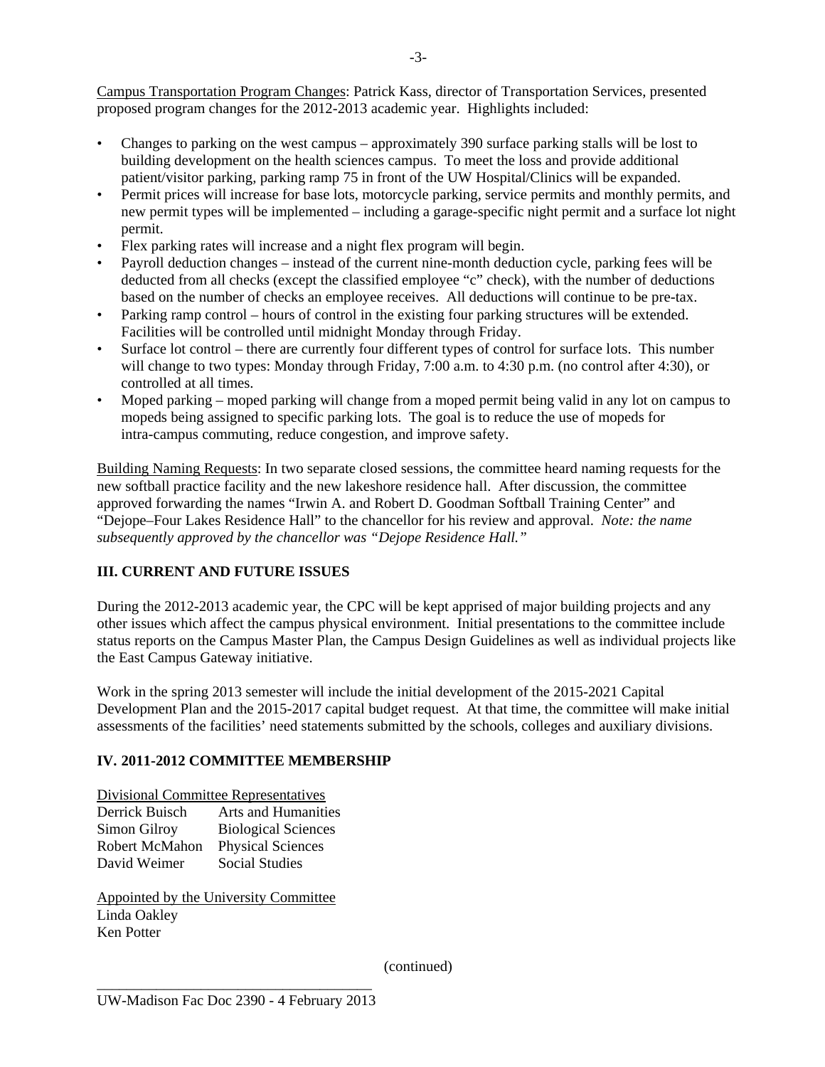Campus Transportation Program Changes: Patrick Kass, director of Transportation Services, presented proposed program changes for the 2012-2013 academic year. Highlights included:

- Changes to parking on the west campus – approximately 390 surface parking stalls will be lost to building development on the health sciences campus. To meet the loss and provide additional patient/visitor parking, parking ramp 75 in front of the UW Hospital/Clinics will be expanded.
- Permit prices will increase for base lots, motorcycle parking, service permits and monthly permits, and new permit types will be implemented – including a garage-specific night permit and a surface lot night permit.
- Flex parking rates will increase and a night flex program will begin.
- Payroll deduction changes – instead of the current nine-month deduction cycle, parking fees will be deducted from all checks (except the classified employee "c" check), with the number of deductions based on the number of checks an employee receives. All deductions will continue to be pre-tax.
- Parking ramp control – hours of control in the existing four parking structures will be extended. Facilities will be controlled until midnight Monday through Friday.
- Surface lot control – there are currently four different types of control for surface lots. This number will change to two types: Monday through Friday, 7:00 a.m. to 4:30 p.m. (no control after 4:30), or controlled at all times.
- Moped parking – moped parking will change from a moped permit being valid in any lot on campus to mopeds being assigned to specific parking lots. The goal is to reduce the use of mopeds for intra-campus commuting, reduce congestion, and improve safety.

Building Naming Requests: In two separate closed sessions, the committee heard naming requests for the new softball practice facility and the new lakeshore residence hall. After discussion, the committee approved forwarding the names "Irwin A. and Robert D. Goodman Softball Training Center" and "Dejope–Four Lakes Residence Hall" to the chancellor for his review and approval. *Note: the name subsequently approved by the chancellor was "Dejope Residence Hall."*

## III. CURRENT AND FUTURE ISSUES

During the 2012-2013 academic year, the CPC will be kept apprised of major building projects and any other issues which affect the campus physical environment. Initial presentations to the committee include status reports on the Campus Master Plan, the Campus Design Guidelines as well as individual projects like the East Campus Gateway initiative.

Work in the spring 2013 semester will include the initial development of the 2015-2021 Capital Development Plan and the 2015-2017 capital budget request. At that time, the committee will make initial assessments of the facilities' need statements submitted by the schools, colleges and auxiliary divisions.

## IV. 2011-2012 COMMITTEE MEMBERSHIP

Divisional Committee Representatives

Derrick Buisch Arts and Humanities
Simon Gilroy Biological Sciences
Robert McMahon Physical Sciences
David Weimer Social Studies

Appointed by the University Committee

Linda Oakley
Ken Potter

(continued)

UW-Madison Fac Doc 2390 - 4 February 2013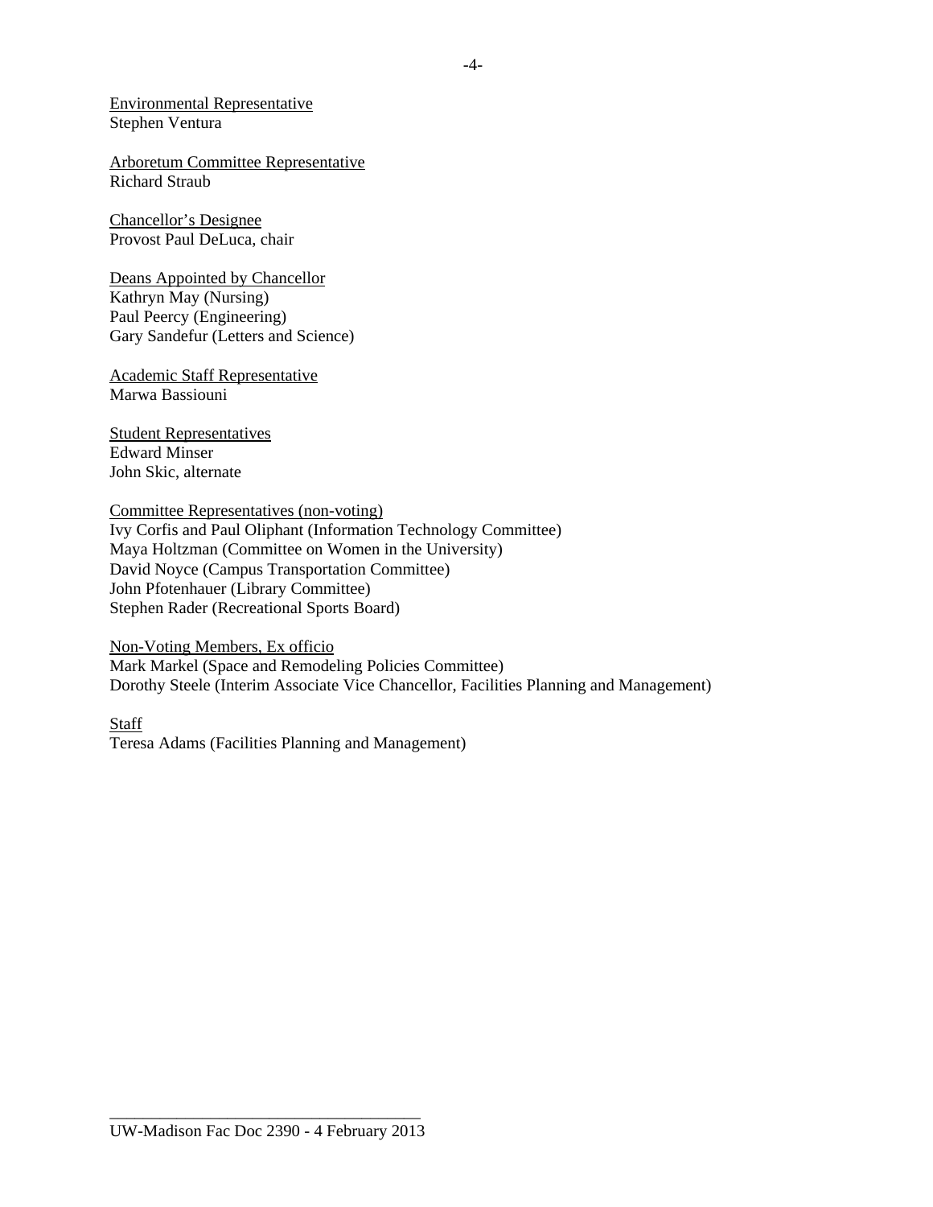<u>Environmental Representative</u>
Stephen Ventura

<u>Arboretum Committee Representative</u>
Richard Straub

<u>Chancellor's Designee</u>
Provost Paul DeLuca, chair

<u>Deans Appointed by Chancellor</u>
Kathryn May (Nursing)
Paul Peercy (Engineering)
Gary Sandefur (Letters and Science)

<u>Academic Staff Representative</u>
Marwa Bassiouni

<u>Student Representatives</u>
Edward Minser
John Skic, alternate

<u>Committee Representatives (non-voting)</u>
Ivy Corfis and Paul Oliphant (Information Technology Committee)
Maya Holtzman (Committee on Women in the University)
David Noyce (Campus Transportation Committee)
John Pfotenhauer (Library Committee)
Stephen Rader (Recreational Sports Board)

<u>Non-Voting Members, Ex officio</u>
Mark Markel (Space and Remodeling Policies Committee)
Dorothy Steele (Interim Associate Vice Chancellor, Facilities Planning and Management)

<u>Staff</u>
Teresa Adams (Facilities Planning and Management)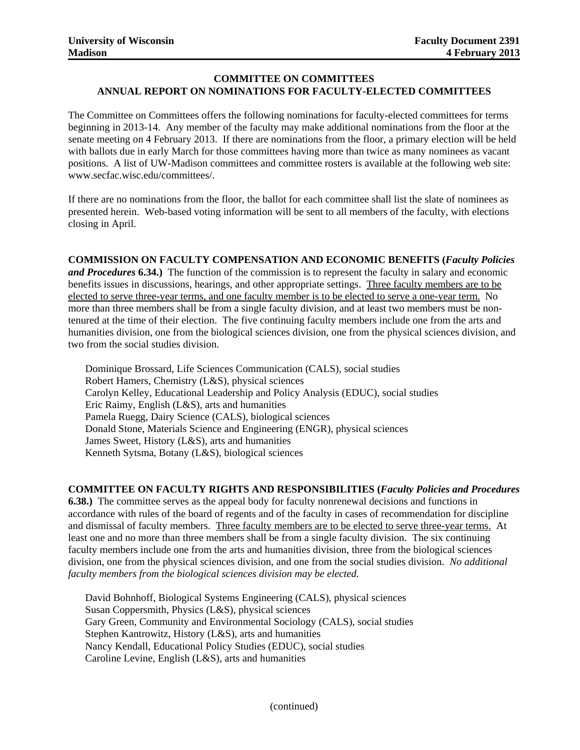**University of Wisconsin Madison** | **Faculty Document 2391 4 February 2013**

## COMMITTEE ON COMMITTEES
## ANNUAL REPORT ON NOMINATIONS FOR FACULTY-ELECTED COMMITTEES

The Committee on Committees offers the following nominations for faculty-elected committees for terms beginning in 2013-14. Any member of the faculty may make additional nominations from the floor at the senate meeting on 4 February 2013. If there are nominations from the floor, a primary election will be held with ballots due in early March for those committees having more than twice as many nominees as vacant positions. A list of UW-Madison committees and committee rosters is available at the following web site: www.secfac.wisc.edu/committees/.

If there are no nominations from the floor, the ballot for each committee shall list the slate of nominees as presented herein. Web-based voting information will be sent to all members of the faculty, with elections closing in April.

**COMMISSION ON FACULTY COMPENSATION AND ECONOMIC BENEFITS (*Faculty Policies and Procedures* 6.34.)** The function of the commission is to represent the faculty in salary and economic benefits issues in discussions, hearings, and other appropriate settings. <u>Three faculty members are to be elected to serve three-year terms, and one faculty member is to be elected to serve a one-year term.</u> No more than three members shall be from a single faculty division, and at least two members must be non-tenured at the time of their election. The five continuing faculty members include one from the arts and humanities division, one from the biological sciences division, one from the physical sciences division, and two from the social studies division.

Dominique Brossard, Life Sciences Communication (CALS), social studies
Robert Hamers, Chemistry (L&S), physical sciences
Carolyn Kelley, Educational Leadership and Policy Analysis (EDUC), social studies
Eric Raimy, English (L&S), arts and humanities
Pamela Ruegg, Dairy Science (CALS), biological sciences
Donald Stone, Materials Science and Engineering (ENGR), physical sciences
James Sweet, History (L&S), arts and humanities
Kenneth Sytsma, Botany (L&S), biological sciences

**COMMITTEE ON FACULTY RIGHTS AND RESPONSIBILITIES (*Faculty Policies and Procedures* 6.38.)** The committee serves as the appeal body for faculty nonrenewal decisions and functions in accordance with rules of the board of regents and of the faculty in cases of recommendation for discipline and dismissal of faculty members. <u>Three faculty members are to be elected to serve three-year terms.</u> At least one and no more than three members shall be from a single faculty division. The six continuing faculty members include one from the arts and humanities division, three from the biological sciences division, one from the physical sciences division, and one from the social studies division. *No additional faculty members from the biological sciences division may be elected.*

David Bohnhoff, Biological Systems Engineering (CALS), physical sciences
Susan Coppersmith, Physics (L&S), physical sciences
Gary Green, Community and Environmental Sociology (CALS), social studies
Stephen Kantrowitz, History (L&S), arts and humanities
Nancy Kendall, Educational Policy Studies (EDUC), social studies
Caroline Levine, English (L&S), arts and humanities

(continued)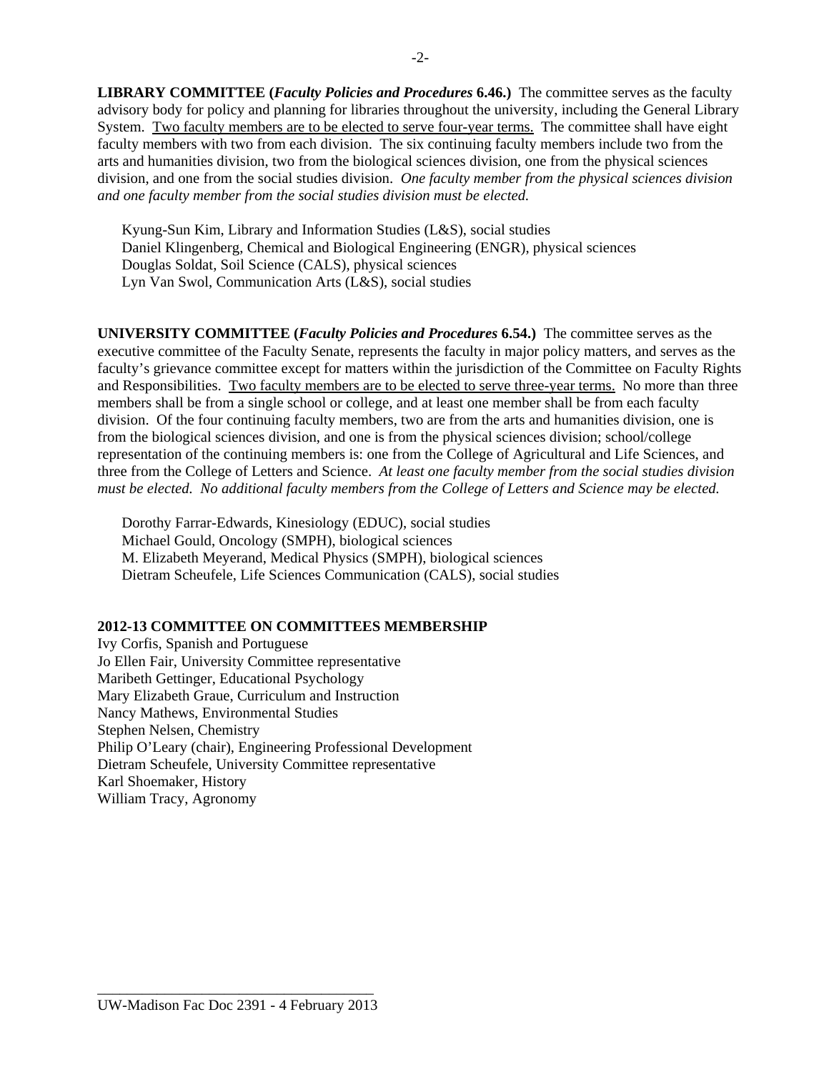**LIBRARY COMMITTEE (*Faculty Policies and Procedures* 6.46.)** The committee serves as the faculty advisory body for policy and planning for libraries throughout the university, including the General Library System. Two faculty members are to be elected to serve four-year terms. The committee shall have eight faculty members with two from each division. The six continuing faculty members include two from the arts and humanities division, two from the biological sciences division, one from the physical sciences division, and one from the social studies division. *One faculty member from the physical sciences division and one faculty member from the social studies division must be elected.*

Kyung-Sun Kim, Library and Information Studies (L&S), social studies
Daniel Klingenberg, Chemical and Biological Engineering (ENGR), physical sciences
Douglas Soldat, Soil Science (CALS), physical sciences
Lyn Van Swol, Communication Arts (L&S), social studies

**UNIVERSITY COMMITTEE (*Faculty Policies and Procedures* 6.54.)** The committee serves as the executive committee of the Faculty Senate, represents the faculty in major policy matters, and serves as the faculty's grievance committee except for matters within the jurisdiction of the Committee on Faculty Rights and Responsibilities. Two faculty members are to be elected to serve three-year terms. No more than three members shall be from a single school or college, and at least one member shall be from each faculty division. Of the four continuing faculty members, two are from the arts and humanities division, one is from the biological sciences division, and one is from the physical sciences division; school/college representation of the continuing members is: one from the College of Agricultural and Life Sciences, and three from the College of Letters and Science. *At least one faculty member from the social studies division must be elected. No additional faculty members from the College of Letters and Science may be elected.*

Dorothy Farrar-Edwards, Kinesiology (EDUC), social studies
Michael Gould, Oncology (SMPH), biological sciences
M. Elizabeth Meyerand, Medical Physics (SMPH), biological sciences
Dietram Scheufele, Life Sciences Communication (CALS), social studies

**2012-13 COMMITTEE ON COMMITTEES MEMBERSHIP**

Ivy Corfis, Spanish and Portuguese
Jo Ellen Fair, University Committee representative
Maribeth Gettinger, Educational Psychology
Mary Elizabeth Graue, Curriculum and Instruction
Nancy Mathews, Environmental Studies
Stephen Nelsen, Chemistry
Philip O'Leary (chair), Engineering Professional Development
Dietram Scheufele, University Committee representative
Karl Shoemaker, History
William Tracy, Agronomy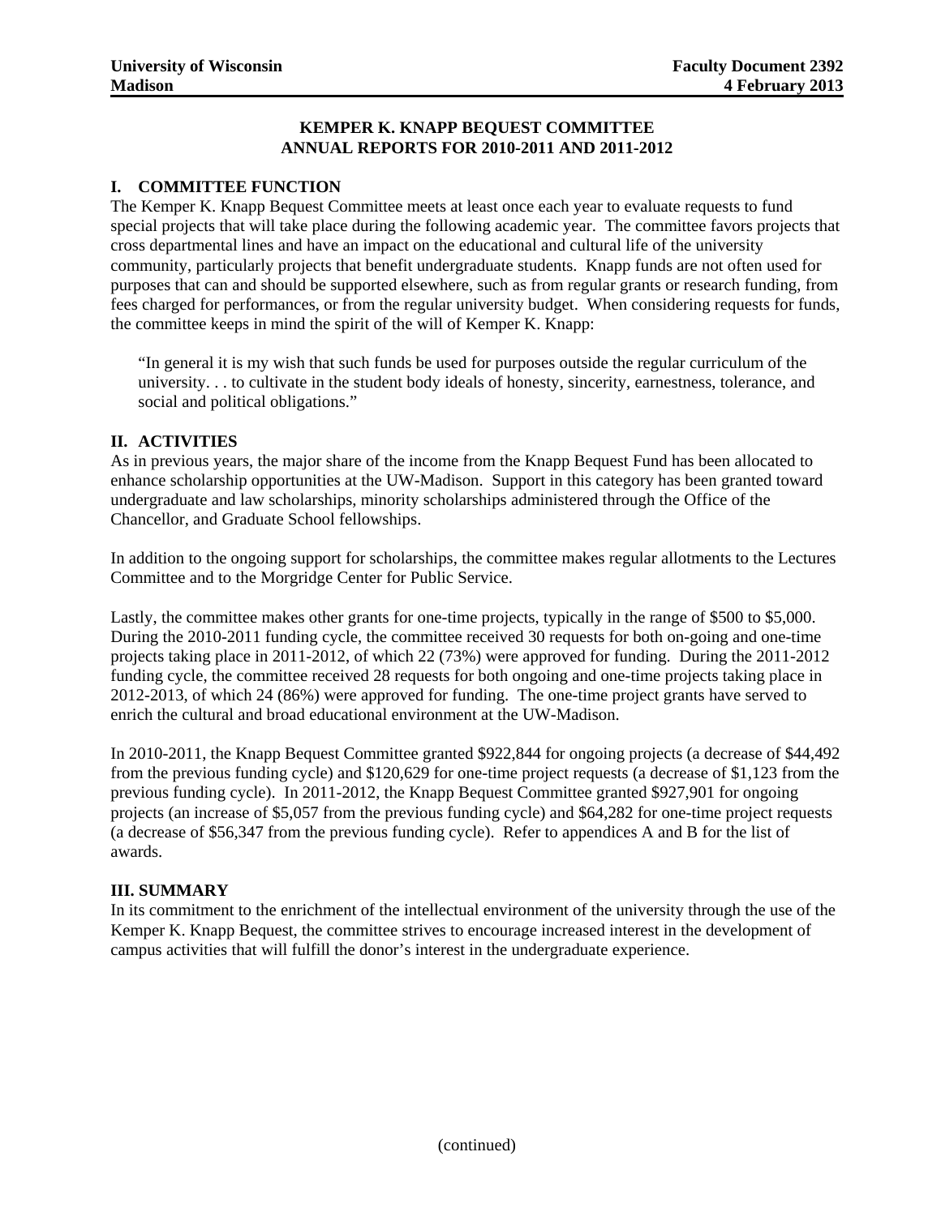**University of Wisconsin Madison** | **Faculty Document 2392 4 February 2013**

# KEMPER K. KNAPP BEQUEST COMMITTEE
# ANNUAL REPORTS FOR 2010-2011 AND 2011-2012

## I. COMMITTEE FUNCTION

The Kemper K. Knapp Bequest Committee meets at least once each year to evaluate requests to fund special projects that will take place during the following academic year. The committee favors projects that cross departmental lines and have an impact on the educational and cultural life of the university community, particularly projects that benefit undergraduate students. Knapp funds are not often used for purposes that can and should be supported elsewhere, such as from regular grants or research funding, from fees charged for performances, or from the regular university budget. When considering requests for funds, the committee keeps in mind the spirit of the will of Kemper K. Knapp:

> "In general it is my wish that such funds be used for purposes outside the regular curriculum of the university. . . to cultivate in the student body ideals of honesty, sincerity, earnestness, tolerance, and social and political obligations."

## II. ACTIVITIES

As in previous years, the major share of the income from the Knapp Bequest Fund has been allocated to enhance scholarship opportunities at the UW-Madison. Support in this category has been granted toward undergraduate and law scholarships, minority scholarships administered through the Office of the Chancellor, and Graduate School fellowships.

In addition to the ongoing support for scholarships, the committee makes regular allotments to the Lectures Committee and to the Morgridge Center for Public Service.

Lastly, the committee makes other grants for one-time projects, typically in the range of $500 to $5,000. During the 2010-2011 funding cycle, the committee received 30 requests for both on-going and one-time projects taking place in 2011-2012, of which 22 (73%) were approved for funding. During the 2011-2012 funding cycle, the committee received 28 requests for both ongoing and one-time projects taking place in 2012-2013, of which 24 (86%) were approved for funding. The one-time project grants have served to enrich the cultural and broad educational environment at the UW-Madison.

In 2010-2011, the Knapp Bequest Committee granted $922,844 for ongoing projects (a decrease of $44,492 from the previous funding cycle) and $120,629 for one-time project requests (a decrease of $1,123 from the previous funding cycle). In 2011-2012, the Knapp Bequest Committee granted $927,901 for ongoing projects (an increase of $5,057 from the previous funding cycle) and $64,282 for one-time project requests (a decrease of $56,347 from the previous funding cycle). Refer to appendices A and B for the list of awards.

## III. SUMMARY

In its commitment to the enrichment of the intellectual environment of the university through the use of the Kemper K. Knapp Bequest, the committee strives to encourage increased interest in the development of campus activities that will fulfill the donor's interest in the undergraduate experience.

(continued)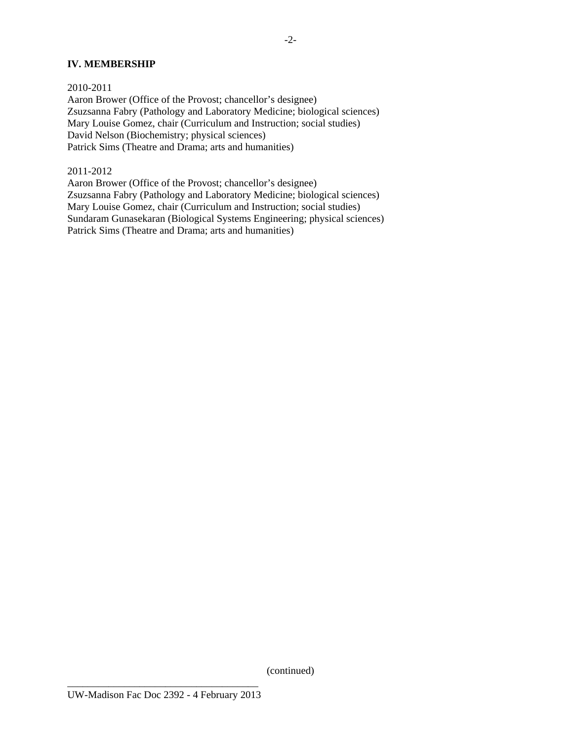**IV. MEMBERSHIP**

2010-2011
Aaron Brower (Office of the Provost; chancellor’s designee)
Zsuzsanna Fabry (Pathology and Laboratory Medicine; biological sciences)
Mary Louise Gomez, chair (Curriculum and Instruction; social studies)
David Nelson (Biochemistry; physical sciences)
Patrick Sims (Theatre and Drama; arts and humanities)

2011-2012
Aaron Brower (Office of the Provost; chancellor’s designee)
Zsuzsanna Fabry (Pathology and Laboratory Medicine; biological sciences)
Mary Louise Gomez, chair (Curriculum and Instruction; social studies)
Sundaram Gunasekaran (Biological Systems Engineering; physical sciences)
Patrick Sims (Theatre and Drama; arts and humanities)

(continued)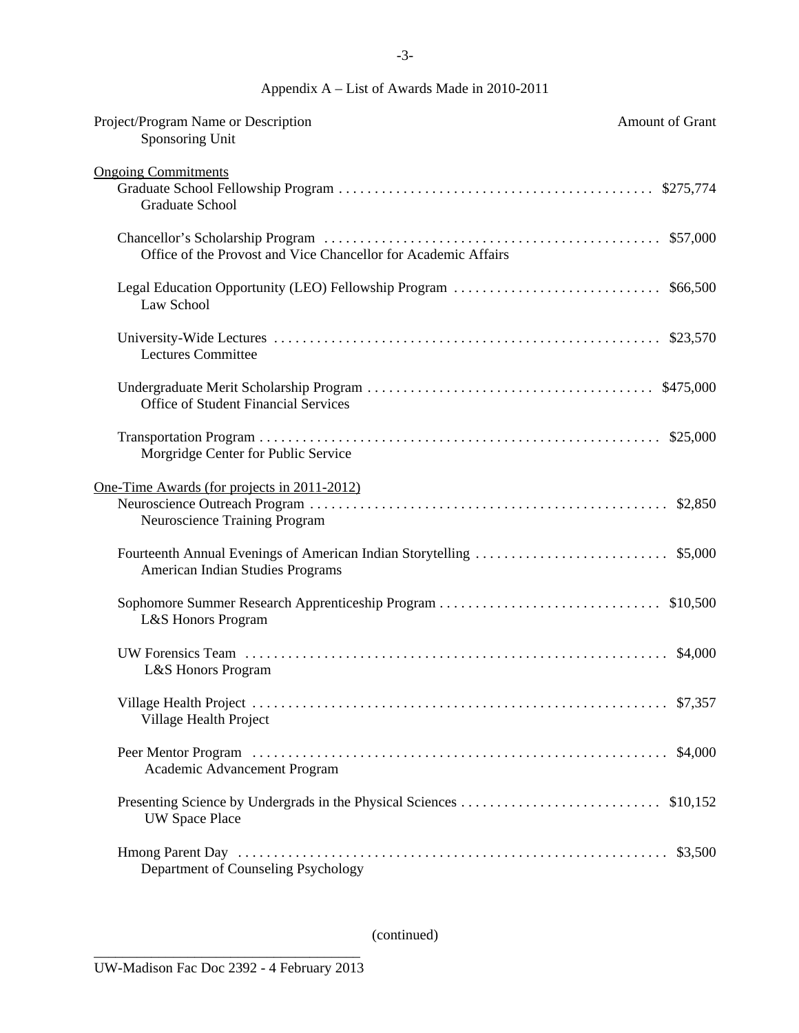## Appendix A – List of Awards Made in 2010-2011

| Project/Program Name or Description<br>Sponsoring Unit | Amount of Grant |
|---|---|
| **Ongoing Commitments** | |
| Graduate School Fellowship Program<br>Graduate School | $275,774 |
| Chancellor's Scholarship Program<br>Office of the Provost and Vice Chancellor for Academic Affairs | $57,000 |
| Legal Education Opportunity (LEO) Fellowship Program<br>Law School | $66,500 |
| University-Wide Lectures<br>Lectures Committee | $23,570 |
| Undergraduate Merit Scholarship Program<br>Office of Student Financial Services | $475,000 |
| Transportation Program<br>Morgridge Center for Public Service | $25,000 |
| **One-Time Awards (for projects in 2011-2012)** | |
| Neuroscience Outreach Program<br>Neuroscience Training Program | $2,850 |
| Fourteenth Annual Evenings of American Indian Storytelling<br>American Indian Studies Programs | $5,000 |
| Sophomore Summer Research Apprenticeship Program<br>L&S Honors Program | $10,500 |
| UW Forensics Team<br>L&S Honors Program | $4,000 |
| Village Health Project<br>Village Health Project | $7,357 |
| Peer Mentor Program<br>Academic Advancement Program | $4,000 |
| Presenting Science by Undergrads in the Physical Sciences<br>UW Space Place | $10,152 |
| Hmong Parent Day<br>Department of Counseling Psychology | $3,500 |

(continued)

UW-Madison Fac Doc 2392 - 4 February 2013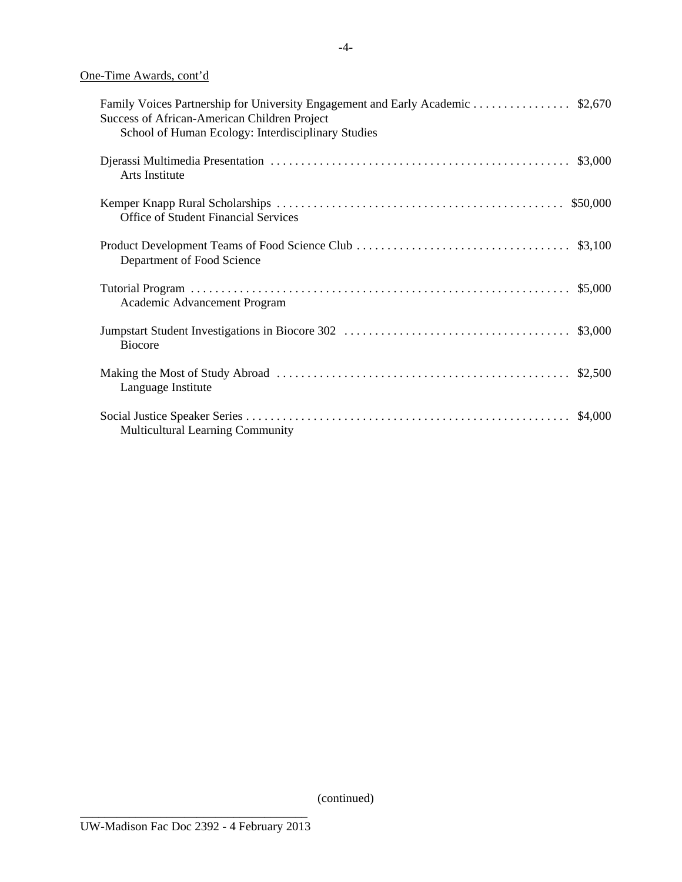One-Time Awards, cont'd

Family Voices Partnership for University Engagement and Early Academic Success of African-American Children Project . . . . . . . . . . . . . . . . $2,670
School of Human Ecology: Interdisciplinary Studies

Djerassi Multimedia Presentation . . . . . . . . . . . . . . . . . . . . . . . . . . . . . . . . . . . . . . . . . . . . . . . . . $3,000
Arts Institute

Kemper Knapp Rural Scholarships . . . . . . . . . . . . . . . . . . . . . . . . . . . . . . . . . . . . . . . . . . . . . . . $50,000
Office of Student Financial Services

Product Development Teams of Food Science Club . . . . . . . . . . . . . . . . . . . . . . . . . . . . . . . . . . . $3,100
Department of Food Science

Tutorial Program . . . . . . . . . . . . . . . . . . . . . . . . . . . . . . . . . . . . . . . . . . . . . . . . . . . . . . . . . . . . . $5,000
Academic Advancement Program

Jumpstart Student Investigations in Biocore 302 . . . . . . . . . . . . . . . . . . . . . . . . . . . . . . . . . . . . . $3,000
Biocore

Making the Most of Study Abroad . . . . . . . . . . . . . . . . . . . . . . . . . . . . . . . . . . . . . . . . . . . . . . . . $2,500
Language Institute

Social Justice Speaker Series . . . . . . . . . . . . . . . . . . . . . . . . . . . . . . . . . . . . . . . . . . . . . . . . . . . . $4,000
Multicultural Learning Community

(continued)

UW-Madison Fac Doc 2392 - 4 February 2013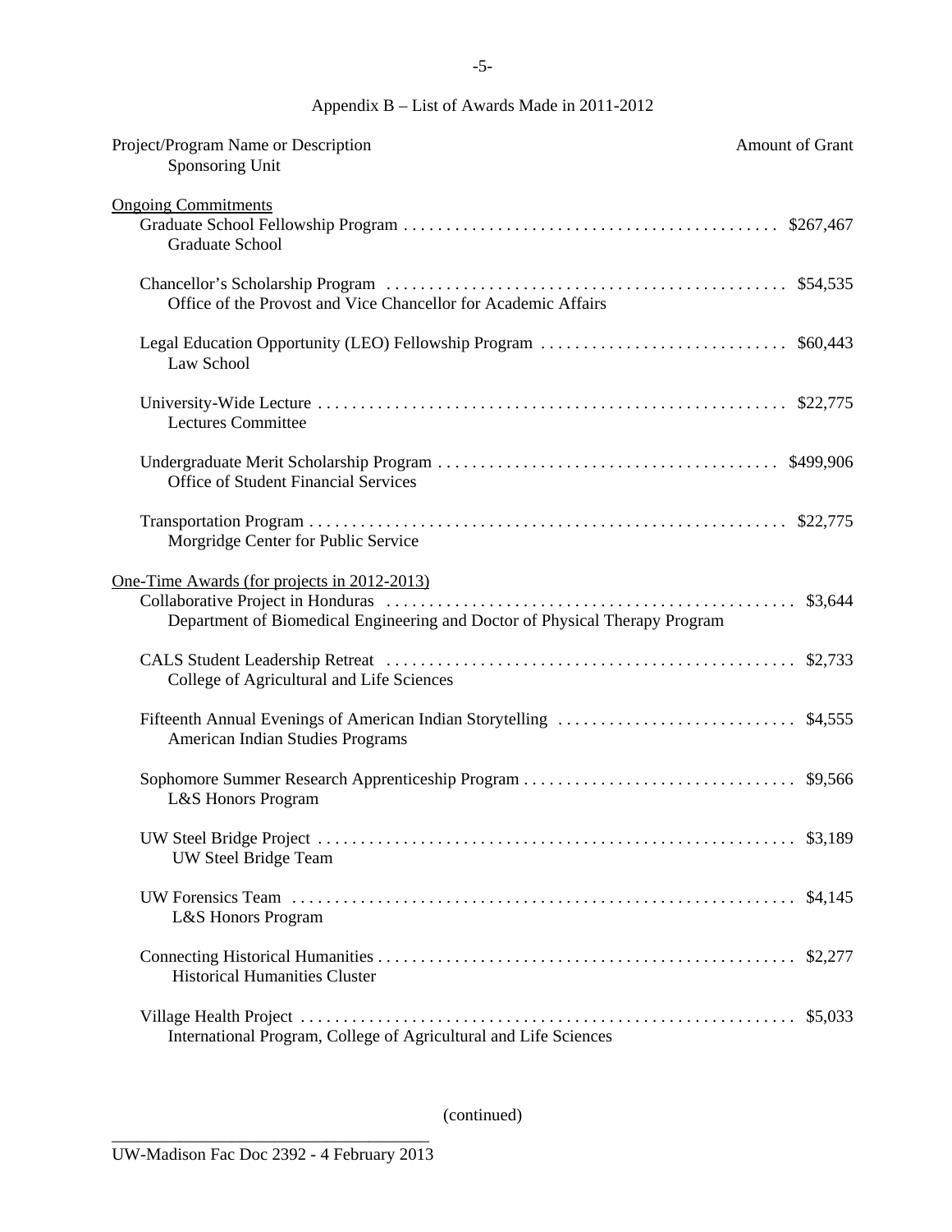## Appendix B – List of Awards Made in 2011-2012

| Project/Program Name or Description<br>Sponsoring Unit | Amount of Grant |
|---|---|
| <u>Ongoing Commitments</u> | |
| Graduate School Fellowship Program<br>Graduate School | $267,467 |
| Chancellor's Scholarship Program<br>Office of the Provost and Vice Chancellor for Academic Affairs | $54,535 |
| Legal Education Opportunity (LEO) Fellowship Program<br>Law School | $60,443 |
| University-Wide Lecture<br>Lectures Committee | $22,775 |
| Undergraduate Merit Scholarship Program<br>Office of Student Financial Services | $499,906 |
| Transportation Program<br>Morgridge Center for Public Service | $22,775 |
| <u>One-Time Awards (for projects in 2012-2013)</u> | |
| Collaborative Project in Honduras<br>Department of Biomedical Engineering and Doctor of Physical Therapy Program | $3,644 |
| CALS Student Leadership Retreat<br>College of Agricultural and Life Sciences | $2,733 |
| Fifteenth Annual Evenings of American Indian Storytelling<br>American Indian Studies Programs | $4,555 |
| Sophomore Summer Research Apprenticeship Program<br>L&S Honors Program | $9,566 |
| UW Steel Bridge Project<br>UW Steel Bridge Team | $3,189 |
| UW Forensics Team<br>L&S Honors Program | $4,145 |
| Connecting Historical Humanities<br>Historical Humanities Cluster | $2,277 |
| Village Health Project<br>International Program, College of Agricultural and Life Sciences | $5,033 |

(continued)

UW-Madison Fac Doc 2392 - 4 February 2013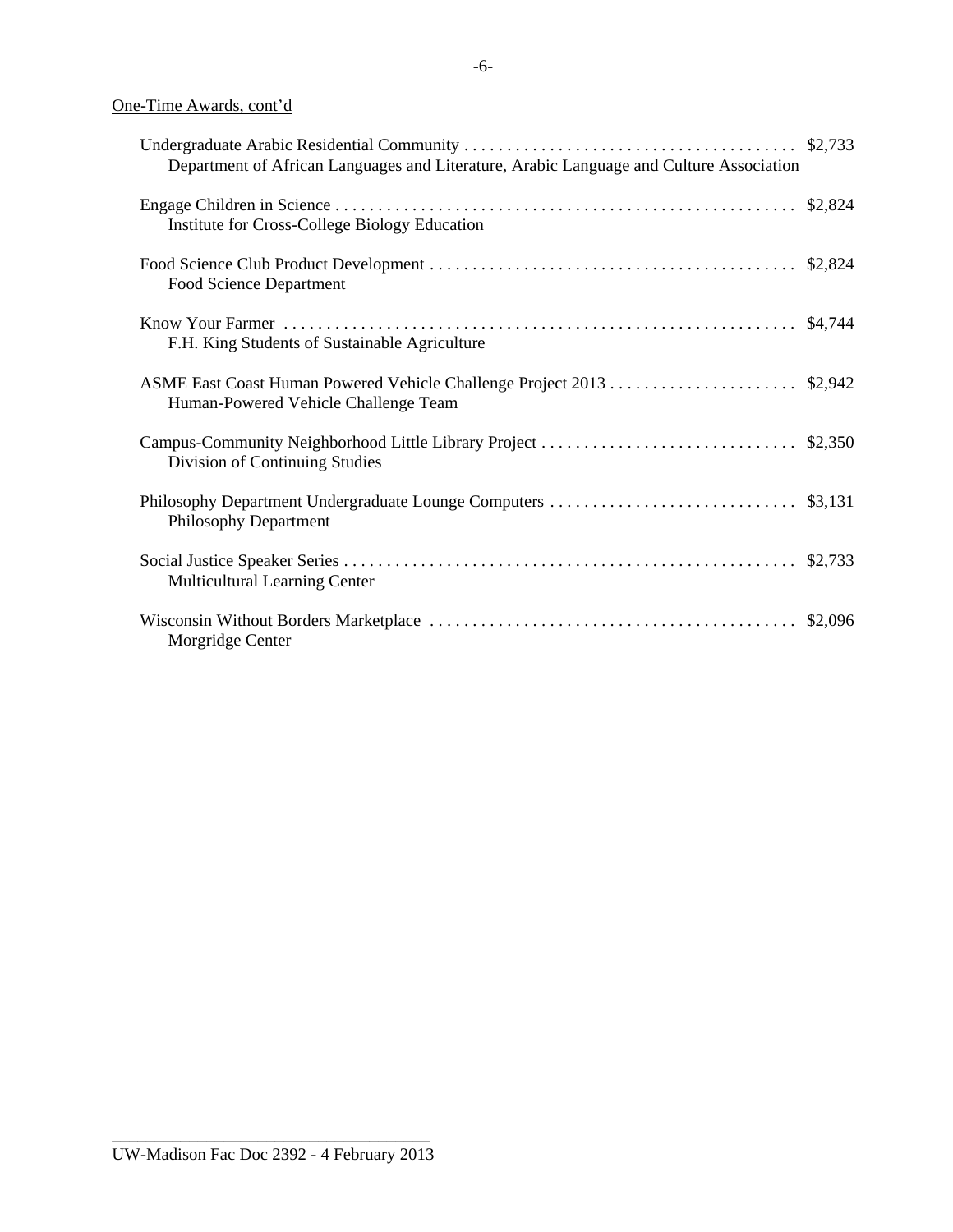One-Time Awards, cont'd

Undergraduate Arabic Residential Community . . . . . . . . . . . . . . . . . . . . . . . . . . . . . . . . . . . . . . . $2,733
Department of African Languages and Literature, Arabic Language and Culture Association

Engage Children in Science . . . . . . . . . . . . . . . . . . . . . . . . . . . . . . . . . . . . . . . . . . . . . . . . . . . . . . $2,824
Institute for Cross-College Biology Education

Food Science Club Product Development . . . . . . . . . . . . . . . . . . . . . . . . . . . . . . . . . . . . . . . . . . . $2,824
Food Science Department

Know Your Farmer . . . . . . . . . . . . . . . . . . . . . . . . . . . . . . . . . . . . . . . . . . . . . . . . . . . . . . . . . . . . $4,744
F.H. King Students of Sustainable Agriculture

ASME East Coast Human Powered Vehicle Challenge Project 2013 . . . . . . . . . . . . . . . . . . . . . . $2,942
Human-Powered Vehicle Challenge Team

Campus-Community Neighborhood Little Library Project . . . . . . . . . . . . . . . . . . . . . . . . . . . . . . $2,350
Division of Continuing Studies

Philosophy Department Undergraduate Lounge Computers . . . . . . . . . . . . . . . . . . . . . . . . . . . . . $3,131
Philosophy Department

Social Justice Speaker Series . . . . . . . . . . . . . . . . . . . . . . . . . . . . . . . . . . . . . . . . . . . . . . . . . . . . $2,733
Multicultural Learning Center

Wisconsin Without Borders Marketplace . . . . . . . . . . . . . . . . . . . . . . . . . . . . . . . . . . . . . . . . . . $2,096
Morgridge Center

UW-Madison Fac Doc 2392 - 4 February 2013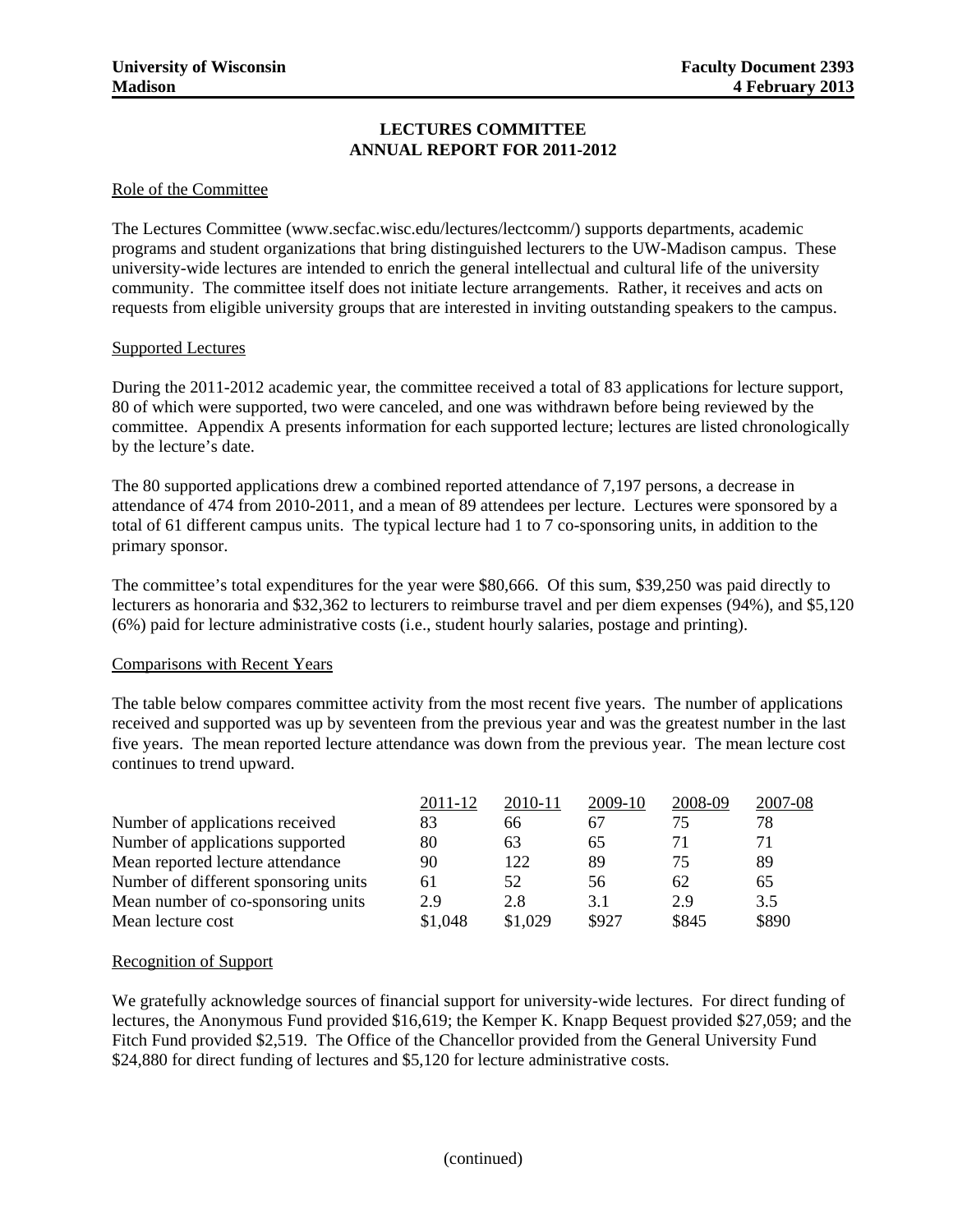University of Wisconsin
Madison

Faculty Document 2393
4 February 2013

# LECTURES COMMITTEE
## ANNUAL REPORT FOR 2011-2012

### Role of the Committee

The Lectures Committee (www.secfac.wisc.edu/lectures/lectcomm/) supports departments, academic programs and student organizations that bring distinguished lecturers to the UW-Madison campus. These university-wide lectures are intended to enrich the general intellectual and cultural life of the university community. The committee itself does not initiate lecture arrangements. Rather, it receives and acts on requests from eligible university groups that are interested in inviting outstanding speakers to the campus.

### Supported Lectures

During the 2011-2012 academic year, the committee received a total of 83 applications for lecture support, 80 of which were supported, two were canceled, and one was withdrawn before being reviewed by the committee. Appendix A presents information for each supported lecture; lectures are listed chronologically by the lecture's date.

The 80 supported applications drew a combined reported attendance of 7,197 persons, a decrease in attendance of 474 from 2010-2011, and a mean of 89 attendees per lecture. Lectures were sponsored by a total of 61 different campus units. The typical lecture had 1 to 7 co-sponsoring units, in addition to the primary sponsor.

The committee's total expenditures for the year were $80,666. Of this sum, $39,250 was paid directly to lecturers as honoraria and $32,362 to lecturers to reimburse travel and per diem expenses (94%), and $5,120 (6%) paid for lecture administrative costs (i.e., student hourly salaries, postage and printing).

### Comparisons with Recent Years

The table below compares committee activity from the most recent five years. The number of applications received and supported was up by seventeen from the previous year and was the greatest number in the last five years. The mean reported lecture attendance was down from the previous year. The mean lecture cost continues to trend upward.

| | 2011-12 | 2010-11 | 2009-10 | 2008-09 | 2007-08 |
|---|---|---|---|---|---|
| Number of applications received | 83 | 66 | 67 | 75 | 78 |
| Number of applications supported | 80 | 63 | 65 | 71 | 71 |
| Mean reported lecture attendance | 90 | 122 | 89 | 75 | 89 |
| Number of different sponsoring units | 61 | 52 | 56 | 62 | 65 |
| Mean number of co-sponsoring units | 2.9 | 2.8 | 3.1 | 2.9 | 3.5 |
| Mean lecture cost | $1,048 | $1,029 | $927 | $845 | $890 |

### Recognition of Support

We gratefully acknowledge sources of financial support for university-wide lectures. For direct funding of lectures, the Anonymous Fund provided $16,619; the Kemper K. Knapp Bequest provided $27,059; and the Fitch Fund provided $2,519. The Office of the Chancellor provided from the General University Fund $24,880 for direct funding of lectures and $5,120 for lecture administrative costs.

(continued)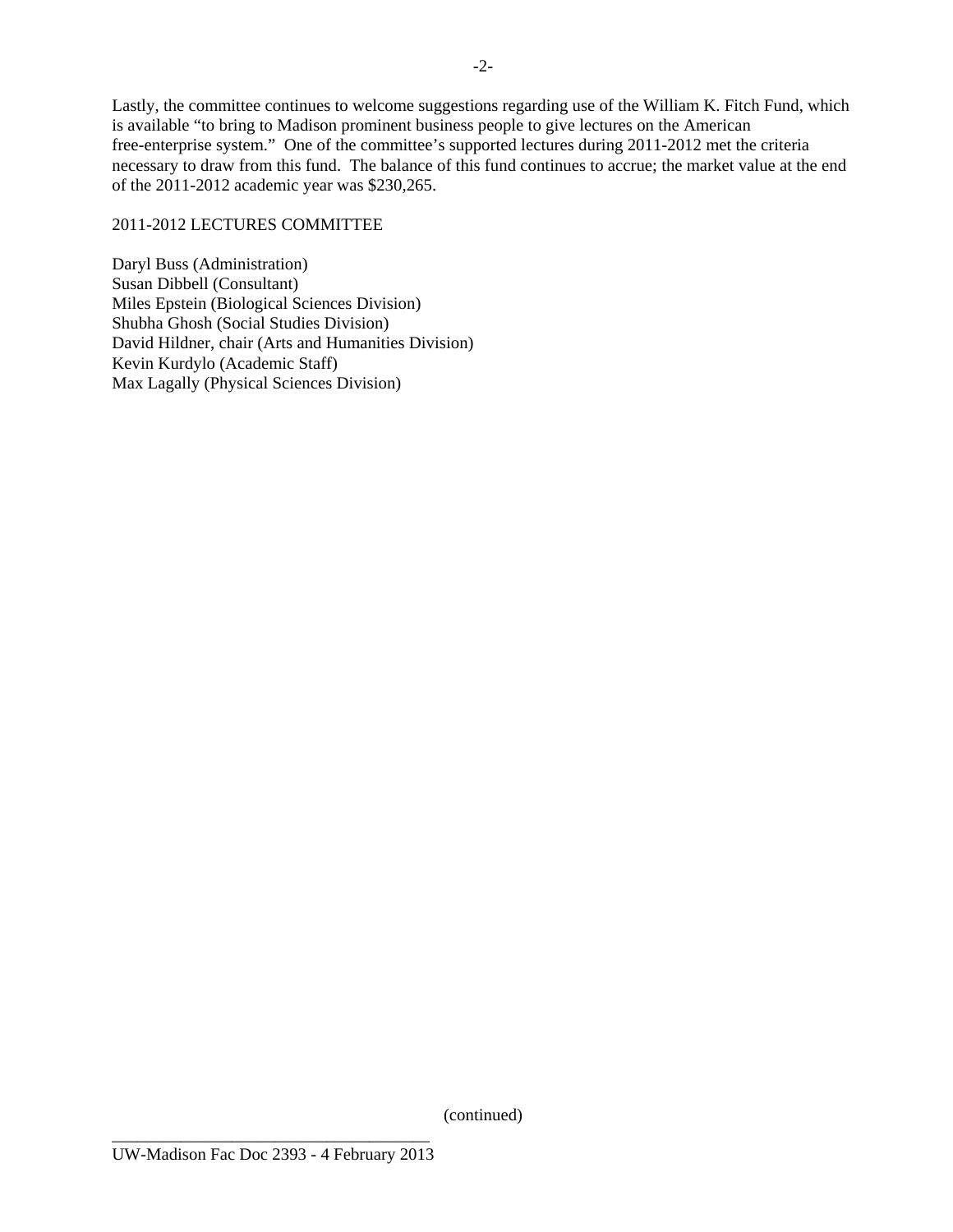Lastly, the committee continues to welcome suggestions regarding use of the William K. Fitch Fund, which is available "to bring to Madison prominent business people to give lectures on the American free-enterprise system." One of the committee's supported lectures during 2011-2012 met the criteria necessary to draw from this fund. The balance of this fund continues to accrue; the market value at the end of the 2011-2012 academic year was $230,265.

2011-2012 LECTURES COMMITTEE

Daryl Buss (Administration)
Susan Dibbell (Consultant)
Miles Epstein (Biological Sciences Division)
Shubha Ghosh (Social Studies Division)
David Hildner, chair (Arts and Humanities Division)
Kevin Kurdylo (Academic Staff)
Max Lagally (Physical Sciences Division)

(continued)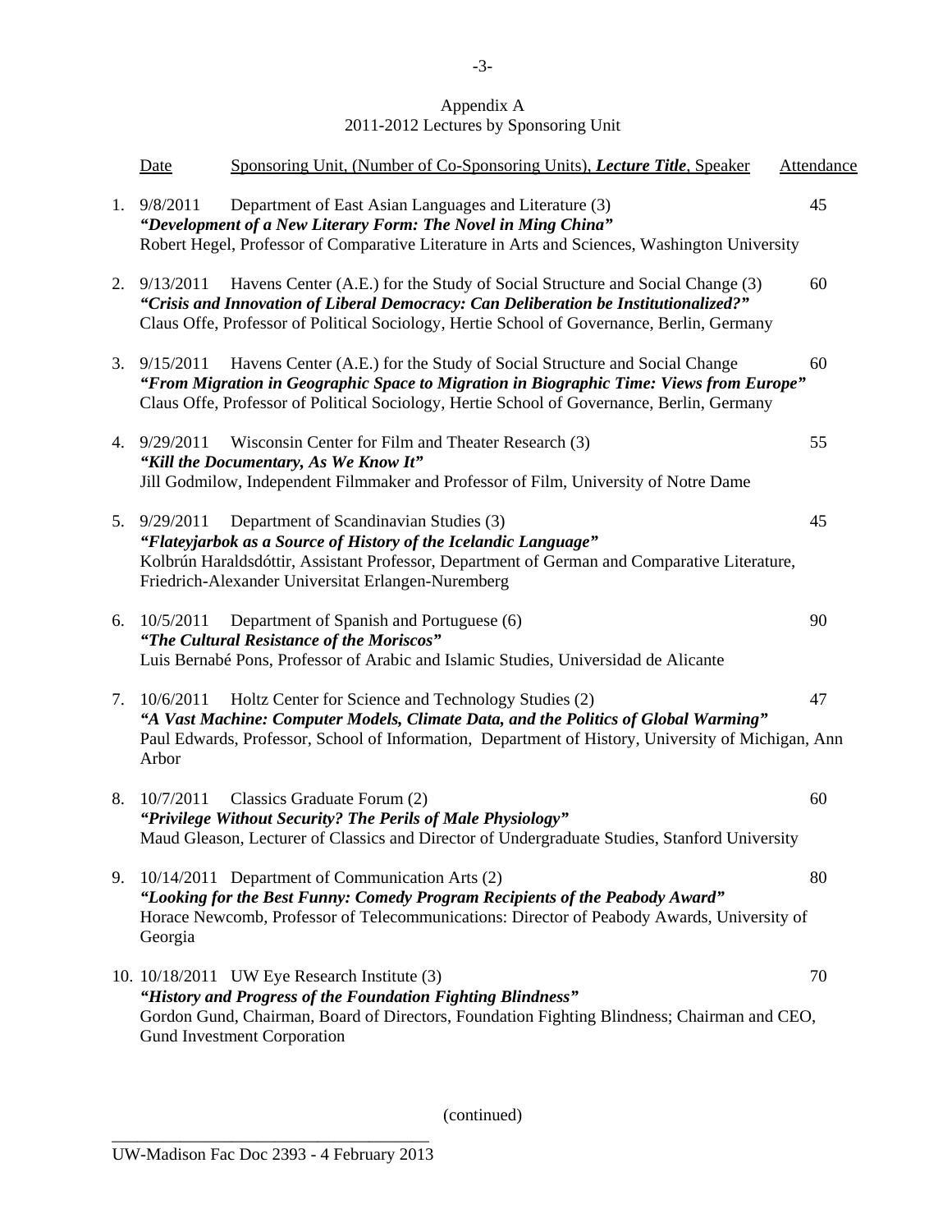Appendix A
2011-2012 Lectures by Sponsoring Unit

| | Date | Sponsoring Unit, (Number of Co-Sponsoring Units), ***Lecture Title***, Speaker | Attendance |
|---|---|---|---|
| 1. | 9/8/2011 | Department of East Asian Languages and Literature (3)<br>***"Development of a New Literary Form: The Novel in Ming China"***<br>Robert Hegel, Professor of Comparative Literature in Arts and Sciences, Washington University | 45 |
| 2. | 9/13/2011 | Havens Center (A.E.) for the Study of Social Structure and Social Change (3)<br>***"Crisis and Innovation of Liberal Democracy: Can Deliberation be Institutionalized?"***<br>Claus Offe, Professor of Political Sociology, Hertie School of Governance, Berlin, Germany | 60 |
| 3. | 9/15/2011 | Havens Center (A.E.) for the Study of Social Structure and Social Change<br>***"From Migration in Geographic Space to Migration in Biographic Time: Views from Europe"***<br>Claus Offe, Professor of Political Sociology, Hertie School of Governance, Berlin, Germany | 60 |
| 4. | 9/29/2011 | Wisconsin Center for Film and Theater Research (3)<br>***"Kill the Documentary, As We Know It"***<br>Jill Godmilow, Independent Filmmaker and Professor of Film, University of Notre Dame | 55 |
| 5. | 9/29/2011 | Department of Scandinavian Studies (3)<br>***"Flateyjarbok as a Source of History of the Icelandic Language"***<br>Kolbrún Haraldsdóttir, Assistant Professor, Department of German and Comparative Literature, Friedrich-Alexander Universitat Erlangen-Nuremberg | 45 |
| 6. | 10/5/2011 | Department of Spanish and Portuguese (6)<br>***"The Cultural Resistance of the Moriscos"***<br>Luis Bernabé Pons, Professor of Arabic and Islamic Studies, Universidad de Alicante | 90 |
| 7. | 10/6/2011 | Holtz Center for Science and Technology Studies (2)<br>***"A Vast Machine: Computer Models, Climate Data, and the Politics of Global Warming"***<br>Paul Edwards, Professor, School of Information, Department of History, University of Michigan, Ann Arbor | 47 |
| 8. | 10/7/2011 | Classics Graduate Forum (2)<br>***"Privilege Without Security? The Perils of Male Physiology"***<br>Maud Gleason, Lecturer of Classics and Director of Undergraduate Studies, Stanford University | 60 |
| 9. | 10/14/2011 | Department of Communication Arts (2)<br>***"Looking for the Best Funny: Comedy Program Recipients of the Peabody Award"***<br>Horace Newcomb, Professor of Telecommunications: Director of Peabody Awards, University of Georgia | 80 |
| 10. | 10/18/2011 | UW Eye Research Institute (3)<br>***"History and Progress of the Foundation Fighting Blindness"***<br>Gordon Gund, Chairman, Board of Directors, Foundation Fighting Blindness; Chairman and CEO, Gund Investment Corporation | 70 |

(continued)

UW-Madison Fac Doc 2393 - 4 February 2013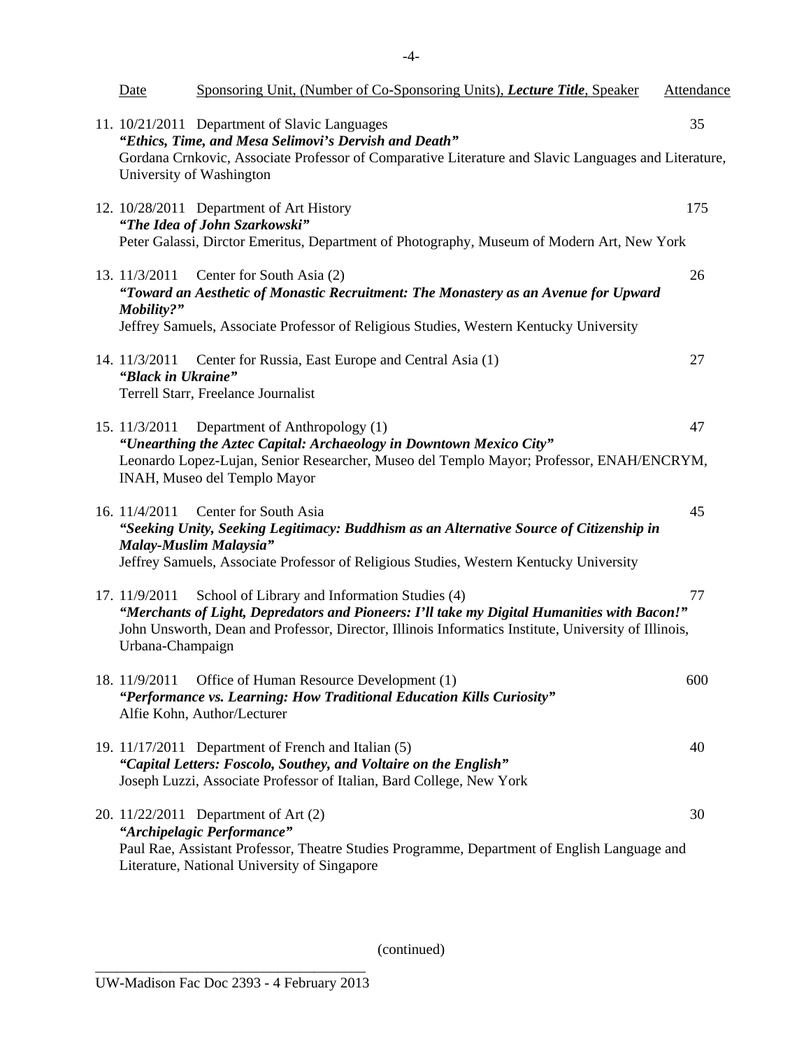| Date | Sponsoring Unit, (Number of Co-Sponsoring Units), ***Lecture Title***, Speaker | Attendance |
|---|---|---|
| 11. 10/21/2011 | Department of Slavic Languages<br>***"Ethics, Time, and Mesa Selimovi's Dervish and Death"***<br>Gordana Crnkovic, Associate Professor of Comparative Literature and Slavic Languages and Literature, University of Washington | 35 |
| 12. 10/28/2011 | Department of Art History<br>***"The Idea of John Szarkowski"***<br>Peter Galassi, Dirctor Emeritus, Department of Photography, Museum of Modern Art, New York | 175 |
| 13. 11/3/2011 | Center for South Asia (2)<br>***"Toward an Aesthetic of Monastic Recruitment: The Monastery as an Avenue for Upward Mobility?"***<br>Jeffrey Samuels, Associate Professor of Religious Studies, Western Kentucky University | 26 |
| 14. 11/3/2011 | Center for Russia, East Europe and Central Asia (1)<br>***"Black in Ukraine"***<br>Terrell Starr, Freelance Journalist | 27 |
| 15. 11/3/2011 | Department of Anthropology (1)<br>***"Unearthing the Aztec Capital: Archaeology in Downtown Mexico City"***<br>Leonardo Lopez-Lujan, Senior Researcher, Museo del Templo Mayor; Professor, ENAH/ENCRYM, INAH, Museo del Templo Mayor | 47 |
| 16. 11/4/2011 | Center for South Asia<br>***"Seeking Unity, Seeking Legitimacy: Buddhism as an Alternative Source of Citizenship in Malay-Muslim Malaysia"***<br>Jeffrey Samuels, Associate Professor of Religious Studies, Western Kentucky University | 45 |
| 17. 11/9/2011 | School of Library and Information Studies (4)<br>***"Merchants of Light, Depredators and Pioneers: I'll take my Digital Humanities with Bacon!"***<br>John Unsworth, Dean and Professor, Director, Illinois Informatics Institute, University of Illinois, Urbana-Champaign | 77 |
| 18. 11/9/2011 | Office of Human Resource Development (1)<br>***"Performance vs. Learning: How Traditional Education Kills Curiosity"***<br>Alfie Kohn, Author/Lecturer | 600 |
| 19. 11/17/2011 | Department of French and Italian (5)<br>***"Capital Letters: Foscolo, Southey, and Voltaire on the English"***<br>Joseph Luzzi, Associate Professor of Italian, Bard College, New York | 40 |
| 20. 11/22/2011 | Department of Art (2)<br>***"Archipelagic Performance"***<br>Paul Rae, Assistant Professor, Theatre Studies Programme, Department of English Language and Literature, National University of Singapore | 30 |

(continued)

UW-Madison Fac Doc 2393 - 4 February 2013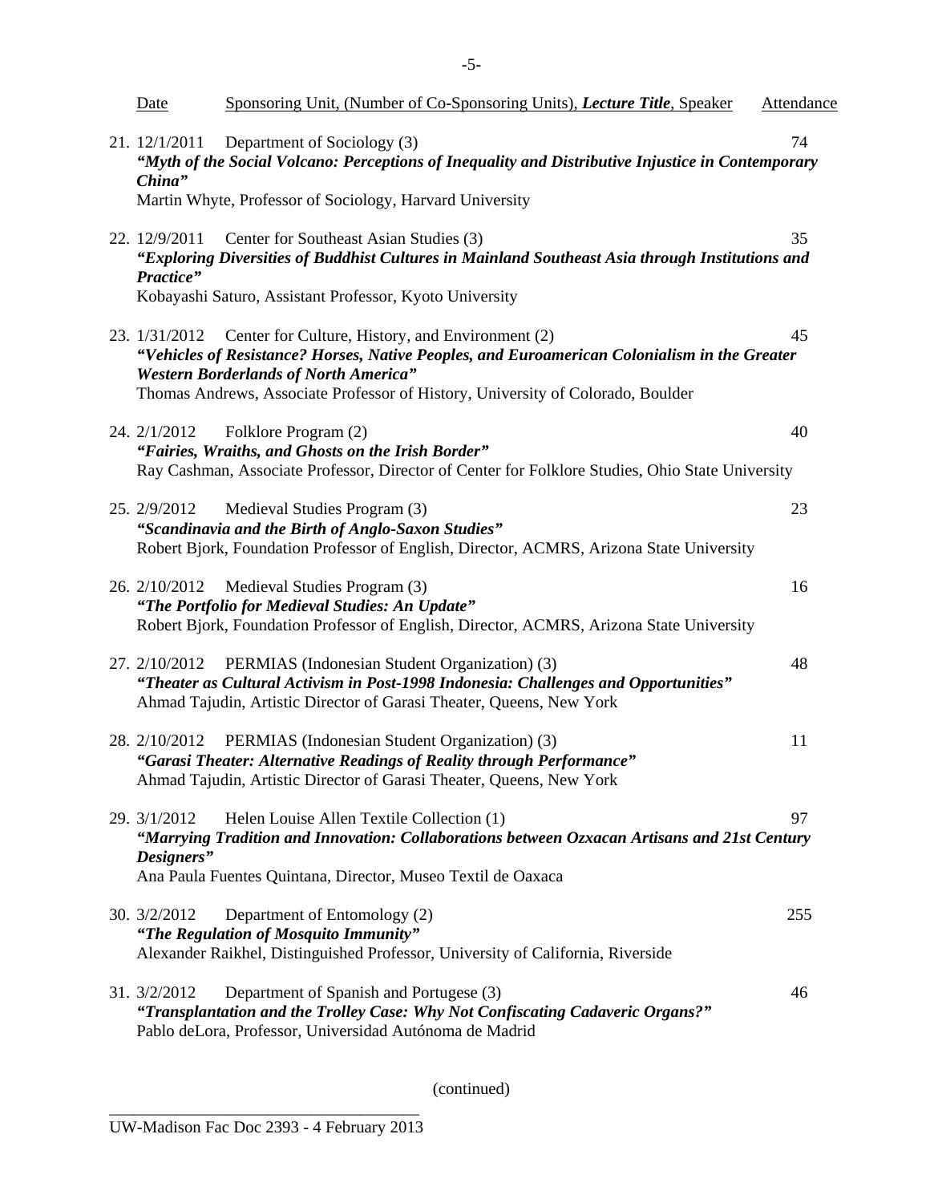Date | Sponsoring Unit, (Number of Co-Sponsoring Units), ***Lecture Title***, Speaker | Attendance

21. 12/1/2011 Department of Sociology (3) — 74
***"Myth of the Social Volcano: Perceptions of Inequality and Distributive Injustice in Contemporary China"***
Martin Whyte, Professor of Sociology, Harvard University

22. 12/9/2011 Center for Southeast Asian Studies (3) — 35
***"Exploring Diversities of Buddhist Cultures in Mainland Southeast Asia through Institutions and Practice"***
Kobayashi Saturo, Assistant Professor, Kyoto University

23. 1/31/2012 Center for Culture, History, and Environment (2) — 45
***"Vehicles of Resistance? Horses, Native Peoples, and Euroamerican Colonialism in the Greater Western Borderlands of North America"***
Thomas Andrews, Associate Professor of History, University of Colorado, Boulder

24. 2/1/2012 Folklore Program (2) — 40
***"Fairies, Wraiths, and Ghosts on the Irish Border"***
Ray Cashman, Associate Professor, Director of Center for Folklore Studies, Ohio State University

25. 2/9/2012 Medieval Studies Program (3) — 23
***"Scandinavia and the Birth of Anglo-Saxon Studies"***
Robert Bjork, Foundation Professor of English, Director, ACMRS, Arizona State University

26. 2/10/2012 Medieval Studies Program (3) — 16
***"The Portfolio for Medieval Studies: An Update"***
Robert Bjork, Foundation Professor of English, Director, ACMRS, Arizona State University

27. 2/10/2012 PERMIAS (Indonesian Student Organization) (3) — 48
***"Theater as Cultural Activism in Post-1998 Indonesia: Challenges and Opportunities"***
Ahmad Tajudin, Artistic Director of Garasi Theater, Queens, New York

28. 2/10/2012 PERMIAS (Indonesian Student Organization) (3) — 11
***"Garasi Theater: Alternative Readings of Reality through Performance"***
Ahmad Tajudin, Artistic Director of Garasi Theater, Queens, New York

29. 3/1/2012 Helen Louise Allen Textile Collection (1) — 97
***"Marrying Tradition and Innovation: Collaborations between Ozxacan Artisans and 21st Century Designers"***
Ana Paula Fuentes Quintana, Director, Museo Textil de Oaxaca

30. 3/2/2012 Department of Entomology (2) — 255
***"The Regulation of Mosquito Immunity"***
Alexander Raikhel, Distinguished Professor, University of California, Riverside

31. 3/2/2012 Department of Spanish and Portugese (3) — 46
***"Transplantation and the Trolley Case: Why Not Confiscating Cadaveric Organs?"***
Pablo deLora, Professor, Universidad Autónoma de Madrid

(continued)

UW-Madison Fac Doc 2393 - 4 February 2013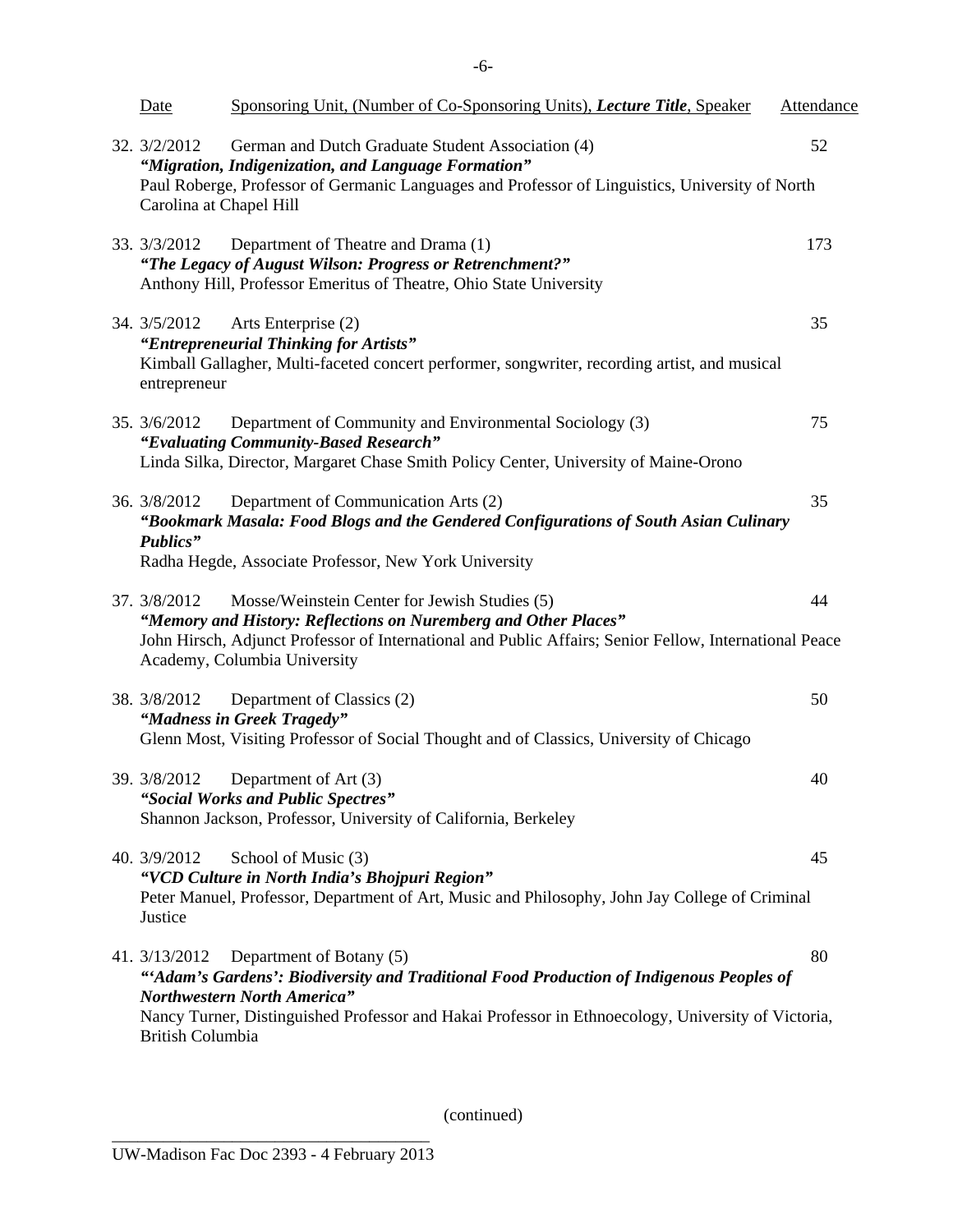| Date | Sponsoring Unit, (Number of Co-Sponsoring Units), ***Lecture Title***, Speaker | Attendance |
|---|---|---|
| 32. 3/2/2012 | German and Dutch Graduate Student Association (4)<br>***"Migration, Indigenization, and Language Formation"***<br>Paul Roberge, Professor of Germanic Languages and Professor of Linguistics, University of North Carolina at Chapel Hill | 52 |
| 33. 3/3/2012 | Department of Theatre and Drama (1)<br>***"The Legacy of August Wilson: Progress or Retrenchment?"***<br>Anthony Hill, Professor Emeritus of Theatre, Ohio State University | 173 |
| 34. 3/5/2012 | Arts Enterprise (2)<br>***"Entrepreneurial Thinking for Artists"***<br>Kimball Gallagher, Multi-faceted concert performer, songwriter, recording artist, and musical entrepreneur | 35 |
| 35. 3/6/2012 | Department of Community and Environmental Sociology (3)<br>***"Evaluating Community-Based Research"***<br>Linda Silka, Director, Margaret Chase Smith Policy Center, University of Maine-Orono | 75 |
| 36. 3/8/2012 | Department of Communication Arts (2)<br>***"Bookmark Masala: Food Blogs and the Gendered Configurations of South Asian Culinary Publics"***<br>Radha Hegde, Associate Professor, New York University | 35 |
| 37. 3/8/2012 | Mosse/Weinstein Center for Jewish Studies (5)<br>***"Memory and History: Reflections on Nuremberg and Other Places"***<br>John Hirsch, Adjunct Professor of International and Public Affairs; Senior Fellow, International Peace Academy, Columbia University | 44 |
| 38. 3/8/2012 | Department of Classics (2)<br>***"Madness in Greek Tragedy"***<br>Glenn Most, Visiting Professor of Social Thought and of Classics, University of Chicago | 50 |
| 39. 3/8/2012 | Department of Art (3)<br>***"Social Works and Public Spectres"***<br>Shannon Jackson, Professor, University of California, Berkeley | 40 |
| 40. 3/9/2012 | School of Music (3)<br>***"VCD Culture in North India's Bhojpuri Region"***<br>Peter Manuel, Professor, Department of Art, Music and Philosophy, John Jay College of Criminal Justice | 45 |
| 41. 3/13/2012 | Department of Botany (5)<br>***"'Adam's Gardens': Biodiversity and Traditional Food Production of Indigenous Peoples of Northwestern North America"***<br>Nancy Turner, Distinguished Professor and Hakai Professor in Ethnoecology, University of Victoria, British Columbia | 80 |

(continued)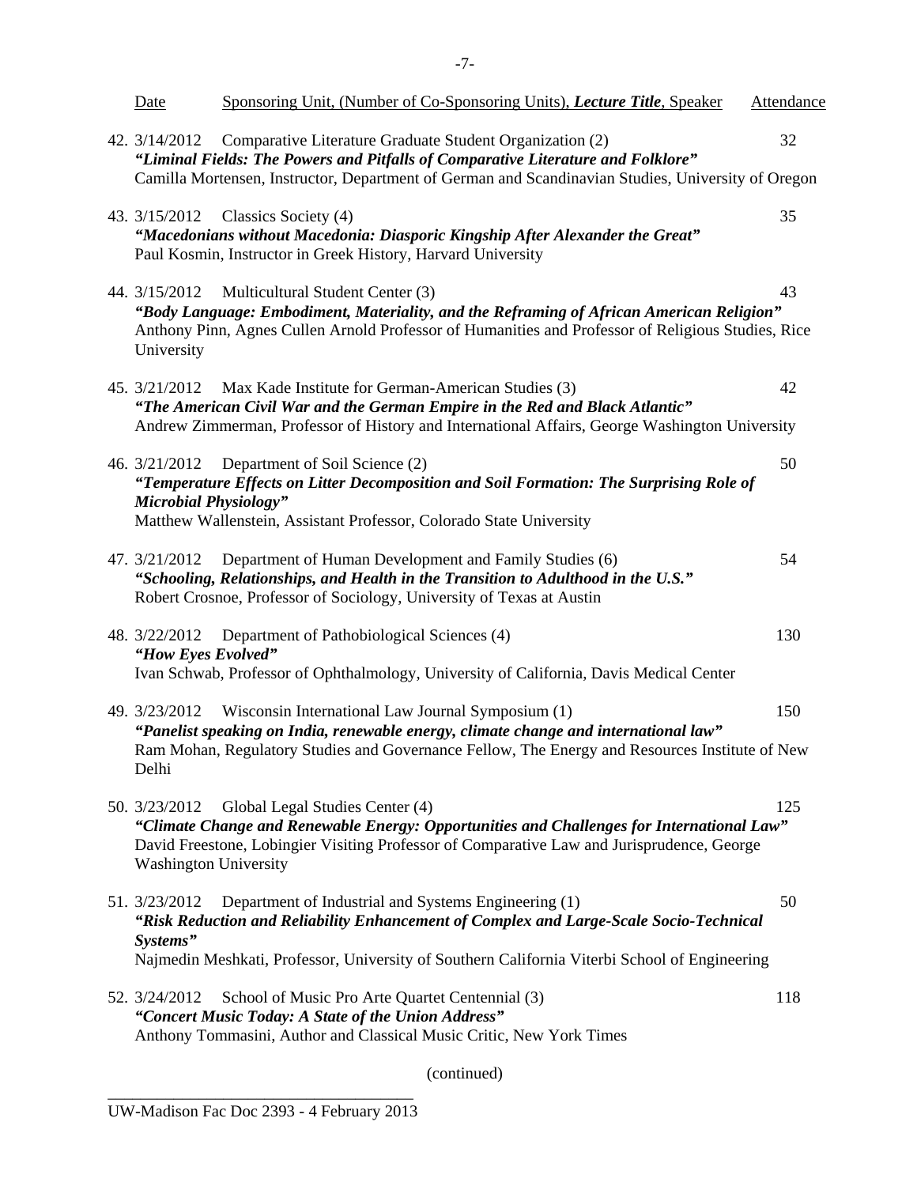| Date | Sponsoring Unit, (Number of Co-Sponsoring Units), ***Lecture Title***, Speaker | Attendance |
|---|---|---|
| 42. 3/14/2012 | Comparative Literature Graduate Student Organization (2)<br>***"Liminal Fields: The Powers and Pitfalls of Comparative Literature and Folklore"***<br>Camilla Mortensen, Instructor, Department of German and Scandinavian Studies, University of Oregon | 32 |
| 43. 3/15/2012 | Classics Society (4)<br>***"Macedonians without Macedonia: Diasporic Kingship After Alexander the Great"***<br>Paul Kosmin, Instructor in Greek History, Harvard University | 35 |
| 44. 3/15/2012 | Multicultural Student Center (3)<br>***"Body Language: Embodiment, Materiality, and the Reframing of African American Religion"***<br>Anthony Pinn, Agnes Cullen Arnold Professor of Humanities and Professor of Religious Studies, Rice University | 43 |
| 45. 3/21/2012 | Max Kade Institute for German-American Studies (3)<br>***"The American Civil War and the German Empire in the Red and Black Atlantic"***<br>Andrew Zimmerman, Professor of History and International Affairs, George Washington University | 42 |
| 46. 3/21/2012 | Department of Soil Science (2)<br>***"Temperature Effects on Litter Decomposition and Soil Formation: The Surprising Role of Microbial Physiology"***<br>Matthew Wallenstein, Assistant Professor, Colorado State University | 50 |
| 47. 3/21/2012 | Department of Human Development and Family Studies (6)<br>***"Schooling, Relationships, and Health in the Transition to Adulthood in the U.S."***<br>Robert Crosnoe, Professor of Sociology, University of Texas at Austin | 54 |
| 48. 3/22/2012 | Department of Pathobiological Sciences (4)<br>***"How Eyes Evolved"***<br>Ivan Schwab, Professor of Ophthalmology, University of California, Davis Medical Center | 130 |
| 49. 3/23/2012 | Wisconsin International Law Journal Symposium (1)<br>***"Panelist speaking on India, renewable energy, climate change and international law"***<br>Ram Mohan, Regulatory Studies and Governance Fellow, The Energy and Resources Institute of New Delhi | 150 |
| 50. 3/23/2012 | Global Legal Studies Center (4)<br>***"Climate Change and Renewable Energy: Opportunities and Challenges for International Law"***<br>David Freestone, Lobingier Visiting Professor of Comparative Law and Jurisprudence, George Washington University | 125 |
| 51. 3/23/2012 | Department of Industrial and Systems Engineering (1)<br>***"Risk Reduction and Reliability Enhancement of Complex and Large-Scale Socio-Technical Systems"***<br>Najmedin Meshkati, Professor, University of Southern California Viterbi School of Engineering | 50 |
| 52. 3/24/2012 | School of Music Pro Arte Quartet Centennial (3)<br>***"Concert Music Today: A State of the Union Address"***<br>Anthony Tommasini, Author and Classical Music Critic, New York Times | 118 |

(continued)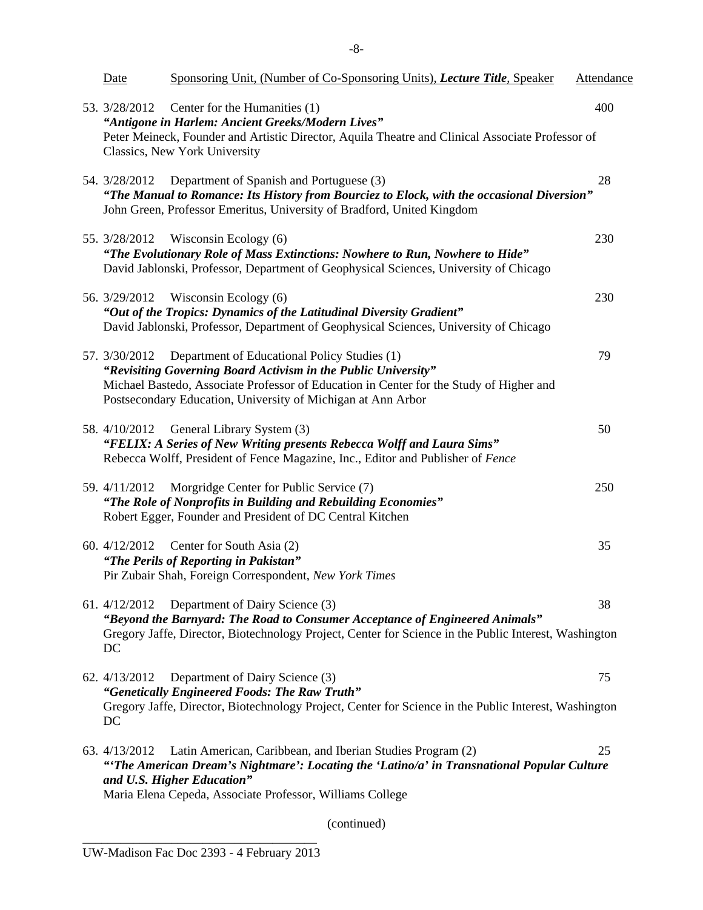| Date | Sponsoring Unit, (Number of Co-Sponsoring Units), ***Lecture Title***, Speaker | Attendance |
|---|---|---|
| 53. 3/28/2012 | Center for the Humanities (1)<br>***"Antigone in Harlem: Ancient Greeks/Modern Lives"***<br>Peter Meineck, Founder and Artistic Director, Aquila Theatre and Clinical Associate Professor of Classics, New York University | 400 |
| 54. 3/28/2012 | Department of Spanish and Portuguese (3)<br>***"The Manual to Romance: Its History from Bourciez to Elock, with the occasional Diversion"***<br>John Green, Professor Emeritus, University of Bradford, United Kingdom | 28 |
| 55. 3/28/2012 | Wisconsin Ecology (6)<br>***"The Evolutionary Role of Mass Extinctions: Nowhere to Run, Nowhere to Hide"***<br>David Jablonski, Professor, Department of Geophysical Sciences, University of Chicago | 230 |
| 56. 3/29/2012 | Wisconsin Ecology (6)<br>***"Out of the Tropics: Dynamics of the Latitudinal Diversity Gradient"***<br>David Jablonski, Professor, Department of Geophysical Sciences, University of Chicago | 230 |
| 57. 3/30/2012 | Department of Educational Policy Studies (1)<br>***"Revisiting Governing Board Activism in the Public University"***<br>Michael Bastedo, Associate Professor of Education in Center for the Study of Higher and Postsecondary Education, University of Michigan at Ann Arbor | 79 |
| 58. 4/10/2012 | General Library System (3)<br>***"FELIX: A Series of New Writing presents Rebecca Wolff and Laura Sims"***<br>Rebecca Wolff, President of Fence Magazine, Inc., Editor and Publisher of *Fence* | 50 |
| 59. 4/11/2012 | Morgridge Center for Public Service (7)<br>***"The Role of Nonprofits in Building and Rebuilding Economies"***<br>Robert Egger, Founder and President of DC Central Kitchen | 250 |
| 60. 4/12/2012 | Center for South Asia (2)<br>***"The Perils of Reporting in Pakistan"***<br>Pir Zubair Shah, Foreign Correspondent, *New York Times* | 35 |
| 61. 4/12/2012 | Department of Dairy Science (3)<br>***"Beyond the Barnyard: The Road to Consumer Acceptance of Engineered Animals"***<br>Gregory Jaffe, Director, Biotechnology Project, Center for Science in the Public Interest, Washington DC | 38 |
| 62. 4/13/2012 | Department of Dairy Science (3)<br>***"Genetically Engineered Foods: The Raw Truth"***<br>Gregory Jaffe, Director, Biotechnology Project, Center for Science in the Public Interest, Washington DC | 75 |
| 63. 4/13/2012 | Latin American, Caribbean, and Iberian Studies Program (2)<br>***"'The American Dream's Nightmare': Locating the 'Latino/a' in Transnational Popular Culture and U.S. Higher Education"***<br>Maria Elena Cepeda, Associate Professor, Williams College | 25 |

(continued)

UW-Madison Fac Doc 2393 - 4 February 2013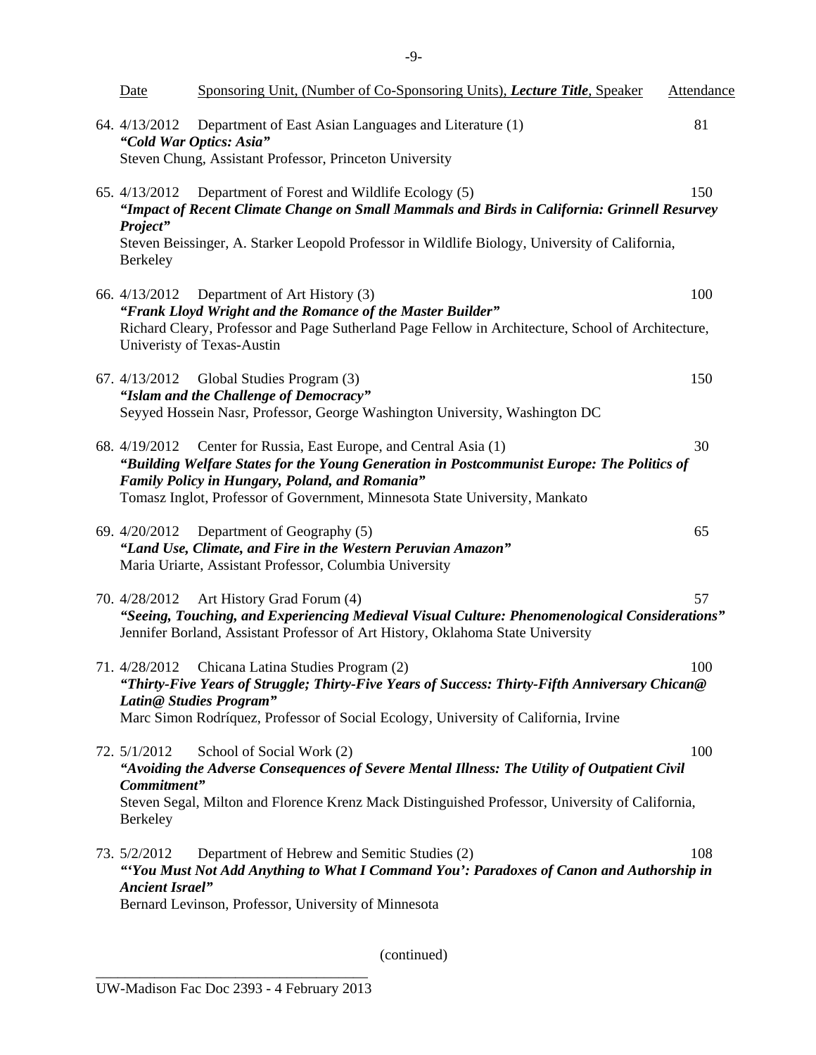| Date | Sponsoring Unit, (Number of Co-Sponsoring Units), ***Lecture Title***, Speaker | Attendance |
|---|---|---|
| 64. 4/13/2012 | Department of East Asian Languages and Literature (1)<br>***"Cold War Optics: Asia"***<br>Steven Chung, Assistant Professor, Princeton University | 81 |
| 65. 4/13/2012 | Department of Forest and Wildlife Ecology (5)<br>***"Impact of Recent Climate Change on Small Mammals and Birds in California: Grinnell Resurvey Project"***<br>Steven Beissinger, A. Starker Leopold Professor in Wildlife Biology, University of California, Berkeley | 150 |
| 66. 4/13/2012 | Department of Art History (3)<br>***"Frank Lloyd Wright and the Romance of the Master Builder"***<br>Richard Cleary, Professor and Page Sutherland Page Fellow in Architecture, School of Architecture, Univeristy of Texas-Austin | 100 |
| 67. 4/13/2012 | Global Studies Program (3)<br>***"Islam and the Challenge of Democracy"***<br>Seyyed Hossein Nasr, Professor, George Washington University, Washington DC | 150 |
| 68. 4/19/2012 | Center for Russia, East Europe, and Central Asia (1)<br>***"Building Welfare States for the Young Generation in Postcommunist Europe: The Politics of Family Policy in Hungary, Poland, and Romania"***<br>Tomasz Inglot, Professor of Government, Minnesota State University, Mankato | 30 |
| 69. 4/20/2012 | Department of Geography (5)<br>***"Land Use, Climate, and Fire in the Western Peruvian Amazon"***<br>Maria Uriarte, Assistant Professor, Columbia University | 65 |
| 70. 4/28/2012 | Art History Grad Forum (4)<br>***"Seeing, Touching, and Experiencing Medieval Visual Culture: Phenomenological Considerations"***<br>Jennifer Borland, Assistant Professor of Art History, Oklahoma State University | 57 |
| 71. 4/28/2012 | Chicana Latina Studies Program (2)<br>***"Thirty-Five Years of Struggle; Thirty-Five Years of Success: Thirty-Fifth Anniversary Chican@ Latin@ Studies Program"***<br>Marc Simon Rodríquez, Professor of Social Ecology, University of California, Irvine | 100 |
| 72. 5/1/2012 | School of Social Work (2)<br>***"Avoiding the Adverse Consequences of Severe Mental Illness: The Utility of Outpatient Civil Commitment"***<br>Steven Segal, Milton and Florence Krenz Mack Distinguished Professor, University of California, Berkeley | 100 |
| 73. 5/2/2012 | Department of Hebrew and Semitic Studies (2)<br>***"'You Must Not Add Anything to What I Command You': Paradoxes of Canon and Authorship in Ancient Israel"***<br>Bernard Levinson, Professor, University of Minnesota | 108 |

(continued)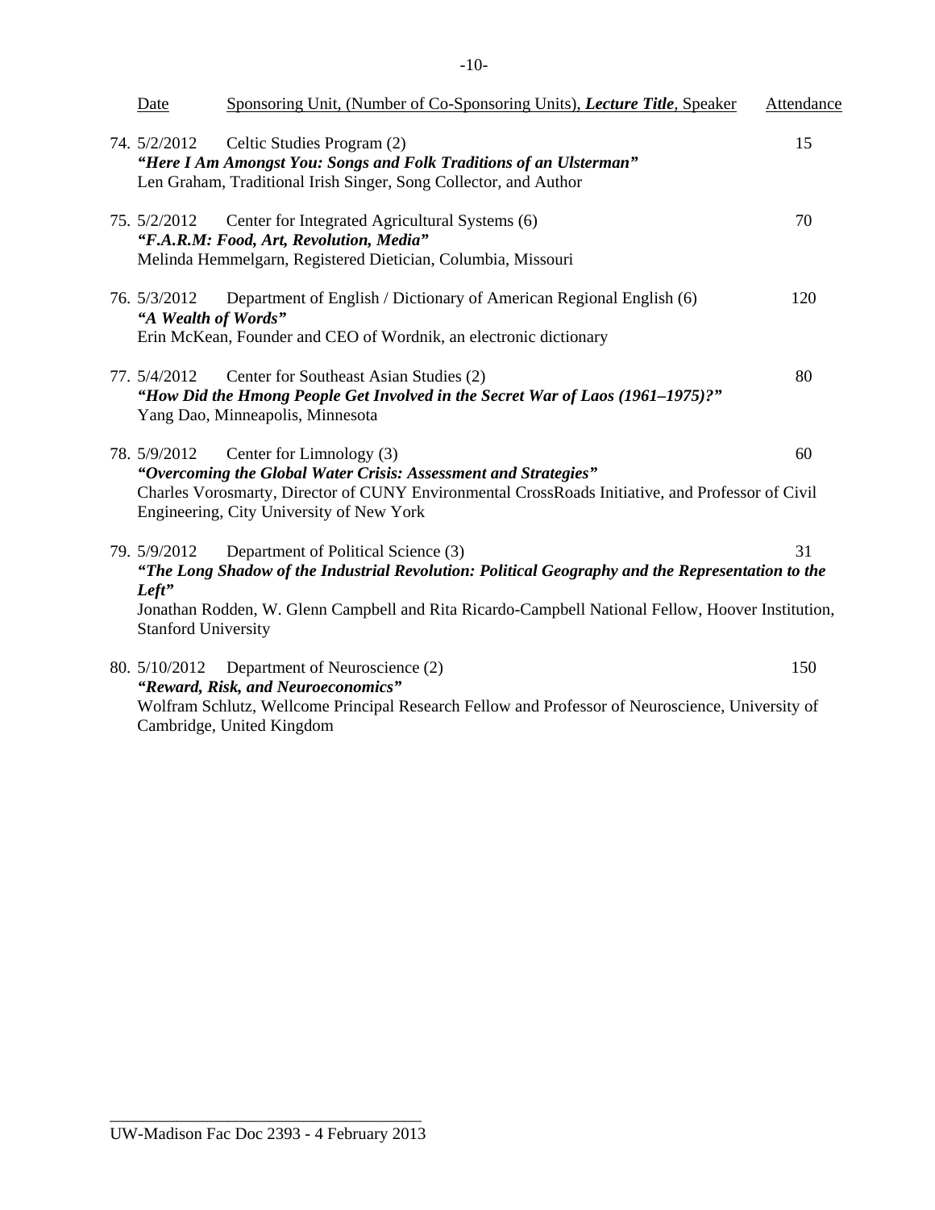| Date | Sponsoring Unit, (Number of Co-Sponsoring Units), ***Lecture Title***, Speaker | Attendance |
|---|---|---|
| 74. 5/2/2012 | Celtic Studies Program (2)<br>***"Here I Am Amongst You: Songs and Folk Traditions of an Ulsterman"***<br>Len Graham, Traditional Irish Singer, Song Collector, and Author | 15 |
| 75. 5/2/2012 | Center for Integrated Agricultural Systems (6)<br>***"F.A.R.M: Food, Art, Revolution, Media"***<br>Melinda Hemmelgarn, Registered Dietician, Columbia, Missouri | 70 |
| 76. 5/3/2012 | Department of English / Dictionary of American Regional English (6)<br>***"A Wealth of Words"***<br>Erin McKean, Founder and CEO of Wordnik, an electronic dictionary | 120 |
| 77. 5/4/2012 | Center for Southeast Asian Studies (2)<br>***"How Did the Hmong People Get Involved in the Secret War of Laos (1961–1975)?"***<br>Yang Dao, Minneapolis, Minnesota | 80 |
| 78. 5/9/2012 | Center for Limnology (3)<br>***"Overcoming the Global Water Crisis: Assessment and Strategies"***<br>Charles Vorosmarty, Director of CUNY Environmental CrossRoads Initiative, and Professor of Civil Engineering, City University of New York | 60 |
| 79. 5/9/2012 | Department of Political Science (3)<br>***"The Long Shadow of the Industrial Revolution: Political Geography and the Representation to the Left"***<br>Jonathan Rodden, W. Glenn Campbell and Rita Ricardo-Campbell National Fellow, Hoover Institution, Stanford University | 31 |
| 80. 5/10/2012 | Department of Neuroscience (2)<br>***"Reward, Risk, and Neuroeconomics"***<br>Wolfram Schlutz, Wellcome Principal Research Fellow and Professor of Neuroscience, University of Cambridge, United Kingdom | 150 |

UW-Madison Fac Doc 2393 - 4 February 2013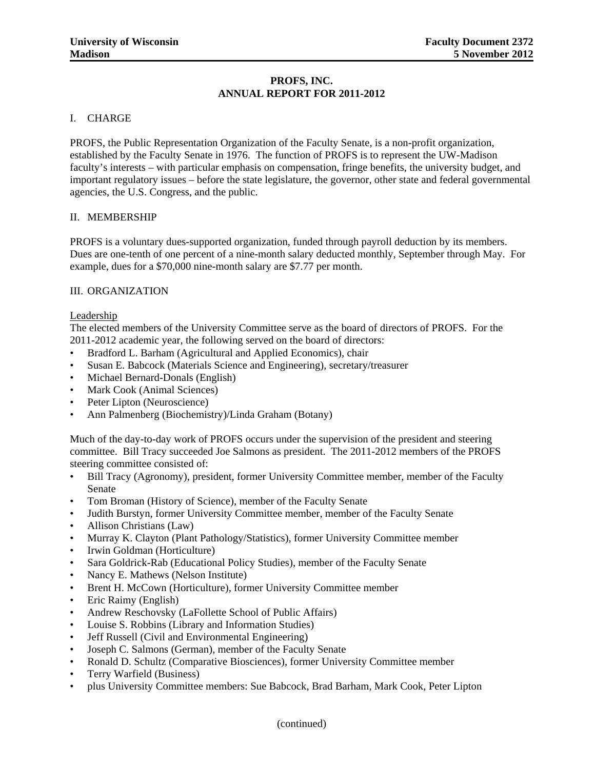University of Wisconsin
Madison

Faculty Document 2372
5 November 2012

# PROFS, INC.
# ANNUAL REPORT FOR 2011-2012

## I. CHARGE

PROFS, the Public Representation Organization of the Faculty Senate, is a non-profit organization, established by the Faculty Senate in 1976. The function of PROFS is to represent the UW-Madison faculty's interests – with particular emphasis on compensation, fringe benefits, the university budget, and important regulatory issues – before the state legislature, the governor, other state and federal governmental agencies, the U.S. Congress, and the public.

## II. MEMBERSHIP

PROFS is a voluntary dues-supported organization, funded through payroll deduction by its members. Dues are one-tenth of one percent of a nine-month salary deducted monthly, September through May. For example, dues for a $70,000 nine-month salary are $7.77 per month.

## III. ORGANIZATION

Leadership

The elected members of the University Committee serve as the board of directors of PROFS. For the 2011-2012 academic year, the following served on the board of directors:

- Bradford L. Barham (Agricultural and Applied Economics), chair
- Susan E. Babcock (Materials Science and Engineering), secretary/treasurer
- Michael Bernard-Donals (English)
- Mark Cook (Animal Sciences)
- Peter Lipton (Neuroscience)
- Ann Palmenberg (Biochemistry)/Linda Graham (Botany)

Much of the day-to-day work of PROFS occurs under the supervision of the president and steering committee. Bill Tracy succeeded Joe Salmons as president. The 2011-2012 members of the PROFS steering committee consisted of:

- Bill Tracy (Agronomy), president, former University Committee member, member of the Faculty Senate
- Tom Broman (History of Science), member of the Faculty Senate
- Judith Burstyn, former University Committee member, member of the Faculty Senate
- Allison Christians (Law)
- Murray K. Clayton (Plant Pathology/Statistics), former University Committee member
- Irwin Goldman (Horticulture)
- Sara Goldrick-Rab (Educational Policy Studies), member of the Faculty Senate
- Nancy E. Mathews (Nelson Institute)
- Brent H. McCown (Horticulture), former University Committee member
- Eric Raimy (English)
- Andrew Reschovsky (LaFollette School of Public Affairs)
- Louise S. Robbins (Library and Information Studies)
- Jeff Russell (Civil and Environmental Engineering)
- Joseph C. Salmons (German), member of the Faculty Senate
- Ronald D. Schultz (Comparative Biosciences), former University Committee member
- Terry Warfield (Business)
- plus University Committee members: Sue Babcock, Brad Barham, Mark Cook, Peter Lipton

(continued)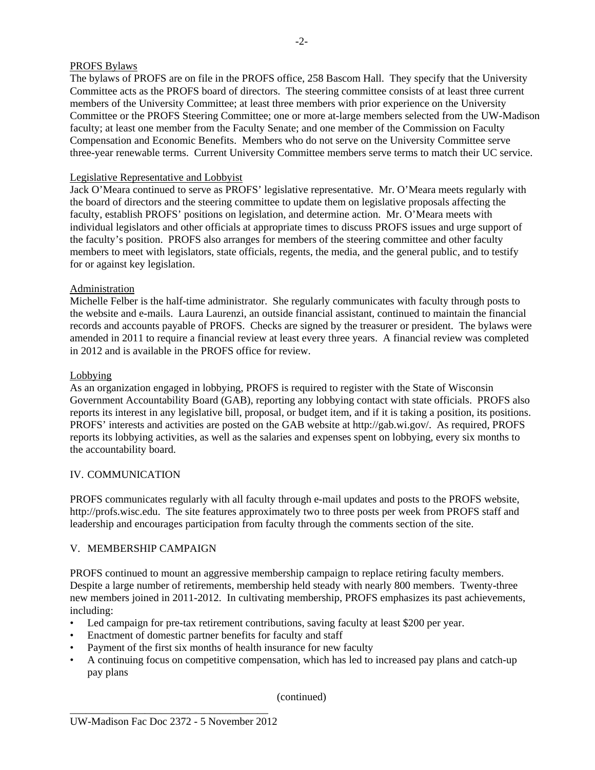PROFS Bylaws

The bylaws of PROFS are on file in the PROFS office, 258 Bascom Hall. They specify that the University Committee acts as the PROFS board of directors. The steering committee consists of at least three current members of the University Committee; at least three members with prior experience on the University Committee or the PROFS Steering Committee; one or more at-large members selected from the UW-Madison faculty; at least one member from the Faculty Senate; and one member of the Commission on Faculty Compensation and Economic Benefits. Members who do not serve on the University Committee serve three-year renewable terms. Current University Committee members serve terms to match their UC service.

Legislative Representative and Lobbyist

Jack O'Meara continued to serve as PROFS' legislative representative. Mr. O'Meara meets regularly with the board of directors and the steering committee to update them on legislative proposals affecting the faculty, establish PROFS' positions on legislation, and determine action. Mr. O'Meara meets with individual legislators and other officials at appropriate times to discuss PROFS issues and urge support of the faculty's position. PROFS also arranges for members of the steering committee and other faculty members to meet with legislators, state officials, regents, the media, and the general public, and to testify for or against key legislation.

Administration

Michelle Felber is the half-time administrator. She regularly communicates with faculty through posts to the website and e-mails. Laura Laurenzi, an outside financial assistant, continued to maintain the financial records and accounts payable of PROFS. Checks are signed by the treasurer or president. The bylaws were amended in 2011 to require a financial review at least every three years. A financial review was completed in 2012 and is available in the PROFS office for review.

Lobbying

As an organization engaged in lobbying, PROFS is required to register with the State of Wisconsin Government Accountability Board (GAB), reporting any lobbying contact with state officials. PROFS also reports its interest in any legislative bill, proposal, or budget item, and if it is taking a position, its positions. PROFS' interests and activities are posted on the GAB website at http://gab.wi.gov/. As required, PROFS reports its lobbying activities, as well as the salaries and expenses spent on lobbying, every six months to the accountability board.

## IV. COMMUNICATION

PROFS communicates regularly with all faculty through e-mail updates and posts to the PROFS website, http://profs.wisc.edu. The site features approximately two to three posts per week from PROFS staff and leadership and encourages participation from faculty through the comments section of the site.

## V. MEMBERSHIP CAMPAIGN

PROFS continued to mount an aggressive membership campaign to replace retiring faculty members. Despite a large number of retirements, membership held steady with nearly 800 members. Twenty-three new members joined in 2011-2012. In cultivating membership, PROFS emphasizes its past achievements, including:

- Led campaign for pre-tax retirement contributions, saving faculty at least $200 per year.
- Enactment of domestic partner benefits for faculty and staff
- Payment of the first six months of health insurance for new faculty
- A continuing focus on competitive compensation, which has led to increased pay plans and catch-up pay plans

(continued)

UW-Madison Fac Doc 2372 - 5 November 2012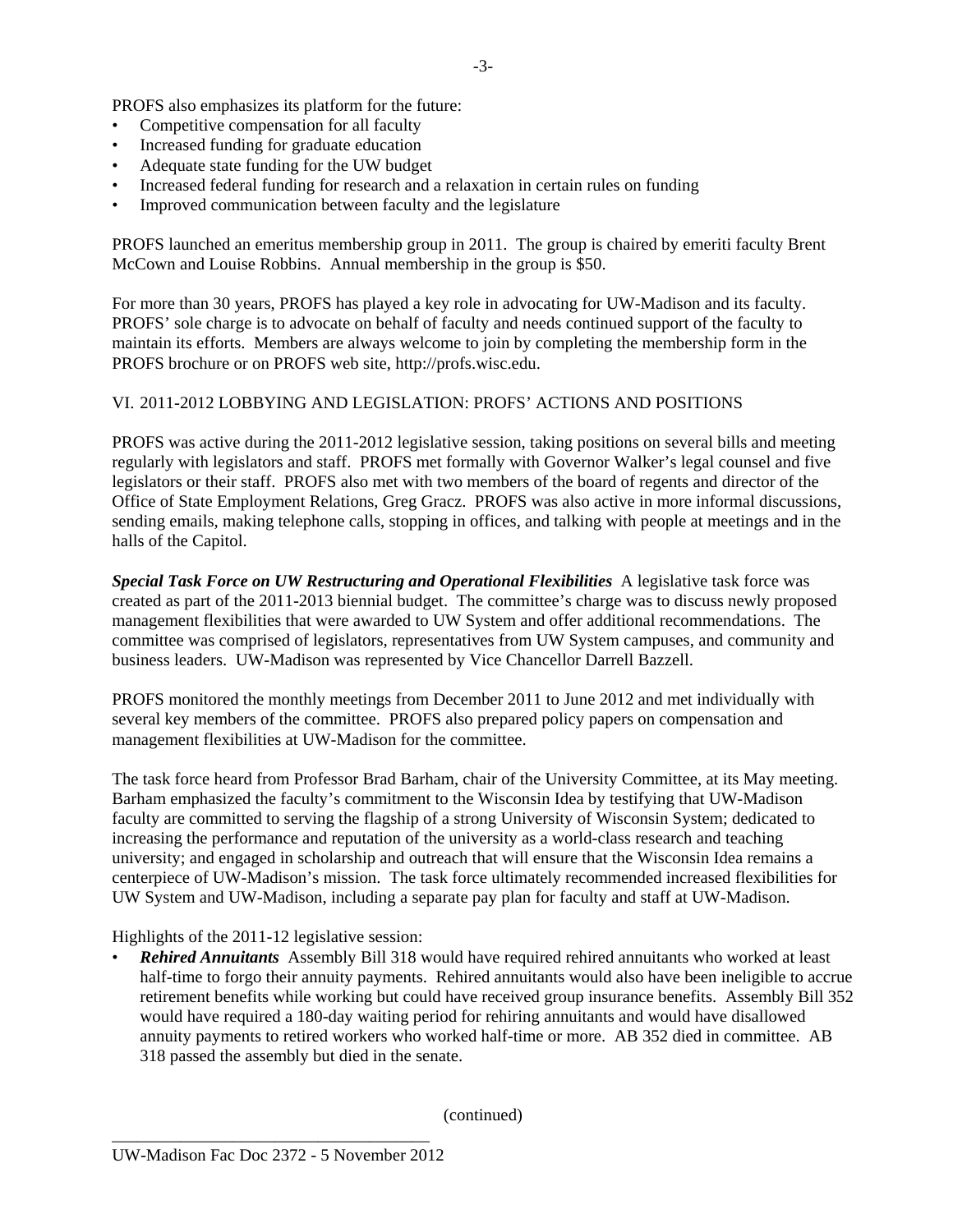PROFS also emphasizes its platform for the future:

- Competitive compensation for all faculty
- Increased funding for graduate education
- Adequate state funding for the UW budget
- Increased federal funding for research and a relaxation in certain rules on funding
- Improved communication between faculty and the legislature

PROFS launched an emeritus membership group in 2011. The group is chaired by emeriti faculty Brent McCown and Louise Robbins. Annual membership in the group is $50.

For more than 30 years, PROFS has played a key role in advocating for UW-Madison and its faculty. PROFS' sole charge is to advocate on behalf of faculty and needs continued support of the faculty to maintain its efforts. Members are always welcome to join by completing the membership form in the PROFS brochure or on PROFS web site, http://profs.wisc.edu.

VI. 2011-2012 LOBBYING AND LEGISLATION: PROFS' ACTIONS AND POSITIONS

PROFS was active during the 2011-2012 legislative session, taking positions on several bills and meeting regularly with legislators and staff. PROFS met formally with Governor Walker's legal counsel and five legislators or their staff. PROFS also met with two members of the board of regents and director of the Office of State Employment Relations, Greg Gracz. PROFS was also active in more informal discussions, sending emails, making telephone calls, stopping in offices, and talking with people at meetings and in the halls of the Capitol.

***Special Task Force on UW Restructuring and Operational Flexibilities*** A legislative task force was created as part of the 2011-2013 biennial budget. The committee's charge was to discuss newly proposed management flexibilities that were awarded to UW System and offer additional recommendations. The committee was comprised of legislators, representatives from UW System campuses, and community and business leaders. UW-Madison was represented by Vice Chancellor Darrell Bazzell.

PROFS monitored the monthly meetings from December 2011 to June 2012 and met individually with several key members of the committee. PROFS also prepared policy papers on compensation and management flexibilities at UW-Madison for the committee.

The task force heard from Professor Brad Barham, chair of the University Committee, at its May meeting. Barham emphasized the faculty's commitment to the Wisconsin Idea by testifying that UW-Madison faculty are committed to serving the flagship of a strong University of Wisconsin System; dedicated to increasing the performance and reputation of the university as a world-class research and teaching university; and engaged in scholarship and outreach that will ensure that the Wisconsin Idea remains a centerpiece of UW-Madison's mission. The task force ultimately recommended increased flexibilities for UW System and UW-Madison, including a separate pay plan for faculty and staff at UW-Madison.

Highlights of the 2011-12 legislative session:

- ***Rehired Annuitants*** Assembly Bill 318 would have required rehired annuitants who worked at least half-time to forgo their annuity payments. Rehired annuitants would also have been ineligible to accrue retirement benefits while working but could have received group insurance benefits. Assembly Bill 352 would have required a 180-day waiting period for rehiring annuitants and would have disallowed annuity payments to retired workers who worked half-time or more. AB 352 died in committee. AB 318 passed the assembly but died in the senate.

(continued)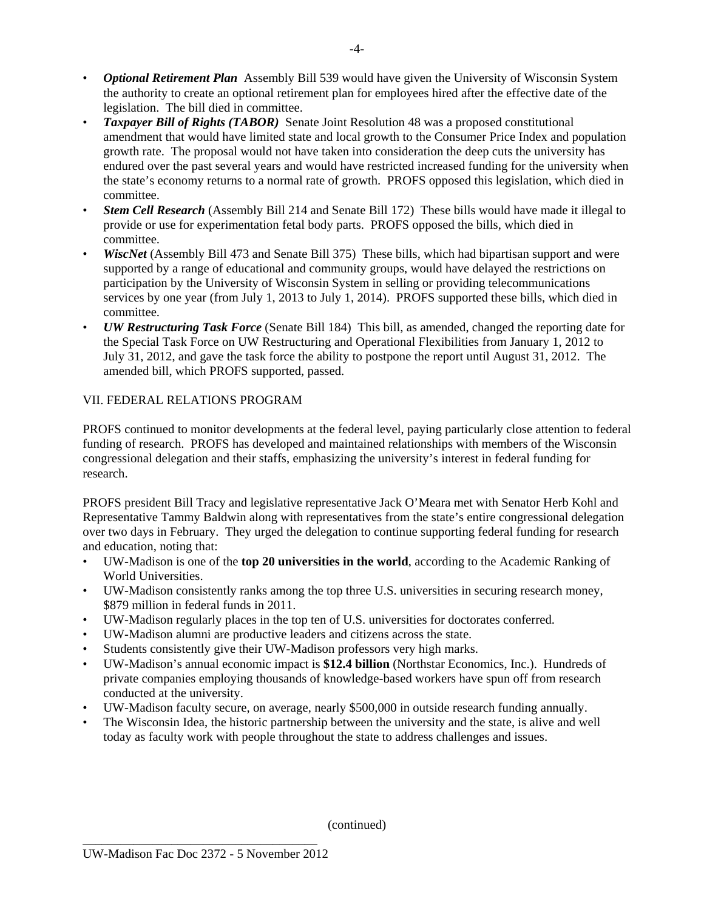- ***Optional Retirement Plan*** Assembly Bill 539 would have given the University of Wisconsin System the authority to create an optional retirement plan for employees hired after the effective date of the legislation. The bill died in committee.
- ***Taxpayer Bill of Rights (TABOR)*** Senate Joint Resolution 48 was a proposed constitutional amendment that would have limited state and local growth to the Consumer Price Index and population growth rate. The proposal would not have taken into consideration the deep cuts the university has endured over the past several years and would have restricted increased funding for the university when the state's economy returns to a normal rate of growth. PROFS opposed this legislation, which died in committee.
- ***Stem Cell Research*** (Assembly Bill 214 and Senate Bill 172) These bills would have made it illegal to provide or use for experimentation fetal body parts. PROFS opposed the bills, which died in committee.
- ***WiscNet*** (Assembly Bill 473 and Senate Bill 375) These bills, which had bipartisan support and were supported by a range of educational and community groups, would have delayed the restrictions on participation by the University of Wisconsin System in selling or providing telecommunications services by one year (from July 1, 2013 to July 1, 2014). PROFS supported these bills, which died in committee.
- ***UW Restructuring Task Force*** (Senate Bill 184) This bill, as amended, changed the reporting date for the Special Task Force on UW Restructuring and Operational Flexibilities from January 1, 2012 to July 31, 2012, and gave the task force the ability to postpone the report until August 31, 2012. The amended bill, which PROFS supported, passed.

## VII. FEDERAL RELATIONS PROGRAM

PROFS continued to monitor developments at the federal level, paying particularly close attention to federal funding of research. PROFS has developed and maintained relationships with members of the Wisconsin congressional delegation and their staffs, emphasizing the university's interest in federal funding for research.

PROFS president Bill Tracy and legislative representative Jack O'Meara met with Senator Herb Kohl and Representative Tammy Baldwin along with representatives from the state's entire congressional delegation over two days in February. They urged the delegation to continue supporting federal funding for research and education, noting that:

- UW-Madison is one of the **top 20 universities in the world**, according to the Academic Ranking of World Universities.
- UW-Madison consistently ranks among the top three U.S. universities in securing research money, \$879 million in federal funds in 2011.
- UW-Madison regularly places in the top ten of U.S. universities for doctorates conferred.
- UW-Madison alumni are productive leaders and citizens across the state.
- Students consistently give their UW-Madison professors very high marks.
- UW-Madison's annual economic impact is **\$12.4 billion** (Northstar Economics, Inc.). Hundreds of private companies employing thousands of knowledge-based workers have spun off from research conducted at the university.
- UW-Madison faculty secure, on average, nearly \$500,000 in outside research funding annually.
- The Wisconsin Idea, the historic partnership between the university and the state, is alive and well today as faculty work with people throughout the state to address challenges and issues.

(continued)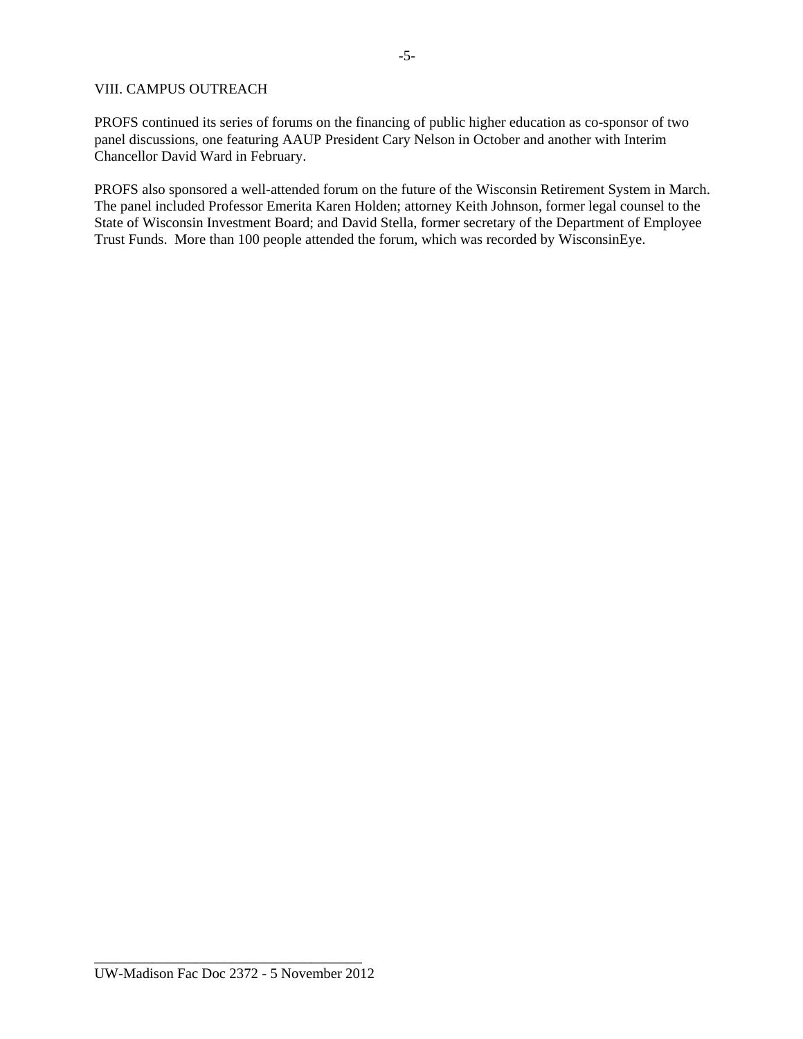## VIII. CAMPUS OUTREACH

PROFS continued its series of forums on the financing of public higher education as co-sponsor of two panel discussions, one featuring AAUP President Cary Nelson in October and another with Interim Chancellor David Ward in February.

PROFS also sponsored a well-attended forum on the future of the Wisconsin Retirement System in March. The panel included Professor Emerita Karen Holden; attorney Keith Johnson, former legal counsel to the State of Wisconsin Investment Board; and David Stella, former secretary of the Department of Employee Trust Funds. More than 100 people attended the forum, which was recorded by WisconsinEye.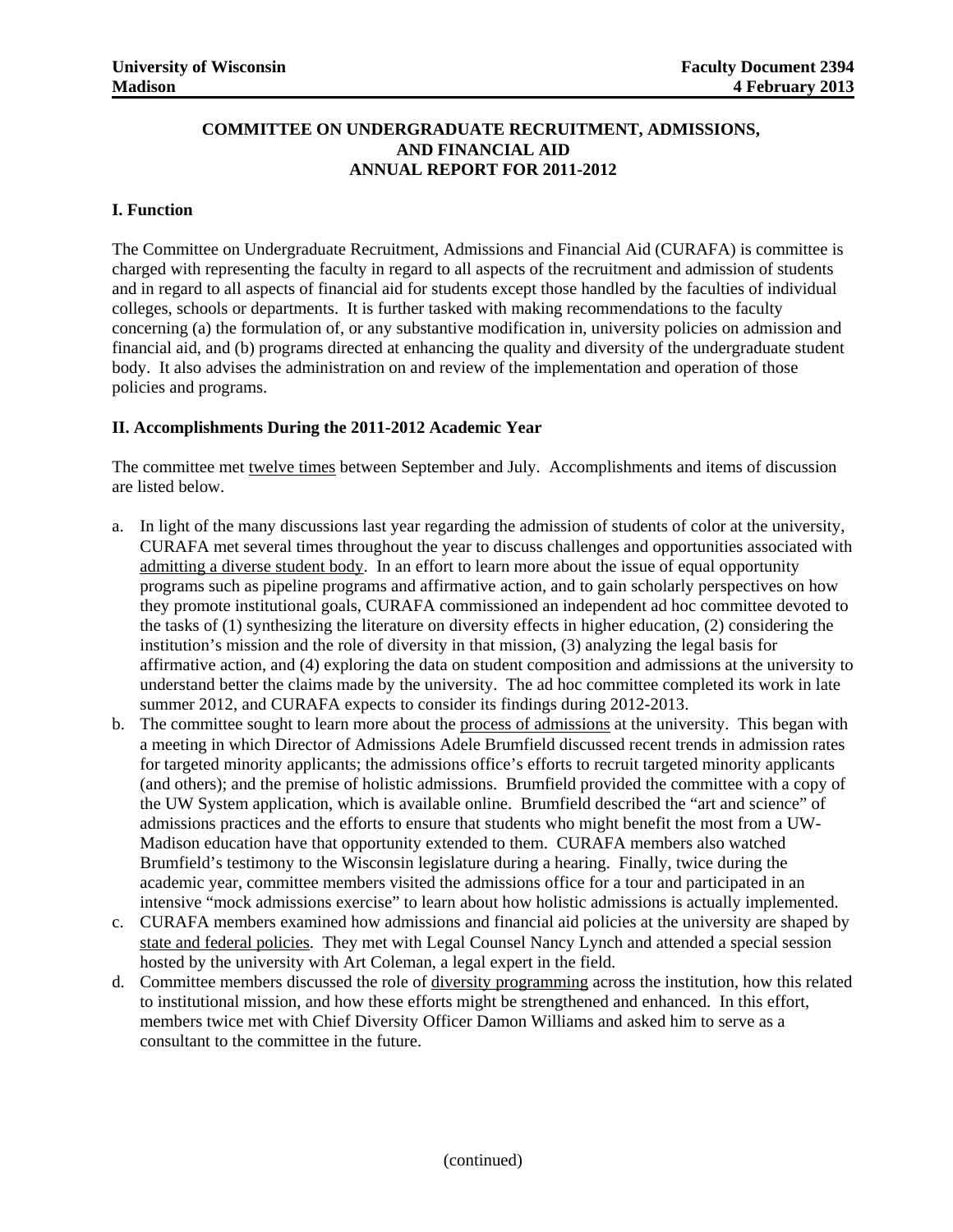University of Wisconsin
Madison

Faculty Document 2394
4 February 2013

## COMMITTEE ON UNDERGRADUATE RECRUITMENT, ADMISSIONS, AND FINANCIAL AID ANNUAL REPORT FOR 2011-2012

### I. Function

The Committee on Undergraduate Recruitment, Admissions and Financial Aid (CURAFA) is committee is charged with representing the faculty in regard to all aspects of the recruitment and admission of students and in regard to all aspects of financial aid for students except those handled by the faculties of individual colleges, schools or departments. It is further tasked with making recommendations to the faculty concerning (a) the formulation of, or any substantive modification in, university policies on admission and financial aid, and (b) programs directed at enhancing the quality and diversity of the undergraduate student body. It also advises the administration on and review of the implementation and operation of those policies and programs.

### II. Accomplishments During the 2011-2012 Academic Year

The committee met <u>twelve times</u> between September and July. Accomplishments and items of discussion are listed below.

a. In light of the many discussions last year regarding the admission of students of color at the university, CURAFA met several times throughout the year to discuss challenges and opportunities associated with <u>admitting a diverse student body</u>. In an effort to learn more about the issue of equal opportunity programs such as pipeline programs and affirmative action, and to gain scholarly perspectives on how they promote institutional goals, CURAFA commissioned an independent ad hoc committee devoted to the tasks of (1) synthesizing the literature on diversity effects in higher education, (2) considering the institution's mission and the role of diversity in that mission, (3) analyzing the legal basis for affirmative action, and (4) exploring the data on student composition and admissions at the university to understand better the claims made by the university. The ad hoc committee completed its work in late summer 2012, and CURAFA expects to consider its findings during 2012-2013.

b. The committee sought to learn more about the <u>process of admissions</u> at the university. This began with a meeting in which Director of Admissions Adele Brumfield discussed recent trends in admission rates for targeted minority applicants; the admissions office's efforts to recruit targeted minority applicants (and others); and the premise of holistic admissions. Brumfield provided the committee with a copy of the UW System application, which is available online. Brumfield described the "art and science" of admissions practices and the efforts to ensure that students who might benefit the most from a UW-Madison education have that opportunity extended to them. CURAFA members also watched Brumfield's testimony to the Wisconsin legislature during a hearing. Finally, twice during the academic year, committee members visited the admissions office for a tour and participated in an intensive "mock admissions exercise" to learn about how holistic admissions is actually implemented.

c. CURAFA members examined how admissions and financial aid policies at the university are shaped by <u>state and federal policies</u>. They met with Legal Counsel Nancy Lynch and attended a special session hosted by the university with Art Coleman, a legal expert in the field.

d. Committee members discussed the role of <u>diversity programming</u> across the institution, how this related to institutional mission, and how these efforts might be strengthened and enhanced. In this effort, members twice met with Chief Diversity Officer Damon Williams and asked him to serve as a consultant to the committee in the future.

(continued)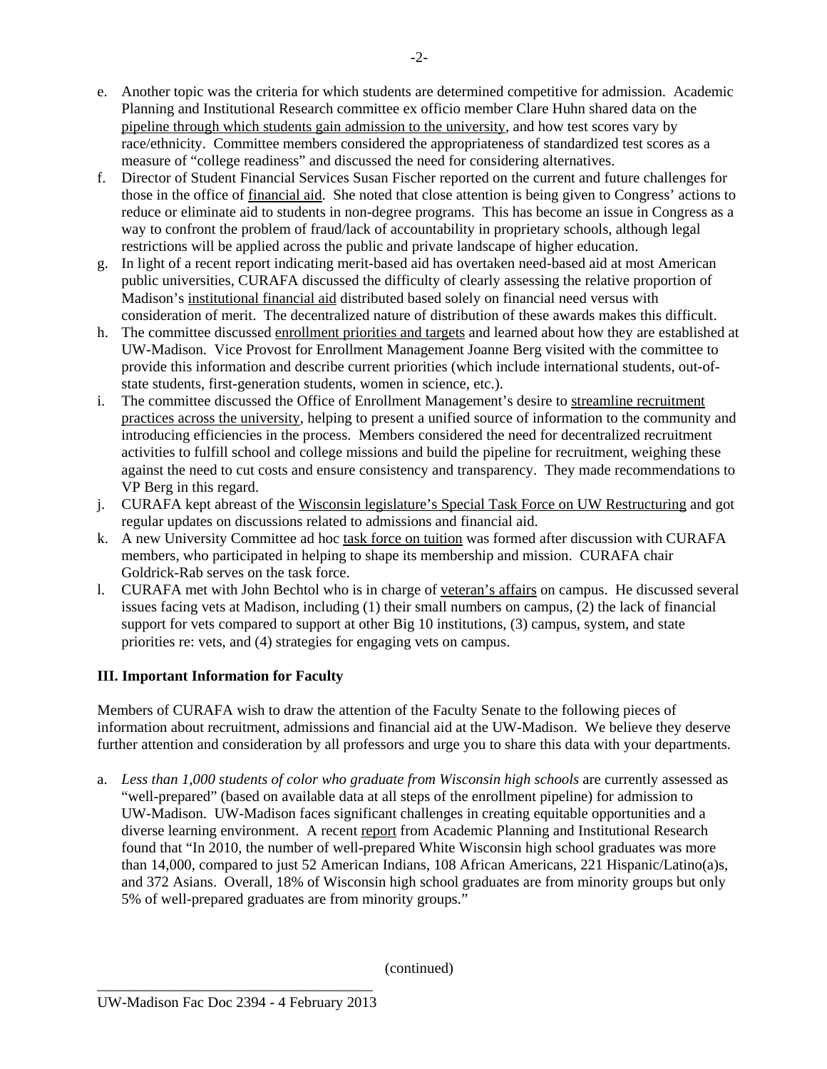e. Another topic was the criteria for which students are determined competitive for admission. Academic Planning and Institutional Research committee ex officio member Clare Huhn shared data on the pipeline through which students gain admission to the university, and how test scores vary by race/ethnicity. Committee members considered the appropriateness of standardized test scores as a measure of "college readiness" and discussed the need for considering alternatives.

f. Director of Student Financial Services Susan Fischer reported on the current and future challenges for those in the office of financial aid. She noted that close attention is being given to Congress' actions to reduce or eliminate aid to students in non-degree programs. This has become an issue in Congress as a way to confront the problem of fraud/lack of accountability in proprietary schools, although legal restrictions will be applied across the public and private landscape of higher education.

g. In light of a recent report indicating merit-based aid has overtaken need-based aid at most American public universities, CURAFA discussed the difficulty of clearly assessing the relative proportion of Madison's institutional financial aid distributed based solely on financial need versus with consideration of merit. The decentralized nature of distribution of these awards makes this difficult.

h. The committee discussed enrollment priorities and targets and learned about how they are established at UW-Madison. Vice Provost for Enrollment Management Joanne Berg visited with the committee to provide this information and describe current priorities (which include international students, out-of-state students, first-generation students, women in science, etc.).

i. The committee discussed the Office of Enrollment Management's desire to streamline recruitment practices across the university, helping to present a unified source of information to the community and introducing efficiencies in the process. Members considered the need for decentralized recruitment activities to fulfill school and college missions and build the pipeline for recruitment, weighing these against the need to cut costs and ensure consistency and transparency. They made recommendations to VP Berg in this regard.

j. CURAFA kept abreast of the Wisconsin legislature's Special Task Force on UW Restructuring and got regular updates on discussions related to admissions and financial aid.

k. A new University Committee ad hoc task force on tuition was formed after discussion with CURAFA members, who participated in helping to shape its membership and mission. CURAFA chair Goldrick-Rab serves on the task force.

l. CURAFA met with John Bechtol who is in charge of veteran's affairs on campus. He discussed several issues facing vets at Madison, including (1) their small numbers on campus, (2) the lack of financial support for vets compared to support at other Big 10 institutions, (3) campus, system, and state priorities re: vets, and (4) strategies for engaging vets on campus.

## III. Important Information for Faculty

Members of CURAFA wish to draw the attention of the Faculty Senate to the following pieces of information about recruitment, admissions and financial aid at the UW-Madison. We believe they deserve further attention and consideration by all professors and urge you to share this data with your departments.

a. *Less than 1,000 students of color who graduate from Wisconsin high schools* are currently assessed as "well-prepared" (based on available data at all steps of the enrollment pipeline) for admission to UW-Madison. UW-Madison faces significant challenges in creating equitable opportunities and a diverse learning environment. A recent report from Academic Planning and Institutional Research found that "In 2010, the number of well-prepared White Wisconsin high school graduates was more than 14,000, compared to just 52 American Indians, 108 African Americans, 221 Hispanic/Latino(a)s, and 372 Asians. Overall, 18% of Wisconsin high school graduates are from minority groups but only 5% of well-prepared graduates are from minority groups."

(continued)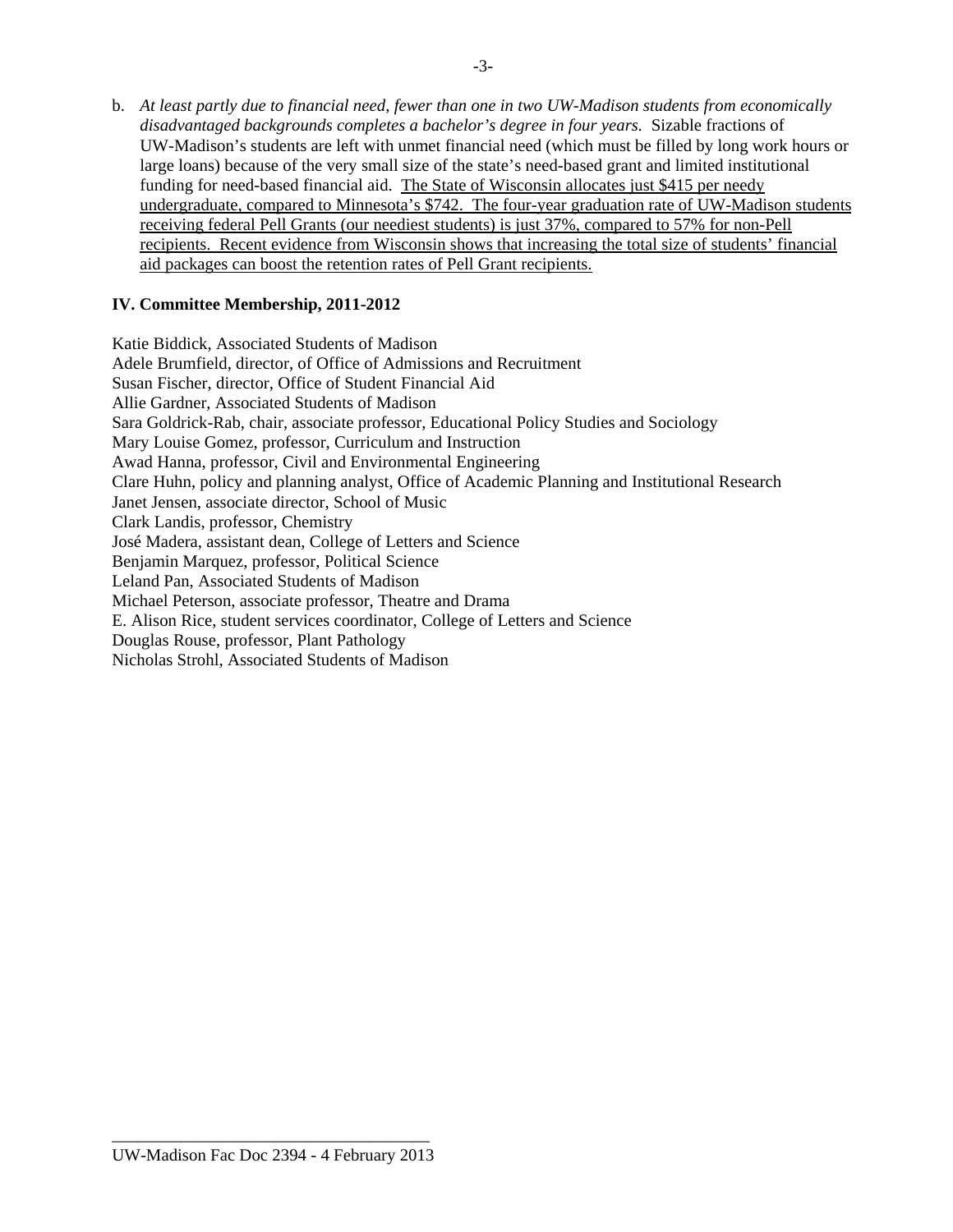b. *At least partly due to financial need, fewer than one in two UW-Madison students from economically disadvantaged backgrounds completes a bachelor's degree in four years.* Sizable fractions of UW-Madison's students are left with unmet financial need (which must be filled by long work hours or large loans) because of the very small size of the state's need-based grant and limited institutional funding for need-based financial aid. <u>The State of Wisconsin allocates just $415 per needy undergraduate, compared to Minnesota's $742. The four-year graduation rate of UW-Madison students receiving federal Pell Grants (our neediest students) is just 37%, compared to 57% for non-Pell recipients. Recent evidence from Wisconsin shows that increasing the total size of students' financial aid packages can boost the retention rates of Pell Grant recipients.</u>

**IV. Committee Membership, 2011-2012**

Katie Biddick, Associated Students of Madison
Adele Brumfield, director, of Office of Admissions and Recruitment
Susan Fischer, director, Office of Student Financial Aid
Allie Gardner, Associated Students of Madison
Sara Goldrick-Rab, chair, associate professor, Educational Policy Studies and Sociology
Mary Louise Gomez, professor, Curriculum and Instruction
Awad Hanna, professor, Civil and Environmental Engineering
Clare Huhn, policy and planning analyst, Office of Academic Planning and Institutional Research
Janet Jensen, associate director, School of Music
Clark Landis, professor, Chemistry
José Madera, assistant dean, College of Letters and Science
Benjamin Marquez, professor, Political Science
Leland Pan, Associated Students of Madison
Michael Peterson, associate professor, Theatre and Drama
E. Alison Rice, student services coordinator, College of Letters and Science
Douglas Rouse, professor, Plant Pathology
Nicholas Strohl, Associated Students of Madison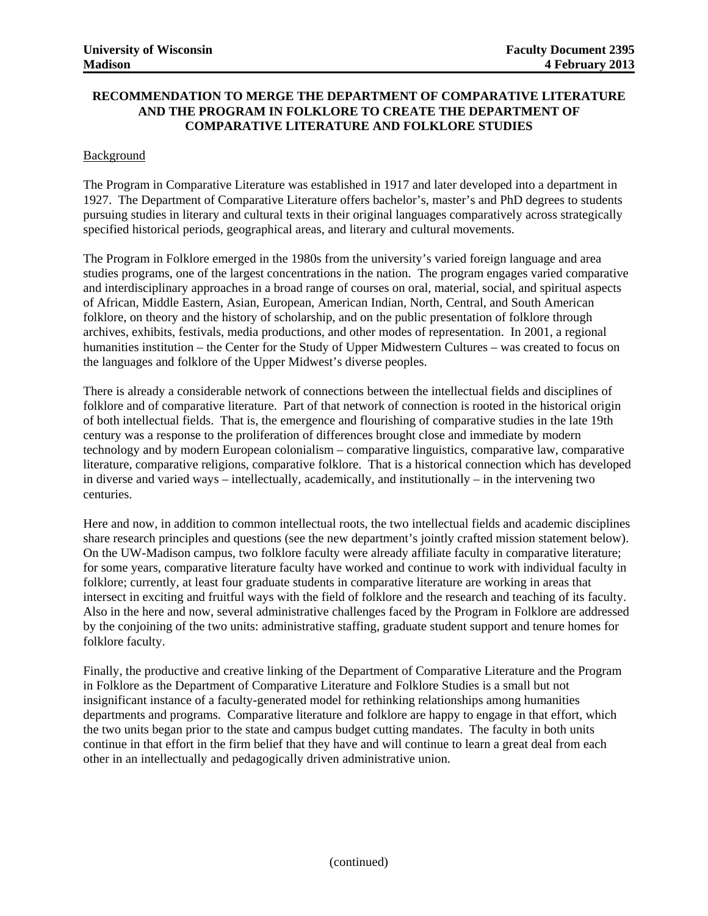University of Wisconsin Madison | Faculty Document 2395 4 February 2013

# RECOMMENDATION TO MERGE THE DEPARTMENT OF COMPARATIVE LITERATURE AND THE PROGRAM IN FOLKLORE TO CREATE THE DEPARTMENT OF COMPARATIVE LITERATURE AND FOLKLORE STUDIES

## Background

The Program in Comparative Literature was established in 1917 and later developed into a department in 1927. The Department of Comparative Literature offers bachelor's, master's and PhD degrees to students pursuing studies in literary and cultural texts in their original languages comparatively across strategically specified historical periods, geographical areas, and literary and cultural movements.

The Program in Folklore emerged in the 1980s from the university's varied foreign language and area studies programs, one of the largest concentrations in the nation. The program engages varied comparative and interdisciplinary approaches in a broad range of courses on oral, material, social, and spiritual aspects of African, Middle Eastern, Asian, European, American Indian, North, Central, and South American folklore, on theory and the history of scholarship, and on the public presentation of folklore through archives, exhibits, festivals, media productions, and other modes of representation. In 2001, a regional humanities institution – the Center for the Study of Upper Midwestern Cultures – was created to focus on the languages and folklore of the Upper Midwest's diverse peoples.

There is already a considerable network of connections between the intellectual fields and disciplines of folklore and of comparative literature. Part of that network of connection is rooted in the historical origin of both intellectual fields. That is, the emergence and flourishing of comparative studies in the late 19th century was a response to the proliferation of differences brought close and immediate by modern technology and by modern European colonialism – comparative linguistics, comparative law, comparative literature, comparative religions, comparative folklore. That is a historical connection which has developed in diverse and varied ways – intellectually, academically, and institutionally – in the intervening two centuries.

Here and now, in addition to common intellectual roots, the two intellectual fields and academic disciplines share research principles and questions (see the new department's jointly crafted mission statement below). On the UW-Madison campus, two folklore faculty were already affiliate faculty in comparative literature; for some years, comparative literature faculty have worked and continue to work with individual faculty in folklore; currently, at least four graduate students in comparative literature are working in areas that intersect in exciting and fruitful ways with the field of folklore and the research and teaching of its faculty. Also in the here and now, several administrative challenges faced by the Program in Folklore are addressed by the conjoining of the two units: administrative staffing, graduate student support and tenure homes for folklore faculty.

Finally, the productive and creative linking of the Department of Comparative Literature and the Program in Folklore as the Department of Comparative Literature and Folklore Studies is a small but not insignificant instance of a faculty-generated model for rethinking relationships among humanities departments and programs. Comparative literature and folklore are happy to engage in that effort, which the two units began prior to the state and campus budget cutting mandates. The faculty in both units continue in that effort in the firm belief that they have and will continue to learn a great deal from each other in an intellectually and pedagogically driven administrative union.

(continued)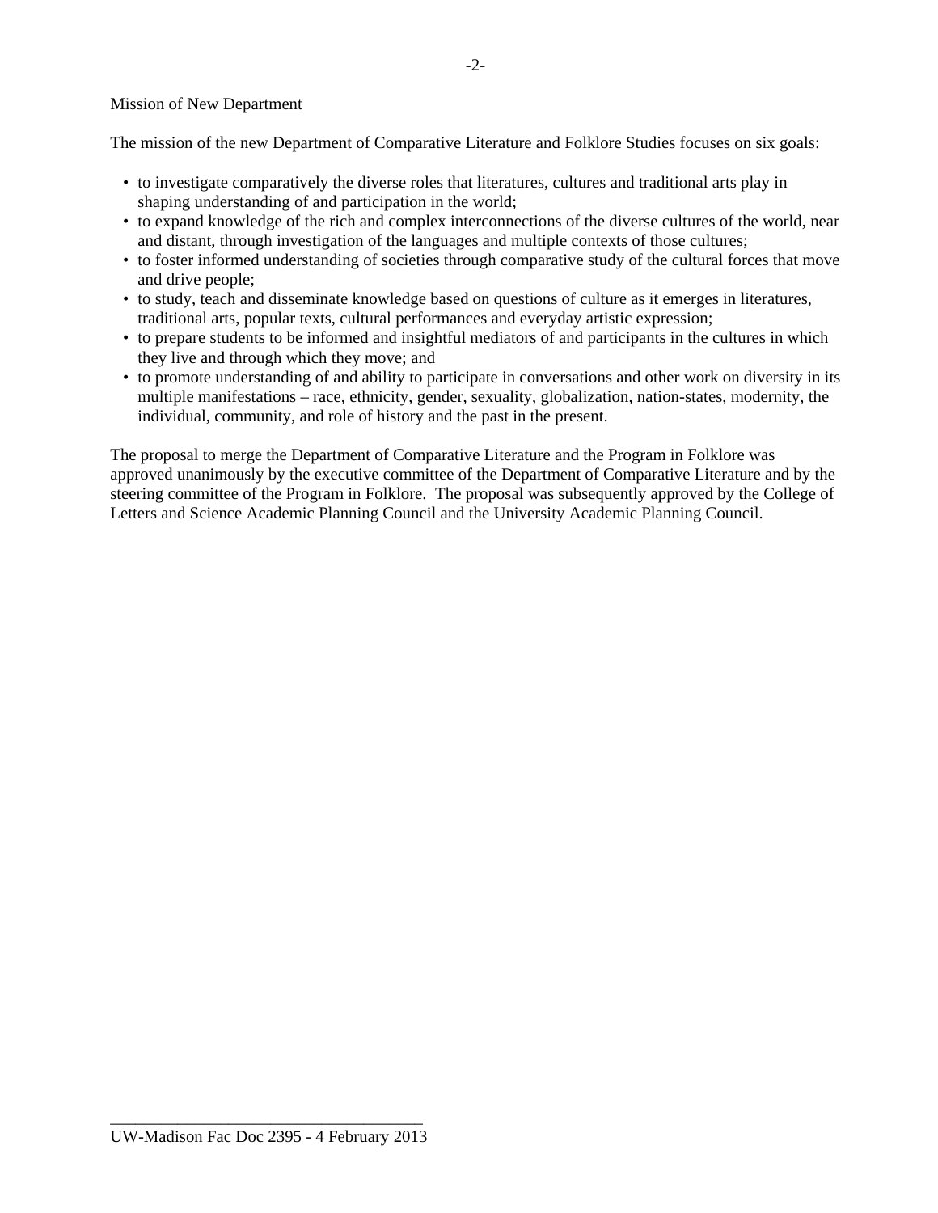Mission of New Department

The mission of the new Department of Comparative Literature and Folklore Studies focuses on six goals:

- to investigate comparatively the diverse roles that literatures, cultures and traditional arts play in shaping understanding of and participation in the world;
- to expand knowledge of the rich and complex interconnections of the diverse cultures of the world, near and distant, through investigation of the languages and multiple contexts of those cultures;
- to foster informed understanding of societies through comparative study of the cultural forces that move and drive people;
- to study, teach and disseminate knowledge based on questions of culture as it emerges in literatures, traditional arts, popular texts, cultural performances and everyday artistic expression;
- to prepare students to be informed and insightful mediators of and participants in the cultures in which they live and through which they move; and
- to promote understanding of and ability to participate in conversations and other work on diversity in its multiple manifestations – race, ethnicity, gender, sexuality, globalization, nation-states, modernity, the individual, community, and role of history and the past in the present.

The proposal to merge the Department of Comparative Literature and the Program in Folklore was approved unanimously by the executive committee of the Department of Comparative Literature and by the steering committee of the Program in Folklore. The proposal was subsequently approved by the College of Letters and Science Academic Planning Council and the University Academic Planning Council.